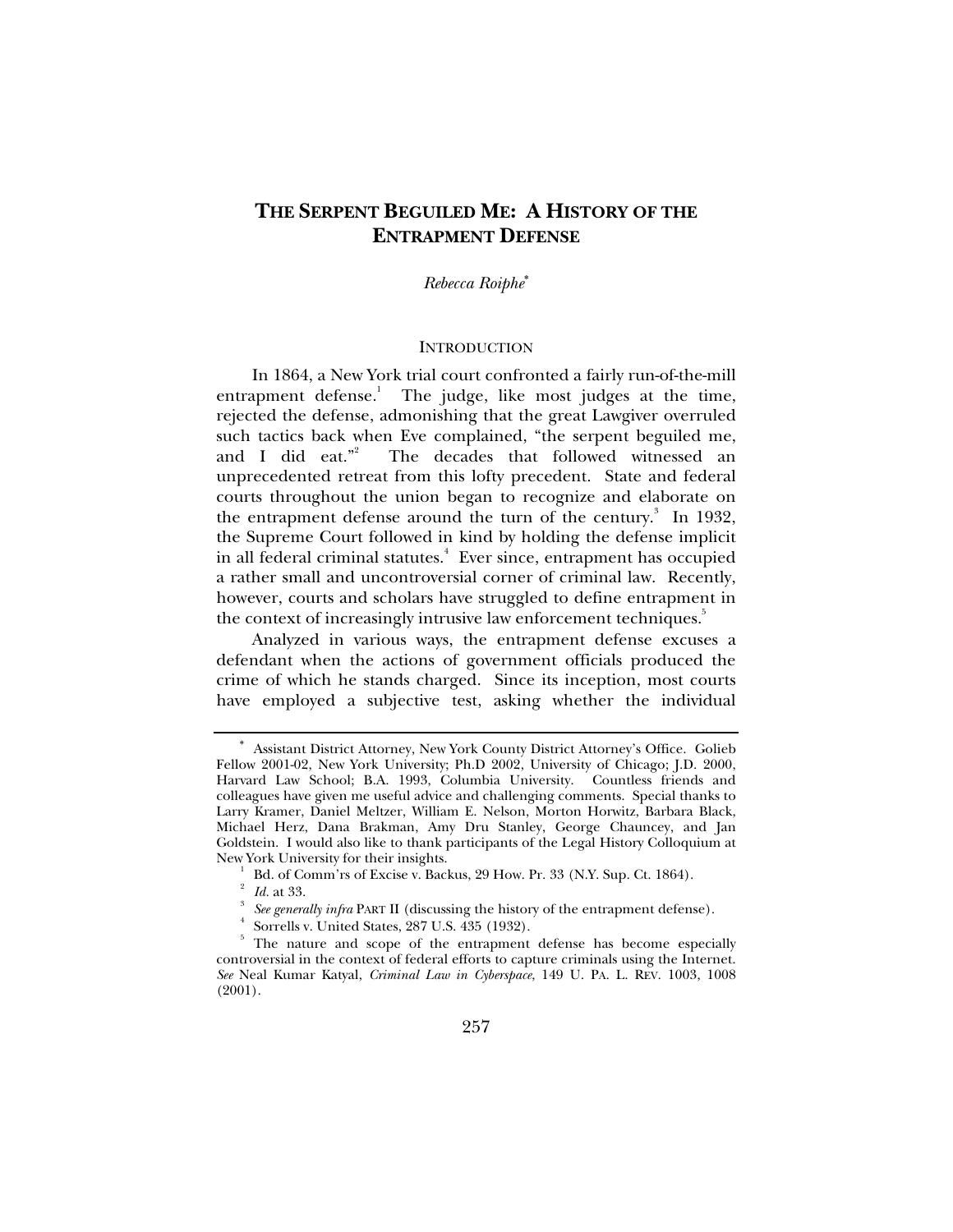# THE SERPENT BEGUILED ME: A HISTORY OF THE ENTRAPMENT DEFENSE

*Rebecca Roiphe*[*]

## INTRODUCTION

In 1864, a New York trial court confronted a fairly run-of-the-mill entrapment defense.[1] The judge, like most judges at the time, rejected the defense, admonishing that the great Lawgiver overruled such tactics back when Eve complained, "the serpent beguiled me, and I did eat."[2] The decades that followed witnessed an unprecedented retreat from this lofty precedent. State and federal courts throughout the union began to recognize and elaborate on the entrapment defense around the turn of the century.[3] In 1932, the Supreme Court followed in kind by holding the defense implicit in all federal criminal statutes.[4] Ever since, entrapment has occupied a rather small and uncontroversial corner of criminal law. Recently, however, courts and scholars have struggled to define entrapment in the context of increasingly intrusive law enforcement techniques.[5]

Analyzed in various ways, the entrapment defense excuses a defendant when the actions of government officials produced the crime of which he stands charged. Since its inception, most courts have employed a subjective test, asking whether the individual

---

[*] Assistant District Attorney, New York County District Attorney's Office. Golieb Fellow 2001-02, New York University; Ph.D 2002, University of Chicago; J.D. 2000, Harvard Law School; B.A. 1993, Columbia University. Countless friends and colleagues have given me useful advice and challenging comments. Special thanks to Larry Kramer, Daniel Meltzer, William E. Nelson, Morton Horwitz, Barbara Black, Michael Herz, Dana Brakman, Amy Dru Stanley, George Chauncey, and Jan Goldstein. I would also like to thank participants of the Legal History Colloquium at New York University for their insights.

[1] Bd. of Comm'rs of Excise v. Backus, 29 How. Pr. 33 (N.Y. Sup. Ct. 1864).

[2] *Id.* at 33.

[3] *See generally infra* PART II (discussing the history of the entrapment defense).

[4] Sorrells v. United States, 287 U.S. 435 (1932).

[5] The nature and scope of the entrapment defense has become especially controversial in the context of federal efforts to capture criminals using the Internet. *See* Neal Kumar Katyal, *Criminal Law in Cyberspace*, 149 U. PA. L. REV. 1003, 1008 (2001).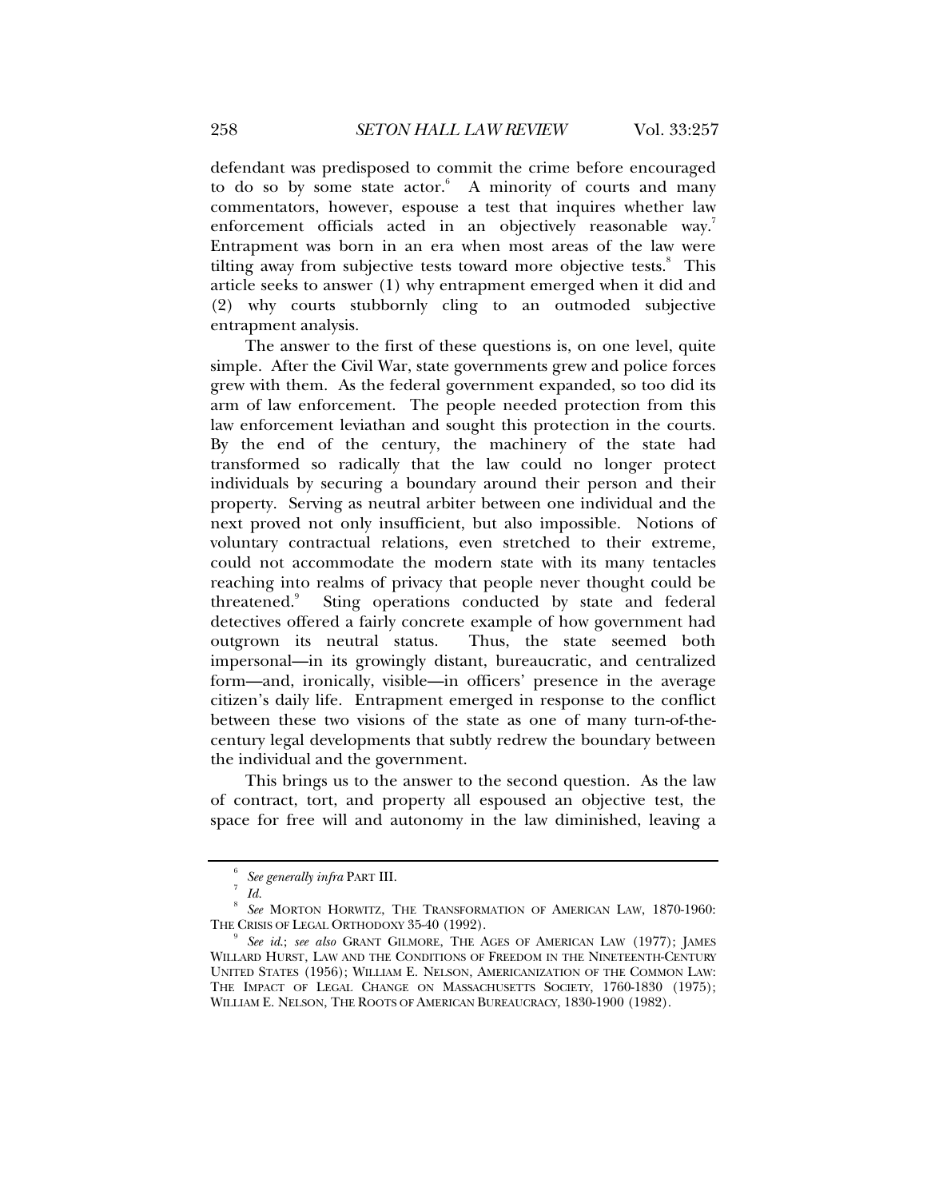defendant was predisposed to commit the crime before encouraged to do so by some state actor.[6] A minority of courts and many commentators, however, espouse a test that inquires whether law enforcement officials acted in an objectively reasonable way.[7] Entrapment was born in an era when most areas of the law were tilting away from subjective tests toward more objective tests.[8] This article seeks to answer (1) why entrapment emerged when it did and (2) why courts stubbornly cling to an outmoded subjective entrapment analysis.

The answer to the first of these questions is, on one level, quite simple. After the Civil War, state governments grew and police forces grew with them. As the federal government expanded, so too did its arm of law enforcement. The people needed protection from this law enforcement leviathan and sought this protection in the courts. By the end of the century, the machinery of the state had transformed so radically that the law could no longer protect individuals by securing a boundary around their person and their property. Serving as neutral arbiter between one individual and the next proved not only insufficient, but also impossible. Notions of voluntary contractual relations, even stretched to their extreme, could not accommodate the modern state with its many tentacles reaching into realms of privacy that people never thought could be threatened.[9] Sting operations conducted by state and federal detectives offered a fairly concrete example of how government had outgrown its neutral status. Thus, the state seemed both impersonal—in its growingly distant, bureaucratic, and centralized form—and, ironically, visible—in officers' presence in the average citizen's daily life. Entrapment emerged in response to the conflict between these two visions of the state as one of many turn-of-the-century legal developments that subtly redrew the boundary between the individual and the government.

This brings us to the answer to the second question. As the law of contract, tort, and property all espoused an objective test, the space for free will and autonomy in the law diminished, leaving a

---

[6] *See generally infra* PART III.

[7] *Id.*

[8] *See* MORTON HORWITZ, THE TRANSFORMATION OF AMERICAN LAW, 1870-1960: THE CRISIS OF LEGAL ORTHODOXY 35-40 (1992).

[9] *See id.*; *see also* GRANT GILMORE, THE AGES OF AMERICAN LAW (1977); JAMES WILLARD HURST, LAW AND THE CONDITIONS OF FREEDOM IN THE NINETEENTH-CENTURY UNITED STATES (1956); WILLIAM E. NELSON, AMERICANIZATION OF THE COMMON LAW: THE IMPACT OF LEGAL CHANGE ON MASSACHUSETTS SOCIETY, 1760-1830 (1975); WILLIAM E. NELSON, THE ROOTS OF AMERICAN BUREAUCRACY, 1830-1900 (1982).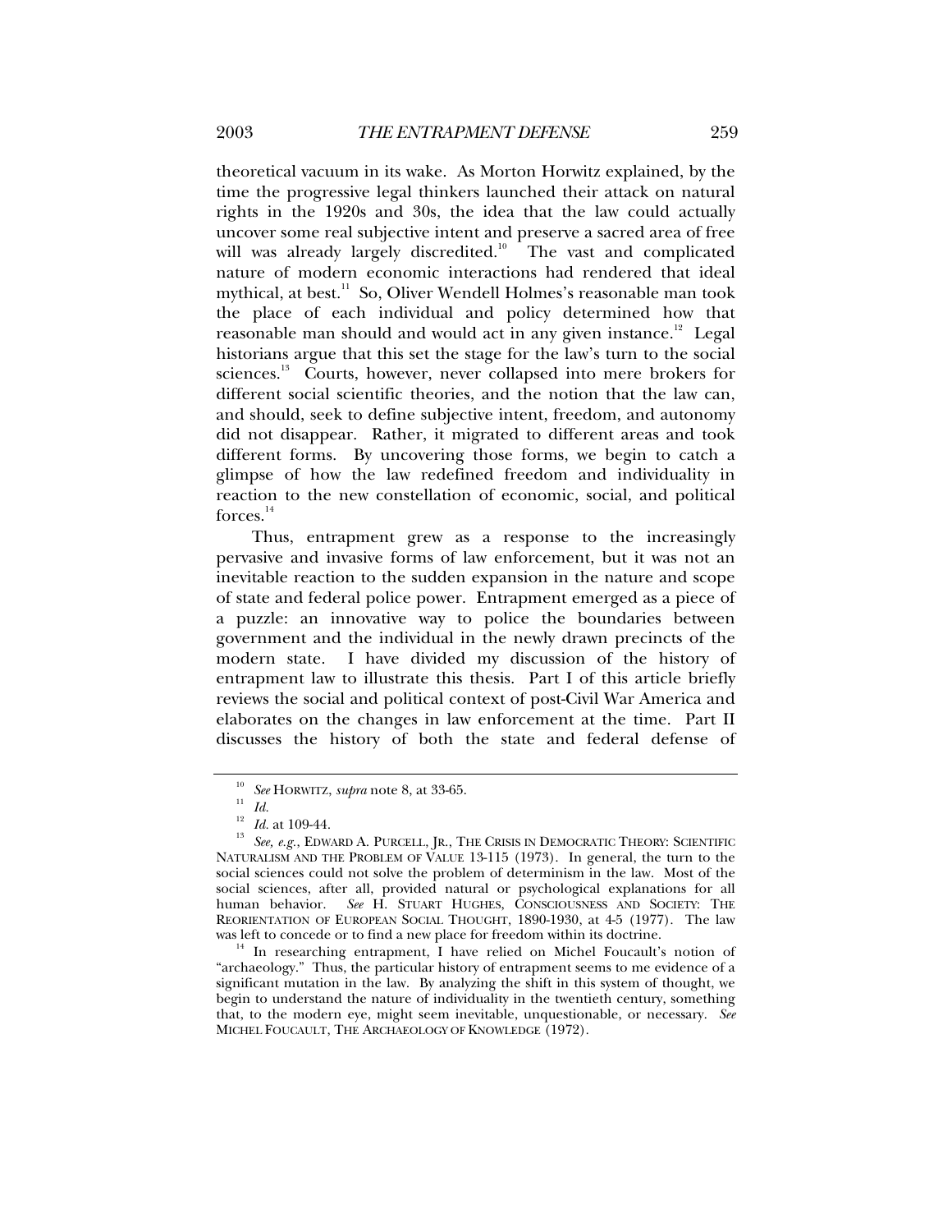theoretical vacuum in its wake. As Morton Horwitz explained, by the time the progressive legal thinkers launched their attack on natural rights in the 1920s and 30s, the idea that the law could actually uncover some real subjective intent and preserve a sacred area of free will was already largely discredited.[10] The vast and complicated nature of modern economic interactions had rendered that ideal mythical, at best.[11] So, Oliver Wendell Holmes's reasonable man took the place of each individual and policy determined how that reasonable man should and would act in any given instance.[12] Legal historians argue that this set the stage for the law's turn to the social sciences.[13] Courts, however, never collapsed into mere brokers for different social scientific theories, and the notion that the law can, and should, seek to define subjective intent, freedom, and autonomy did not disappear. Rather, it migrated to different areas and took different forms. By uncovering those forms, we begin to catch a glimpse of how the law redefined freedom and individuality in reaction to the new constellation of economic, social, and political forces.[14]

Thus, entrapment grew as a response to the increasingly pervasive and invasive forms of law enforcement, but it was not an inevitable reaction to the sudden expansion in the nature and scope of state and federal police power. Entrapment emerged as a piece of a puzzle: an innovative way to police the boundaries between government and the individual in the newly drawn precincts of the modern state. I have divided my discussion of the history of entrapment law to illustrate this thesis. Part I of this article briefly reviews the social and political context of post-Civil War America and elaborates on the changes in law enforcement at the time. Part II discusses the history of both the state and federal defense of

---

[10] *See* HORWITZ, *supra* note 8, at 33-65.

[11] *Id.*

[12] *Id.* at 109-44.

[13] *See, e.g.*, EDWARD A. PURCELL, JR., THE CRISIS IN DEMOCRATIC THEORY: SCIENTIFIC NATURALISM AND THE PROBLEM OF VALUE 13-115 (1973). In general, the turn to the social sciences could not solve the problem of determinism in the law. Most of the social sciences, after all, provided natural or psychological explanations for all human behavior. *See* H. STUART HUGHES, CONSCIOUSNESS AND SOCIETY: THE REORIENTATION OF EUROPEAN SOCIAL THOUGHT, 1890-1930, at 4-5 (1977). The law was left to concede or to find a new place for freedom within its doctrine.

[14] In researching entrapment, I have relied on Michel Foucault's notion of "archaeology." Thus, the particular history of entrapment seems to me evidence of a significant mutation in the law. By analyzing the shift in this system of thought, we begin to understand the nature of individuality in the twentieth century, something that, to the modern eye, might seem inevitable, unquestionable, or necessary. *See* MICHEL FOUCAULT, THE ARCHAEOLOGY OF KNOWLEDGE (1972).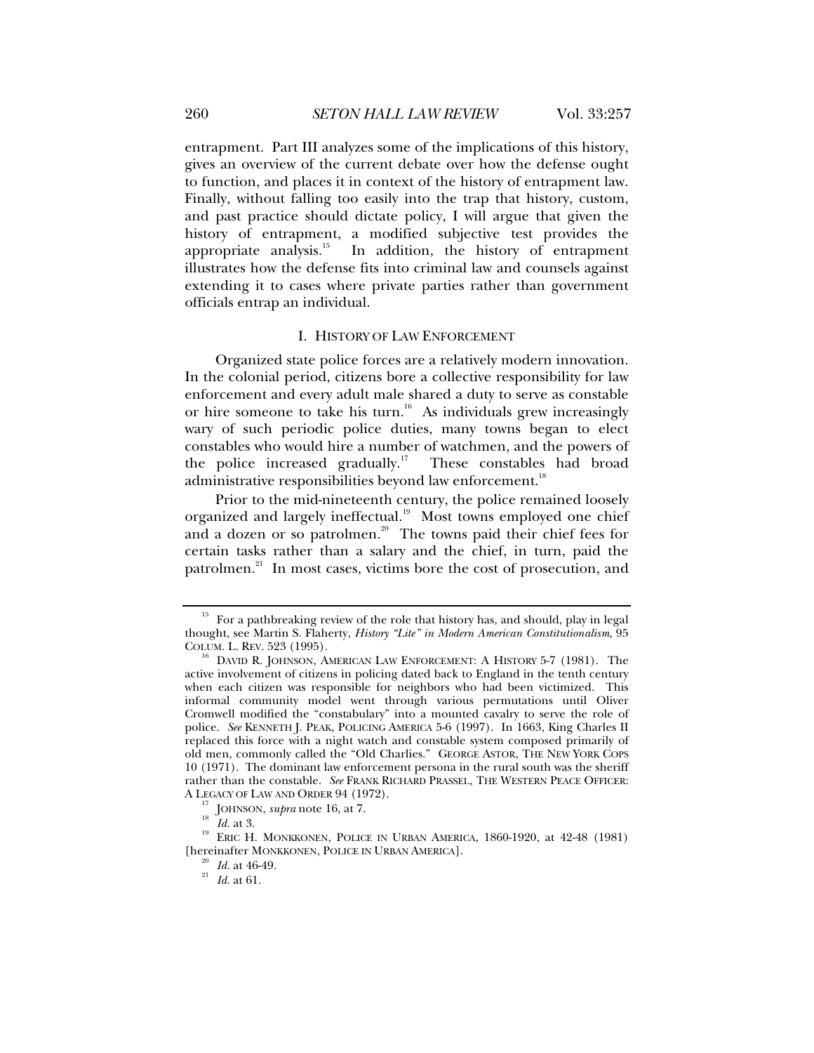entrapment. Part III analyzes some of the implications of this history, gives an overview of the current debate over how the defense ought to function, and places it in context of the history of entrapment law. Finally, without falling too easily into the trap that history, custom, and past practice should dictate policy, I will argue that given the history of entrapment, a modified subjective test provides the appropriate analysis.[15] In addition, the history of entrapment illustrates how the defense fits into criminal law and counsels against extending it to cases where private parties rather than government officials entrap an individual.

## I. HISTORY OF LAW ENFORCEMENT

Organized state police forces are a relatively modern innovation. In the colonial period, citizens bore a collective responsibility for law enforcement and every adult male shared a duty to serve as constable or hire someone to take his turn.[16] As individuals grew increasingly wary of such periodic police duties, many towns began to elect constables who would hire a number of watchmen, and the powers of the police increased gradually.[17] These constables had broad administrative responsibilities beyond law enforcement.[18]

Prior to the mid-nineteenth century, the police remained loosely organized and largely ineffectual.[19] Most towns employed one chief and a dozen or so patrolmen.[20] The towns paid their chief fees for certain tasks rather than a salary and the chief, in turn, paid the patrolmen.[21] In most cases, victims bore the cost of prosecution, and

---

[15] For a pathbreaking review of the role that history has, and should, play in legal thought, see Martin S. Flaherty, *History "Lite" in Modern American Constitutionalism*, 95 COLUM. L. REV. 523 (1995).

[16] DAVID R. JOHNSON, AMERICAN LAW ENFORCEMENT: A HISTORY 5-7 (1981). The active involvement of citizens in policing dated back to England in the tenth century when each citizen was responsible for neighbors who had been victimized. This informal community model went through various permutations until Oliver Cromwell modified the "constabulary" into a mounted cavalry to serve the role of police. *See* KENNETH J. PEAK, POLICING AMERICA 5-6 (1997). In 1663, King Charles II replaced this force with a night watch and constable system composed primarily of old men, commonly called the "Old Charlies." GEORGE ASTOR, THE NEW YORK COPS 10 (1971). The dominant law enforcement persona in the rural south was the sheriff rather than the constable. *See* FRANK RICHARD PRASSEL, THE WESTERN PEACE OFFICER: A LEGACY OF LAW AND ORDER 94 (1972).

[17] JOHNSON, *supra* note 16, at 7.

[18] *Id.* at 3.

[19] ERIC H. MONKKONEN, POLICE IN URBAN AMERICA, 1860-1920, at 42-48 (1981) [hereinafter MONKKONEN, POLICE IN URBAN AMERICA].

[20] *Id.* at 46-49.

[21] *Id.* at 61.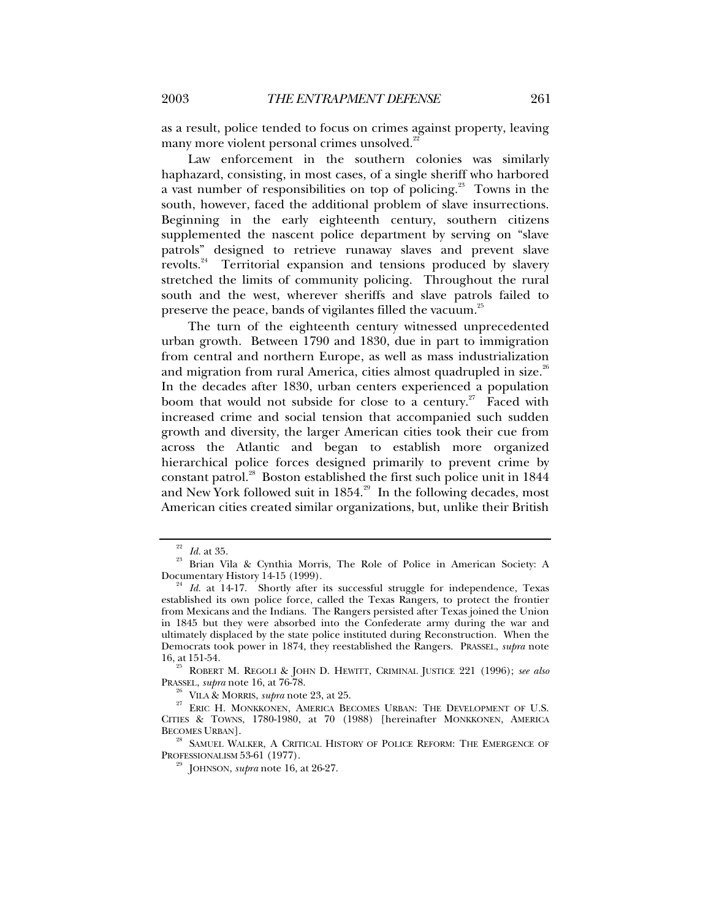as a result, police tended to focus on crimes against property, leaving many more violent personal crimes unsolved.[22]

Law enforcement in the southern colonies was similarly haphazard, consisting, in most cases, of a single sheriff who harbored a vast number of responsibilities on top of policing.[23] Towns in the south, however, faced the additional problem of slave insurrections. Beginning in the early eighteenth century, southern citizens supplemented the nascent police department by serving on "slave patrols" designed to retrieve runaway slaves and prevent slave revolts.[24] Territorial expansion and tensions produced by slavery stretched the limits of community policing. Throughout the rural south and the west, wherever sheriffs and slave patrols failed to preserve the peace, bands of vigilantes filled the vacuum.[25]

The turn of the eighteenth century witnessed unprecedented urban growth. Between 1790 and 1830, due in part to immigration from central and northern Europe, as well as mass industrialization and migration from rural America, cities almost quadrupled in size.[26] In the decades after 1830, urban centers experienced a population boom that would not subside for close to a century.[27] Faced with increased crime and social tension that accompanied such sudden growth and diversity, the larger American cities took their cue from across the Atlantic and began to establish more organized hierarchical police forces designed primarily to prevent crime by constant patrol.[28] Boston established the first such police unit in 1844 and New York followed suit in 1854.[29] In the following decades, most American cities created similar organizations, but, unlike their British

---

[22] *Id.* at 35.

[23] Brian Vila & Cynthia Morris, The Role of Police in American Society: A Documentary History 14-15 (1999).

[24] *Id.* at 14-17. Shortly after its successful struggle for independence, Texas established its own police force, called the Texas Rangers, to protect the frontier from Mexicans and the Indians. The Rangers persisted after Texas joined the Union in 1845 but they were absorbed into the Confederate army during the war and ultimately displaced by the state police instituted during Reconstruction. When the Democrats took power in 1874, they reestablished the Rangers. PRASSEL, *supra* note 16, at 151-54.

[25] ROBERT M. REGOLI & JOHN D. HEWITT, CRIMINAL JUSTICE 221 (1996); *see also* PRASSEL, *supra* note 16, at 76-78.

[26] VILA & MORRIS, *supra* note 23, at 25.

[27] ERIC H. MONKKONEN, AMERICA BECOMES URBAN: THE DEVELOPMENT OF U.S. CITIES & TOWNS, 1780-1980, at 70 (1988) [hereinafter MONKKONEN, AMERICA BECOMES URBAN].

[28] SAMUEL WALKER, A CRITICAL HISTORY OF POLICE REFORM: THE EMERGENCE OF PROFESSIONALISM 53-61 (1977).

[29] JOHNSON, *supra* note 16, at 26-27.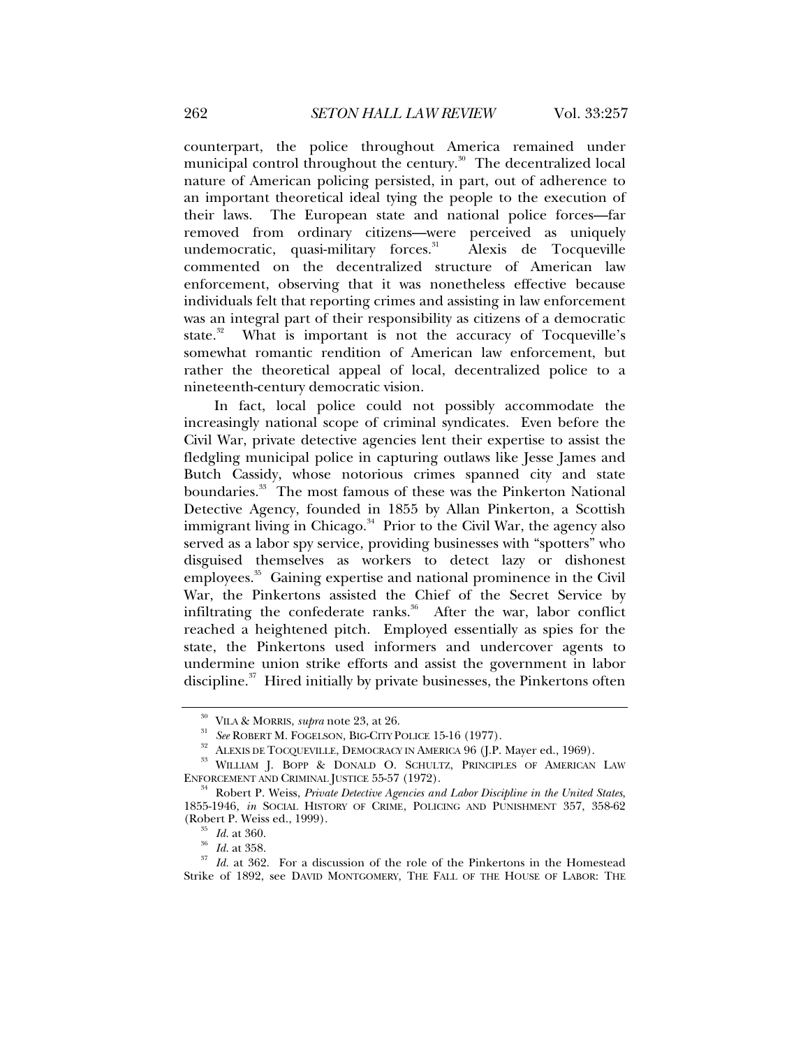counterpart, the police throughout America remained under municipal control throughout the century.[30] The decentralized local nature of American policing persisted, in part, out of adherence to an important theoretical ideal tying the people to the execution of their laws. The European state and national police forces—far removed from ordinary citizens—were perceived as uniquely undemocratic, quasi-military forces.[31] Alexis de Tocqueville commented on the decentralized structure of American law enforcement, observing that it was nonetheless effective because individuals felt that reporting crimes and assisting in law enforcement was an integral part of their responsibility as citizens of a democratic state.[32] What is important is not the accuracy of Tocqueville's somewhat romantic rendition of American law enforcement, but rather the theoretical appeal of local, decentralized police to a nineteenth-century democratic vision.

In fact, local police could not possibly accommodate the increasingly national scope of criminal syndicates. Even before the Civil War, private detective agencies lent their expertise to assist the fledgling municipal police in capturing outlaws like Jesse James and Butch Cassidy, whose notorious crimes spanned city and state boundaries.[33] The most famous of these was the Pinkerton National Detective Agency, founded in 1855 by Allan Pinkerton, a Scottish immigrant living in Chicago.[34] Prior to the Civil War, the agency also served as a labor spy service, providing businesses with "spotters" who disguised themselves as workers to detect lazy or dishonest employees.[35] Gaining expertise and national prominence in the Civil War, the Pinkertons assisted the Chief of the Secret Service by infiltrating the confederate ranks.[36] After the war, labor conflict reached a heightened pitch. Employed essentially as spies for the state, the Pinkertons used informers and undercover agents to undermine union strike efforts and assist the government in labor discipline.[37] Hired initially by private businesses, the Pinkertons often

---

[30] VILA & MORRIS, *supra* note 23, at 26.

[31] *See* ROBERT M. FOGELSON, BIG-CITY POLICE 15-16 (1977).

[32] ALEXIS DE TOCQUEVILLE, DEMOCRACY IN AMERICA 96 (J.P. Mayer ed., 1969).

[33] WILLIAM J. BOPP & DONALD O. SCHULTZ, PRINCIPLES OF AMERICAN LAW ENFORCEMENT AND CRIMINAL JUSTICE 55-57 (1972).

[34] Robert P. Weiss, *Private Detective Agencies and Labor Discipline in the United States, 1855-1946*, *in* SOCIAL HISTORY OF CRIME, POLICING AND PUNISHMENT 357, 358-62 (Robert P. Weiss ed., 1999).

[35] *Id.* at 360.

[36] *Id.* at 358.

[37] *Id.* at 362. For a discussion of the role of the Pinkertons in the Homestead Strike of 1892, see DAVID MONTGOMERY, THE FALL OF THE HOUSE OF LABOR: THE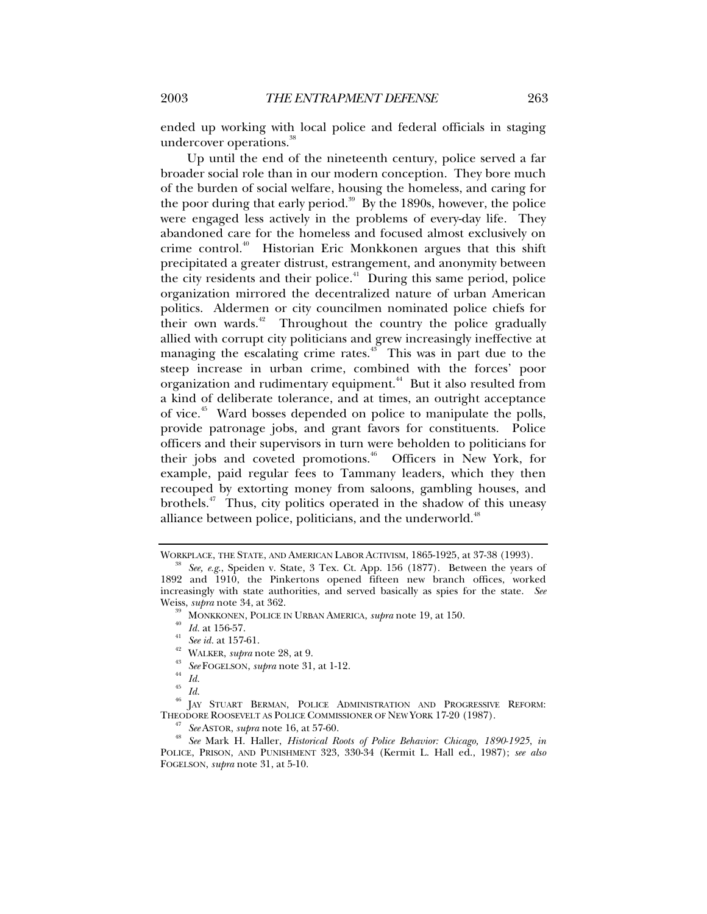ended up working with local police and federal officials in staging undercover operations.[38]

Up until the end of the nineteenth century, police served a far broader social role than in our modern conception. They bore much of the burden of social welfare, housing the homeless, and caring for the poor during that early period.[39] By the 1890s, however, the police were engaged less actively in the problems of every-day life. They abandoned care for the homeless and focused almost exclusively on crime control.[40] Historian Eric Monkkonen argues that this shift precipitated a greater distrust, estrangement, and anonymity between the city residents and their police.[41] During this same period, police organization mirrored the decentralized nature of urban American politics. Aldermen or city councilmen nominated police chiefs for their own wards.[42] Throughout the country the police gradually allied with corrupt city politicians and grew increasingly ineffective at managing the escalating crime rates.[43] This was in part due to the steep increase in urban crime, combined with the forces' poor organization and rudimentary equipment.[44] But it also resulted from a kind of deliberate tolerance, and at times, an outright acceptance of vice.[45] Ward bosses depended on police to manipulate the polls, provide patronage jobs, and grant favors for constituents. Police officers and their supervisors in turn were beholden to politicians for their jobs and coveted promotions.[46] Officers in New York, for example, paid regular fees to Tammany leaders, which they then recouped by extorting money from saloons, gambling houses, and brothels.[47] Thus, city politics operated in the shadow of this uneasy alliance between police, politicians, and the underworld.[48]

---

WORKPLACE, THE STATE, AND AMERICAN LABOR ACTIVISM, 1865-1925, at 37-38 (1993).

[38] *See, e.g.*, Speiden v. State, 3 Tex. Ct. App. 156 (1877). Between the years of 1892 and 1910, the Pinkertons opened fifteen new branch offices, worked increasingly with state authorities, and served basically as spies for the state. *See* Weiss, *supra* note 34, at 362.

[39] MONKKONEN, POLICE IN URBAN AMERICA, *supra* note 19, at 150.

[40] *Id.* at 156-57.

[41] *See id.* at 157-61.

[42] WALKER, *supra* note 28, at 9.

[43] *See* FOGELSON, *supra* note 31, at 1-12.

[44] *Id.*

[45] *Id.*

[46] JAY STUART BERMAN, POLICE ADMINISTRATION AND PROGRESSIVE REFORM: THEODORE ROOSEVELT AS POLICE COMMISSIONER OF NEW YORK 17-20 (1987).

[47] *See* ASTOR, *supra* note 16, at 57-60.

[48] *See* Mark H. Haller, *Historical Roots of Police Behavior: Chicago, 1890-1925*, *in* POLICE, PRISON, AND PUNISHMENT 323, 330-34 (Kermit L. Hall ed., 1987); *see also* FOGELSON, *supra* note 31, at 5-10.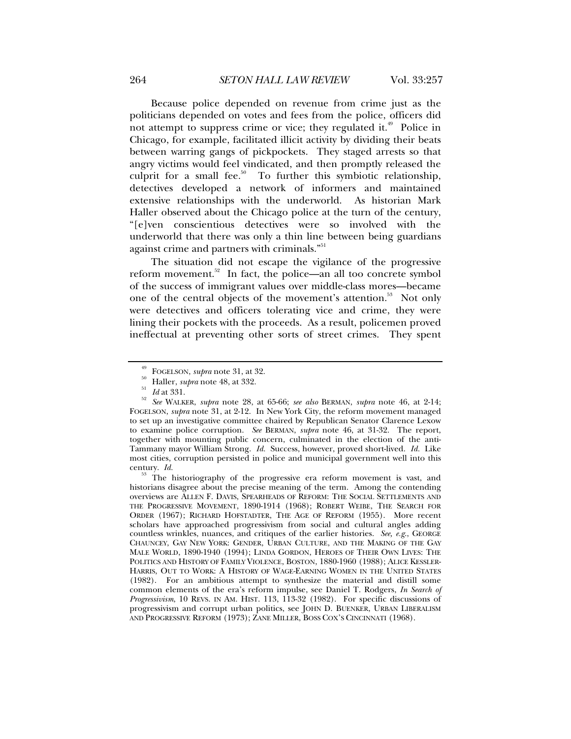Because police depended on revenue from crime just as the politicians depended on votes and fees from the police, officers did not attempt to suppress crime or vice; they regulated it.[49] Police in Chicago, for example, facilitated illicit activity by dividing their beats between warring gangs of pickpockets. They staged arrests so that angry victims would feel vindicated, and then promptly released the culprit for a small fee.[50] To further this symbiotic relationship, detectives developed a network of informers and maintained extensive relationships with the underworld. As historian Mark Haller observed about the Chicago police at the turn of the century, "[e]ven conscientious detectives were so involved with the underworld that there was only a thin line between being guardians against crime and partners with criminals."[51]

The situation did not escape the vigilance of the progressive reform movement.[52] In fact, the police—an all too concrete symbol of the success of immigrant values over middle-class mores—became one of the central objects of the movement's attention.[53] Not only were detectives and officers tolerating vice and crime, they were lining their pockets with the proceeds. As a result, policemen proved ineffectual at preventing other sorts of street crimes. They spent

---

[49] FOGELSON, *supra* note 31, at 32.

[50] Haller, *supra* note 48, at 332.

[51] *Id* at 331.

[52] *See* WALKER, *supra* note 28, at 65-66; *see also* BERMAN, *supra* note 46, at 2-14; FOGELSON, *supra* note 31, at 2-12. In New York City, the reform movement managed to set up an investigative committee chaired by Republican Senator Clarence Lexow to examine police corruption. *See* BERMAN, *supra* note 46, at 31-32. The report, together with mounting public concern, culminated in the election of the anti-Tammany mayor William Strong. *Id.* Success, however, proved short-lived. *Id.* Like most cities, corruption persisted in police and municipal government well into this century. *Id.*

[53] The historiography of the progressive era reform movement is vast, and historians disagree about the precise meaning of the term. Among the contending overviews are ALLEN F. DAVIS, SPEARHEADS OF REFORM: THE SOCIAL SETTLEMENTS AND THE PROGRESSIVE MOVEMENT, 1890-1914 (1968); ROBERT WEIBE, THE SEARCH FOR ORDER (1967); RICHARD HOFSTADTER, THE AGE OF REFORM (1955). More recent scholars have approached progressivism from social and cultural angles adding countless wrinkles, nuances, and critiques of the earlier histories. *See, e.g.*, GEORGE CHAUNCEY, GAY NEW YORK: GENDER, URBAN CULTURE, AND THE MAKING OF THE GAY MALE WORLD, 1890-1940 (1994); LINDA GORDON, HEROES OF THEIR OWN LIVES: THE POLITICS AND HISTORY OF FAMILY VIOLENCE, BOSTON, 1880-1960 (1988); ALICE KESSLER-HARRIS, OUT TO WORK: A HISTORY OF WAGE-EARNING WOMEN IN THE UNITED STATES (1982). For an ambitious attempt to synthesize the material and distill some common elements of the era's reform impulse, see Daniel T. Rodgers, *In Search of Progressivism*, 10 REVS. IN AM. HIST. 113, 113-32 (1982). For specific discussions of progressivism and corrupt urban politics, see JOHN D. BUENKER, URBAN LIBERALISM AND PROGRESSIVE REFORM (1973); ZANE MILLER, BOSS COX'S CINCINNATI (1968).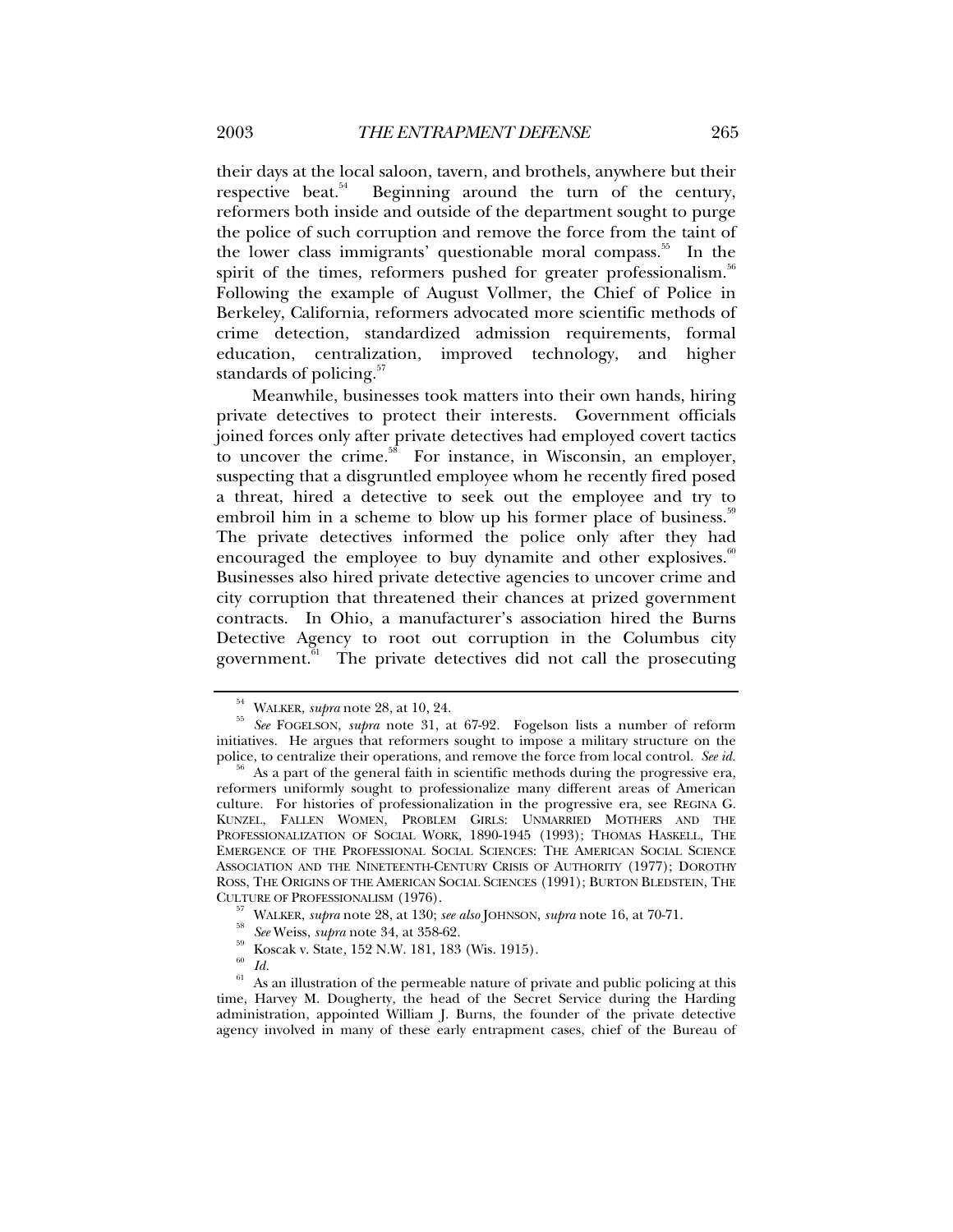their days at the local saloon, tavern, and brothels, anywhere but their respective beat.[54] Beginning around the turn of the century, reformers both inside and outside of the department sought to purge the police of such corruption and remove the force from the taint of the lower class immigrants' questionable moral compass.[55] In the spirit of the times, reformers pushed for greater professionalism.[56] Following the example of August Vollmer, the Chief of Police in Berkeley, California, reformers advocated more scientific methods of crime detection, standardized admission requirements, formal education, centralization, improved technology, and higher standards of policing.[57]

Meanwhile, businesses took matters into their own hands, hiring private detectives to protect their interests. Government officials joined forces only after private detectives had employed covert tactics to uncover the crime.[58] For instance, in Wisconsin, an employer, suspecting that a disgruntled employee whom he recently fired posed a threat, hired a detective to seek out the employee and try to embroil him in a scheme to blow up his former place of business.[59] The private detectives informed the police only after they had encouraged the employee to buy dynamite and other explosives.[60] Businesses also hired private detective agencies to uncover crime and city corruption that threatened their chances at prized government contracts. In Ohio, a manufacturer's association hired the Burns Detective Agency to root out corruption in the Columbus city government.[61] The private detectives did not call the prosecuting

---

[54] WALKER, *supra* note 28, at 10, 24.

[55] *See* FOGELSON, *supra* note 31, at 67-92. Fogelson lists a number of reform initiatives. He argues that reformers sought to impose a military structure on the police, to centralize their operations, and remove the force from local control. *See id.*

[56] As a part of the general faith in scientific methods during the progressive era, reformers uniformly sought to professionalize many different areas of American culture. For histories of professionalization in the progressive era, see REGINA G. KUNZEL, FALLEN WOMEN, PROBLEM GIRLS: UNMARRIED MOTHERS AND THE PROFESSIONALIZATION OF SOCIAL WORK, 1890-1945 (1993); THOMAS HASKELL, THE EMERGENCE OF THE PROFESSIONAL SOCIAL SCIENCES: THE AMERICAN SOCIAL SCIENCE ASSOCIATION AND THE NINETEENTH-CENTURY CRISIS OF AUTHORITY (1977); DOROTHY ROSS, THE ORIGINS OF THE AMERICAN SOCIAL SCIENCES (1991); BURTON BLEDSTEIN, THE CULTURE OF PROFESSIONALISM (1976).

[57] WALKER, *supra* note 28, at 130; *see also* JOHNSON, *supra* note 16, at 70-71.

[58] *See* Weiss, *supra* note 34, at 358-62.

[59] Koscak v. State, 152 N.W. 181, 183 (Wis. 1915).

[60] *Id.*

[61] As an illustration of the permeable nature of private and public policing at this time, Harvey M. Dougherty, the head of the Secret Service during the Harding administration, appointed William J. Burns, the founder of the private detective agency involved in many of these early entrapment cases, chief of the Bureau of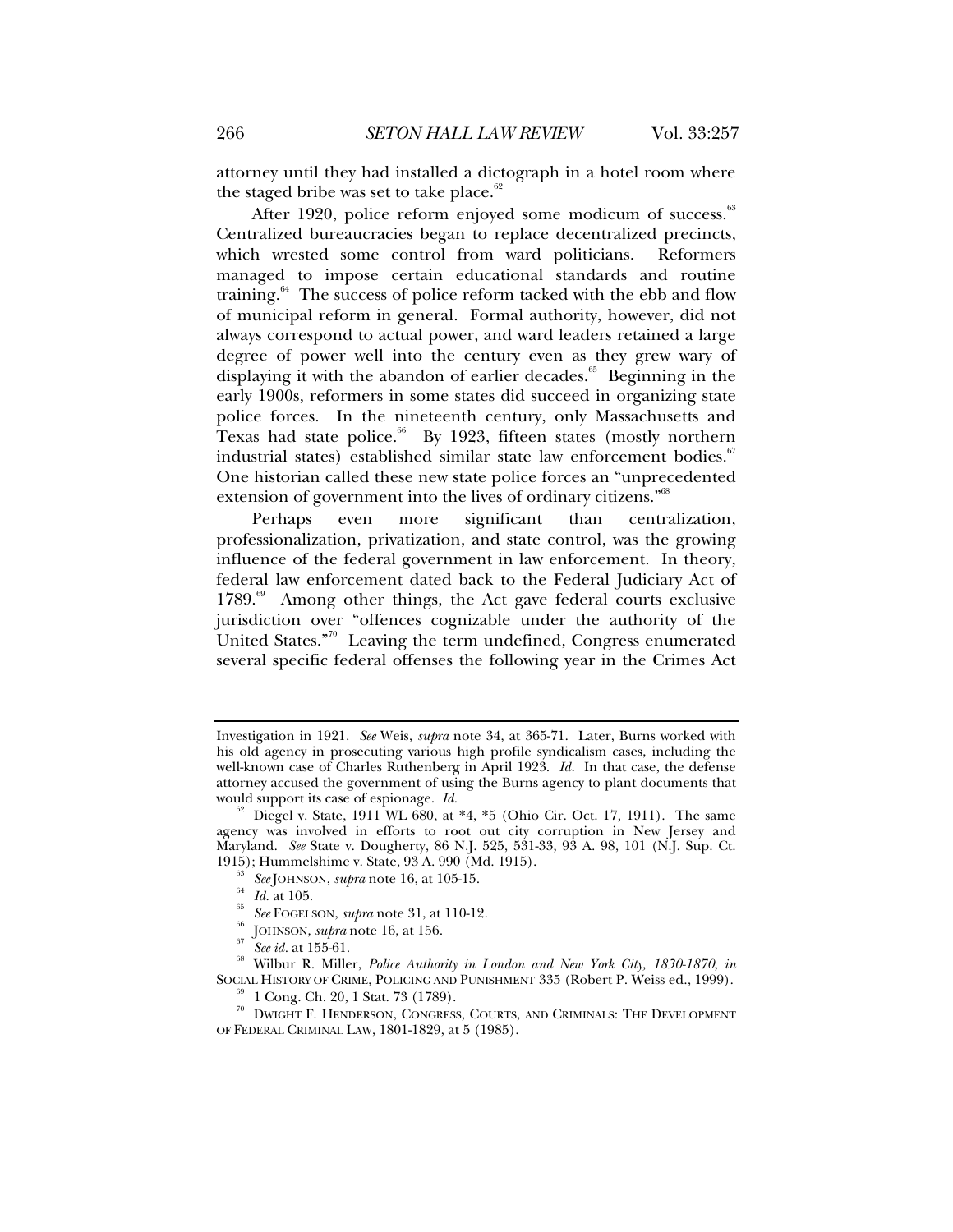attorney until they had installed a dictograph in a hotel room where the staged bribe was set to take place.[62]

After 1920, police reform enjoyed some modicum of success.[63] Centralized bureaucracies began to replace decentralized precincts, which wrested some control from ward politicians. Reformers managed to impose certain educational standards and routine training.[64] The success of police reform tacked with the ebb and flow of municipal reform in general. Formal authority, however, did not always correspond to actual power, and ward leaders retained a large degree of power well into the century even as they grew wary of displaying it with the abandon of earlier decades.[65] Beginning in the early 1900s, reformers in some states did succeed in organizing state police forces. In the nineteenth century, only Massachusetts and Texas had state police.[66] By 1923, fifteen states (mostly northern industrial states) established similar state law enforcement bodies.[67] One historian called these new state police forces an "unprecedented extension of government into the lives of ordinary citizens."[68]

Perhaps even more significant than centralization, professionalization, privatization, and state control, was the growing influence of the federal government in law enforcement. In theory, federal law enforcement dated back to the Federal Judiciary Act of 1789.[69] Among other things, the Act gave federal courts exclusive jurisdiction over "offences cognizable under the authority of the United States."[70] Leaving the term undefined, Congress enumerated several specific federal offenses the following year in the Crimes Act

---

Investigation in 1921. *See* Weis, *supra* note 34, at 365-71. Later, Burns worked with his old agency in prosecuting various high profile syndicalism cases, including the well-known case of Charles Ruthenberg in April 1923. *Id.* In that case, the defense attorney accused the government of using the Burns agency to plant documents that would support its case of espionage. *Id.*

[62] Diegel v. State, 1911 WL 680, at *4, *5 (Ohio Cir. Oct. 17, 1911). The same agency was involved in efforts to root out city corruption in New Jersey and Maryland. *See* State v. Dougherty, 86 N.J. 525, 531-33, 93 A. 98, 101 (N.J. Sup. Ct. 1915); Hummelshime v. State, 93 A. 990 (Md. 1915).

[63] *See* JOHNSON, *supra* note 16, at 105-15.

[64] *Id.* at 105.

[65] *See* FOGELSON, *supra* note 31, at 110-12.

[66] JOHNSON, *supra* note 16, at 156.

[67] *See id.* at 155-61.

[68] Wilbur R. Miller, *Police Authority in London and New York City, 1830-1870*, *in* SOCIAL HISTORY OF CRIME, POLICING AND PUNISHMENT 335 (Robert P. Weiss ed., 1999).

[69] 1 Cong. Ch. 20, 1 Stat. 73 (1789).

[70] DWIGHT F. HENDERSON, CONGRESS, COURTS, AND CRIMINALS: THE DEVELOPMENT OF FEDERAL CRIMINAL LAW, 1801-1829, at 5 (1985).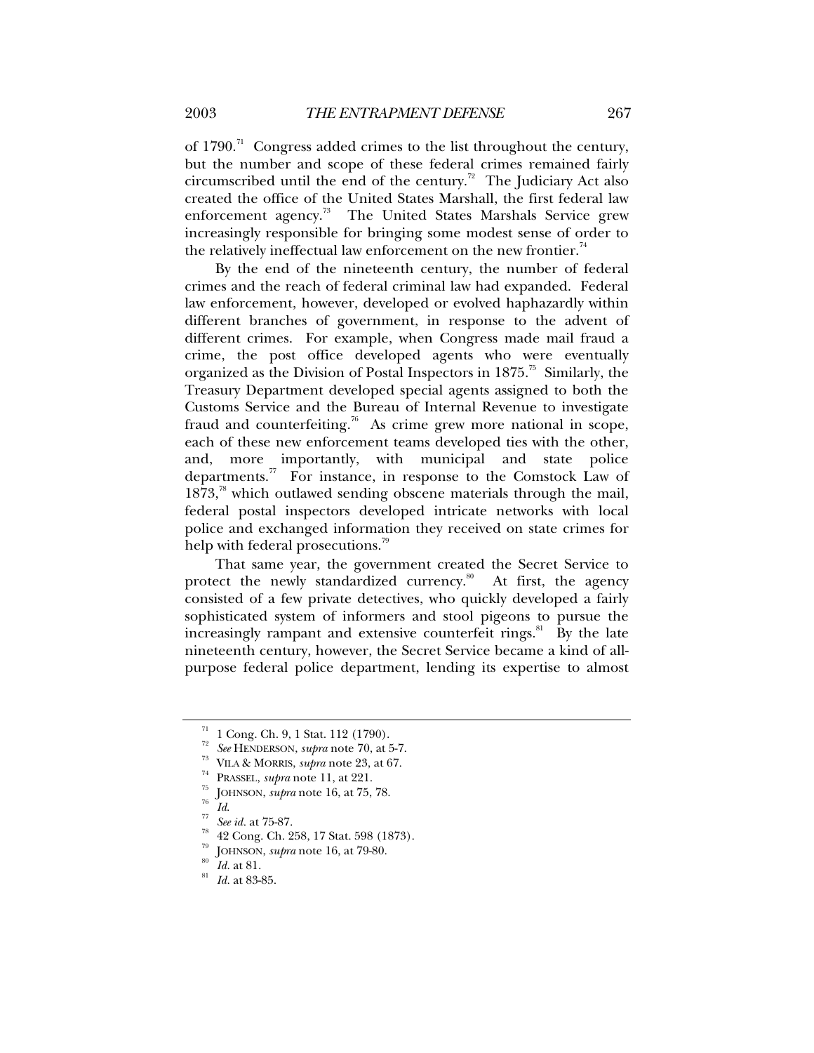of 1790.[71] Congress added crimes to the list throughout the century, but the number and scope of these federal crimes remained fairly circumscribed until the end of the century.[72] The Judiciary Act also created the office of the United States Marshall, the first federal law enforcement agency.[73] The United States Marshals Service grew increasingly responsible for bringing some modest sense of order to the relatively ineffectual law enforcement on the new frontier.[74]

By the end of the nineteenth century, the number of federal crimes and the reach of federal criminal law had expanded. Federal law enforcement, however, developed or evolved haphazardly within different branches of government, in response to the advent of different crimes. For example, when Congress made mail fraud a crime, the post office developed agents who were eventually organized as the Division of Postal Inspectors in 1875.[75] Similarly, the Treasury Department developed special agents assigned to both the Customs Service and the Bureau of Internal Revenue to investigate fraud and counterfeiting.[76] As crime grew more national in scope, each of these new enforcement teams developed ties with the other, and, more importantly, with municipal and state police departments.[77] For instance, in response to the Comstock Law of 1873,[78] which outlawed sending obscene materials through the mail, federal postal inspectors developed intricate networks with local police and exchanged information they received on state crimes for help with federal prosecutions.[79]

That same year, the government created the Secret Service to protect the newly standardized currency.[80] At first, the agency consisted of a few private detectives, who quickly developed a fairly sophisticated system of informers and stool pigeons to pursue the increasingly rampant and extensive counterfeit rings.[81] By the late nineteenth century, however, the Secret Service became a kind of all-purpose federal police department, lending its expertise to almost

---

[71] 1 Cong. Ch. 9, 1 Stat. 112 (1790).

[72] *See* HENDERSON, *supra* note 70, at 5-7.

[73] VILA & MORRIS, *supra* note 23, at 67.

[74] PRASSEL, *supra* note 11, at 221.

[75] JOHNSON, *supra* note 16, at 75, 78.

[76] *Id.*

[77] *See id.* at 75-87.

[78] 42 Cong. Ch. 258, 17 Stat. 598 (1873).

[79] JOHNSON, *supra* note 16, at 79-80.

[80] *Id.* at 81.

[81] *Id.* at 83-85.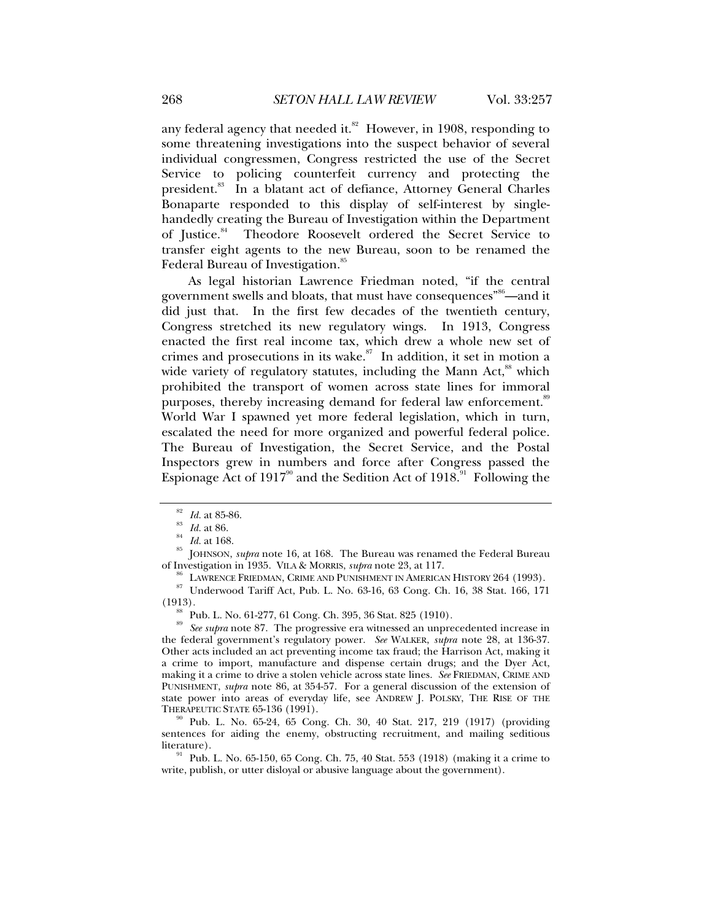any federal agency that needed it.[82] However, in 1908, responding to some threatening investigations into the suspect behavior of several individual congressmen, Congress restricted the use of the Secret Service to policing counterfeit currency and protecting the president.[83] In a blatant act of defiance, Attorney General Charles Bonaparte responded to this display of self-interest by single-handedly creating the Bureau of Investigation within the Department of Justice.[84] Theodore Roosevelt ordered the Secret Service to transfer eight agents to the new Bureau, soon to be renamed the Federal Bureau of Investigation.[85]

As legal historian Lawrence Friedman noted, "if the central government swells and bloats, that must have consequences"[86]—and it did just that. In the first few decades of the twentieth century, Congress stretched its new regulatory wings. In 1913, Congress enacted the first real income tax, which drew a whole new set of crimes and prosecutions in its wake.[87] In addition, it set in motion a wide variety of regulatory statutes, including the Mann Act,[88] which prohibited the transport of women across state lines for immoral purposes, thereby increasing demand for federal law enforcement.[89] World War I spawned yet more federal legislation, which in turn, escalated the need for more organized and powerful federal police. The Bureau of Investigation, the Secret Service, and the Postal Inspectors grew in numbers and force after Congress passed the Espionage Act of 1917[90] and the Sedition Act of 1918.[91] Following the

---

[82] *Id.* at 85-86.

[83] *Id.* at 86.

[84] *Id.* at 168.

[85] JOHNSON, *supra* note 16, at 168. The Bureau was renamed the Federal Bureau of Investigation in 1935. VILA & MORRIS, *supra* note 23, at 117.

[86] LAWRENCE FRIEDMAN, CRIME AND PUNISHMENT IN AMERICAN HISTORY 264 (1993).

[87] Underwood Tariff Act, Pub. L. No. 63-16, 63 Cong. Ch. 16, 38 Stat. 166, 171 (1913).

[88] Pub. L. No. 61-277, 61 Cong. Ch. 395, 36 Stat. 825 (1910).

[89] *See supra* note 87. The progressive era witnessed an unprecedented increase in the federal government's regulatory power. *See* WALKER, *supra* note 28, at 136-37. Other acts included an act preventing income tax fraud; the Harrison Act, making it a crime to import, manufacture and dispense certain drugs; and the Dyer Act, making it a crime to drive a stolen vehicle across state lines. *See* FRIEDMAN, CRIME AND PUNISHMENT, *supra* note 86, at 354-57. For a general discussion of the extension of state power into areas of everyday life, see ANDREW J. POLSKY, THE RISE OF THE THERAPEUTIC STATE 65-136 (1991).

[90] Pub. L. No. 65-24, 65 Cong. Ch. 30, 40 Stat. 217, 219 (1917) (providing sentences for aiding the enemy, obstructing recruitment, and mailing seditious literature).

[91] Pub. L. No. 65-150, 65 Cong. Ch. 75, 40 Stat. 553 (1918) (making it a crime to write, publish, or utter disloyal or abusive language about the government).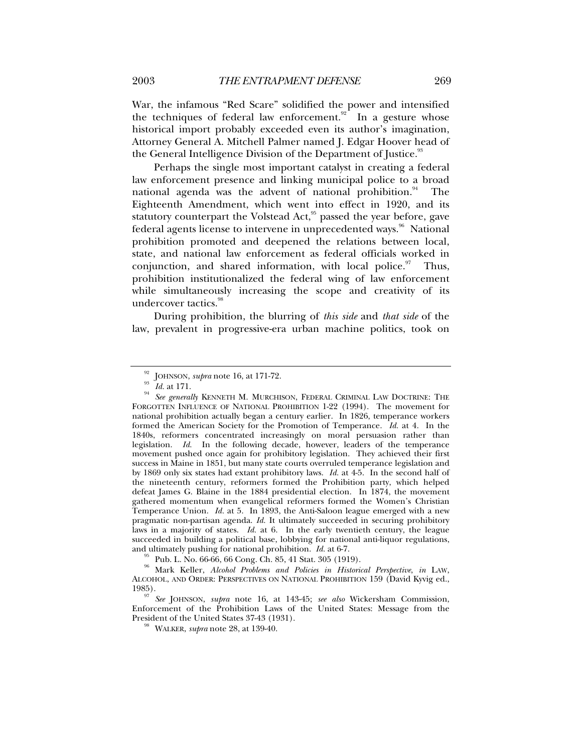War, the infamous "Red Scare" solidified the power and intensified the techniques of federal law enforcement.[92] In a gesture whose historical import probably exceeded even its author's imagination, Attorney General A. Mitchell Palmer named J. Edgar Hoover head of the General Intelligence Division of the Department of Justice.[93]

Perhaps the single most important catalyst in creating a federal law enforcement presence and linking municipal police to a broad national agenda was the advent of national prohibition.[94] The Eighteenth Amendment, which went into effect in 1920, and its statutory counterpart the Volstead Act,[95] passed the year before, gave federal agents license to intervene in unprecedented ways.[96] National prohibition promoted and deepened the relations between local, state, and national law enforcement as federal officials worked in conjunction, and shared information, with local police.[97] Thus, prohibition institutionalized the federal wing of law enforcement while simultaneously increasing the scope and creativity of its undercover tactics.[98]

During prohibition, the blurring of *this side* and *that side* of the law, prevalent in progressive-era urban machine politics, took on

---

[92] JOHNSON, *supra* note 16, at 171-72.

[93] *Id.* at 171.

[94] *See generally* KENNETH M. MURCHISON, FEDERAL CRIMINAL LAW DOCTRINE: THE FORGOTTEN INFLUENCE OF NATIONAL PROHIBITION 1-22 (1994). The movement for national prohibition actually began a century earlier. In 1826, temperance workers formed the American Society for the Promotion of Temperance. *Id.* at 4. In the 1840s, reformers concentrated increasingly on moral persuasion rather than legislation. *Id.* In the following decade, however, leaders of the temperance movement pushed once again for prohibitory legislation. They achieved their first success in Maine in 1851, but many state courts overruled temperance legislation and by 1869 only six states had extant prohibitory laws. *Id.* at 4-5. In the second half of the nineteenth century, reformers formed the Prohibition party, which helped defeat James G. Blaine in the 1884 presidential election. In 1874, the movement gathered momentum when evangelical reformers formed the Women's Christian Temperance Union. *Id.* at 5. In 1893, the Anti-Saloon league emerged with a new pragmatic non-partisan agenda. *Id.* It ultimately succeeded in securing prohibitory laws in a majority of states. *Id.* at 6. In the early twentieth century, the league succeeded in building a political base, lobbying for national anti-liquor regulations, and ultimately pushing for national prohibition. *Id.* at 6-7.

[95] Pub. L. No. 66-66, 66 Cong. Ch. 85, 41 Stat. 305 (1919).

[96] Mark Keller, *Alcohol Problems and Policies in Historical Perspective*, *in* LAW, ALCOHOL, AND ORDER: PERSPECTIVES ON NATIONAL PROHIBITION 159 (David Kyvig ed., 1985).

[97] *See* JOHNSON, *supra* note 16, at 143-45; *see also* Wickersham Commission, Enforcement of the Prohibition Laws of the United States: Message from the President of the United States 37-43 (1931).

[98] WALKER, *supra* note 28, at 139-40.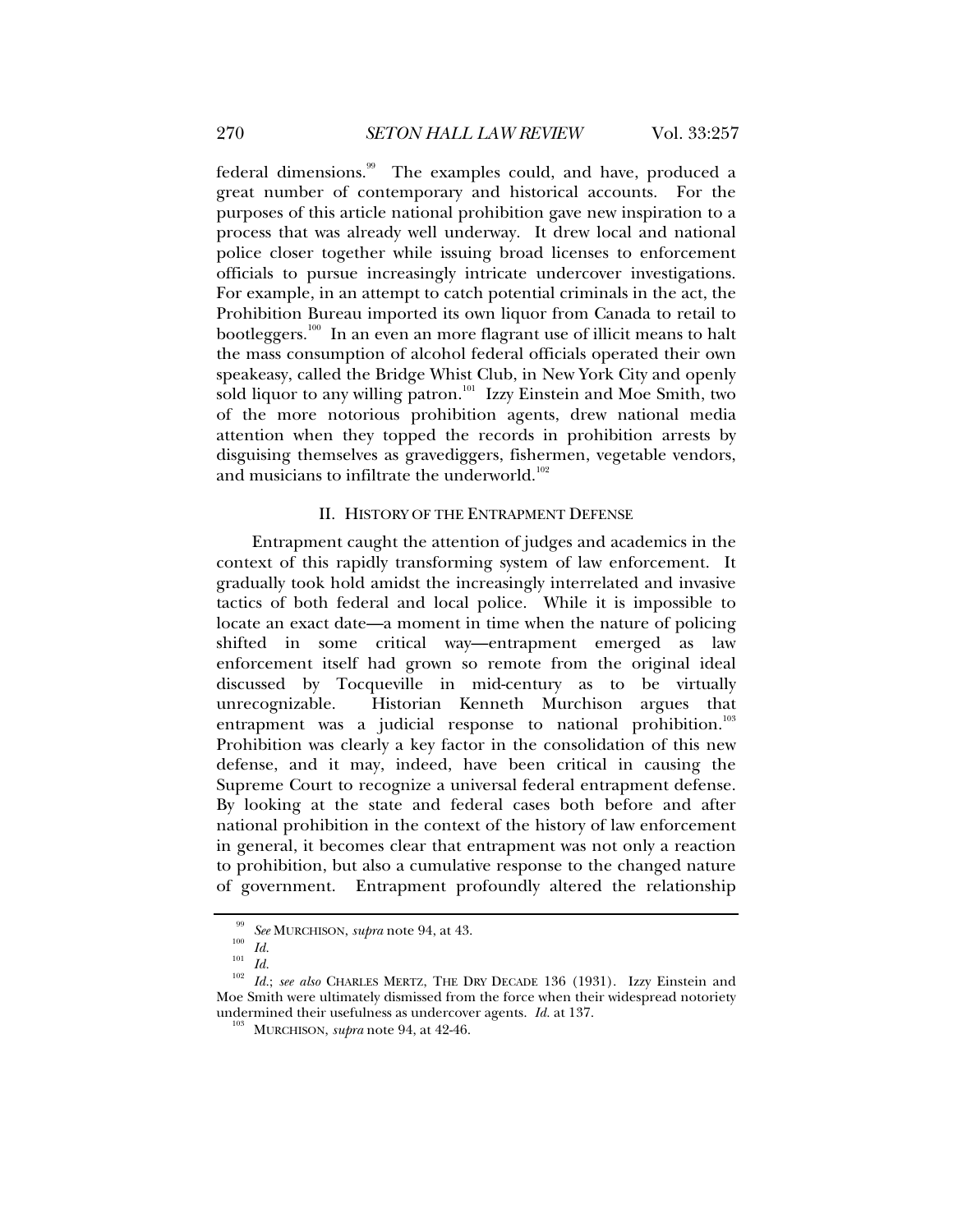federal dimensions.[99] The examples could, and have, produced a great number of contemporary and historical accounts. For the purposes of this article national prohibition gave new inspiration to a process that was already well underway. It drew local and national police closer together while issuing broad licenses to enforcement officials to pursue increasingly intricate undercover investigations. For example, in an attempt to catch potential criminals in the act, the Prohibition Bureau imported its own liquor from Canada to retail to bootleggers.[100] In an even an more flagrant use of illicit means to halt the mass consumption of alcohol federal officials operated their own speakeasy, called the Bridge Whist Club, in New York City and openly sold liquor to any willing patron.[101] Izzy Einstein and Moe Smith, two of the more notorious prohibition agents, drew national media attention when they topped the records in prohibition arrests by disguising themselves as gravediggers, fishermen, vegetable vendors, and musicians to infiltrate the underworld.[102]

## II. HISTORY OF THE ENTRAPMENT DEFENSE

Entrapment caught the attention of judges and academics in the context of this rapidly transforming system of law enforcement. It gradually took hold amidst the increasingly interrelated and invasive tactics of both federal and local police. While it is impossible to locate an exact date—a moment in time when the nature of policing shifted in some critical way—entrapment emerged as law enforcement itself had grown so remote from the original ideal discussed by Tocqueville in mid-century as to be virtually unrecognizable. Historian Kenneth Murchison argues that entrapment was a judicial response to national prohibition.[103] Prohibition was clearly a key factor in the consolidation of this new defense, and it may, indeed, have been critical in causing the Supreme Court to recognize a universal federal entrapment defense. By looking at the state and federal cases both before and after national prohibition in the context of the history of law enforcement in general, it becomes clear that entrapment was not only a reaction to prohibition, but also a cumulative response to the changed nature of government. Entrapment profoundly altered the relationship

---

[99] *See* MURCHISON, *supra* note 94, at 43.

[100] *Id.*

[101] *Id.*

[102] *Id.*; *see also* CHARLES MERTZ, THE DRY DECADE 136 (1931). Izzy Einstein and Moe Smith were ultimately dismissed from the force when their widespread notoriety undermined their usefulness as undercover agents. *Id.* at 137.

[103] MURCHISON, *supra* note 94, at 42-46.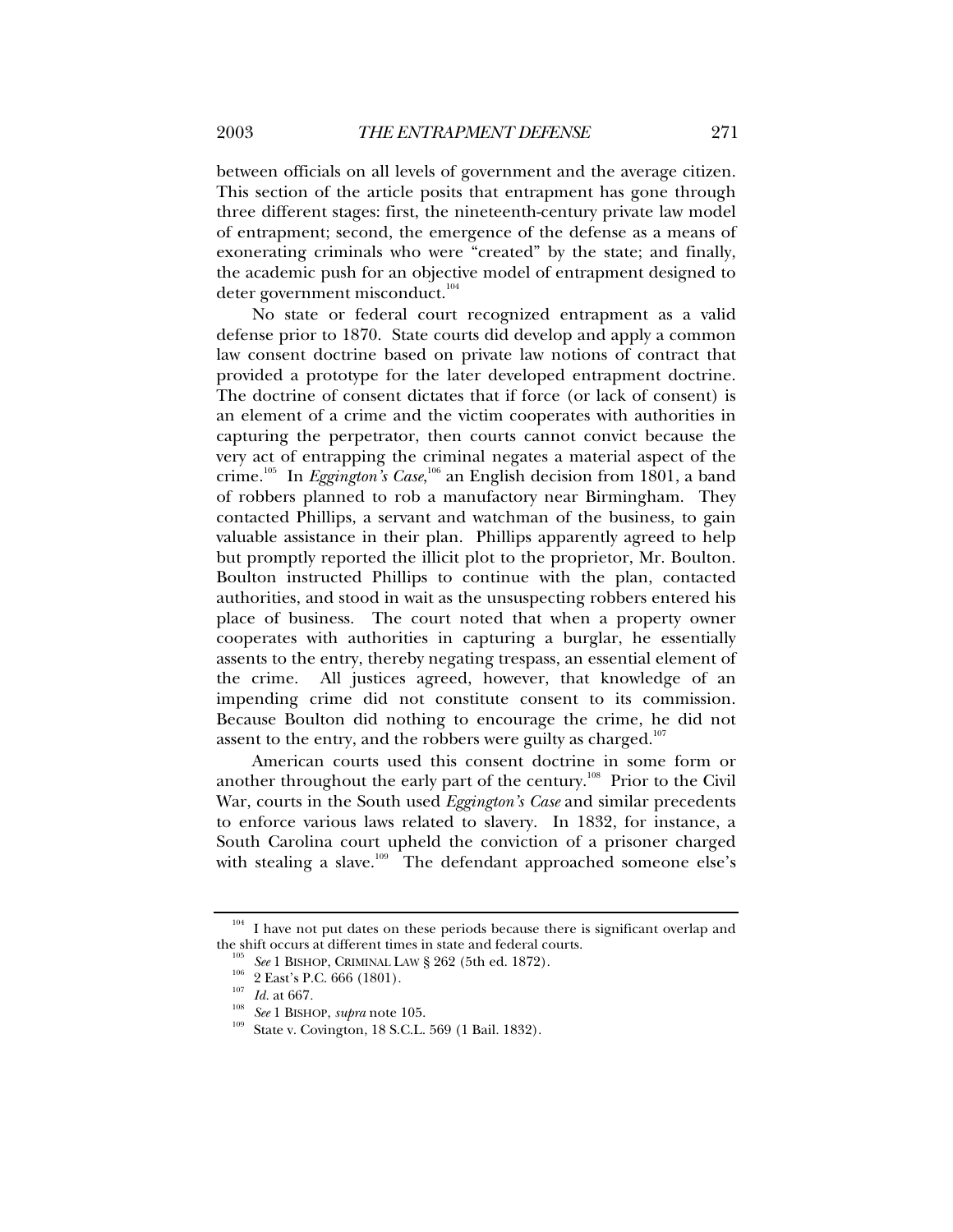between officials on all levels of government and the average citizen. This section of the article posits that entrapment has gone through three different stages: first, the nineteenth-century private law model of entrapment; second, the emergence of the defense as a means of exonerating criminals who were "created" by the state; and finally, the academic push for an objective model of entrapment designed to deter government misconduct.[104]

No state or federal court recognized entrapment as a valid defense prior to 1870. State courts did develop and apply a common law consent doctrine based on private law notions of contract that provided a prototype for the later developed entrapment doctrine. The doctrine of consent dictates that if force (or lack of consent) is an element of a crime and the victim cooperates with authorities in capturing the perpetrator, then courts cannot convict because the very act of entrapping the criminal negates a material aspect of the crime.[105] In *Eggington's Case,*[106] an English decision from 1801, a band of robbers planned to rob a manufactory near Birmingham. They contacted Phillips, a servant and watchman of the business, to gain valuable assistance in their plan. Phillips apparently agreed to help but promptly reported the illicit plot to the proprietor, Mr. Boulton. Boulton instructed Phillips to continue with the plan, contacted authorities, and stood in wait as the unsuspecting robbers entered his place of business. The court noted that when a property owner cooperates with authorities in capturing a burglar, he essentially assents to the entry, thereby negating trespass, an essential element of the crime. All justices agreed, however, that knowledge of an impending crime did not constitute consent to its commission. Because Boulton did nothing to encourage the crime, he did not assent to the entry, and the robbers were guilty as charged.[107]

American courts used this consent doctrine in some form or another throughout the early part of the century.[108] Prior to the Civil War, courts in the South used *Eggington's Case* and similar precedents to enforce various laws related to slavery. In 1832, for instance, a South Carolina court upheld the conviction of a prisoner charged with stealing a slave.[109] The defendant approached someone else's

---

[104] I have not put dates on these periods because there is significant overlap and the shift occurs at different times in state and federal courts.

[105] *See* 1 BISHOP, CRIMINAL LAW § 262 (5th ed. 1872).

[106] 2 East's P.C. 666 (1801).

[107] *Id.* at 667.

[108] *See* 1 BISHOP, *supra* note 105.

[109] State v. Covington, 18 S.C.L. 569 (1 Bail. 1832).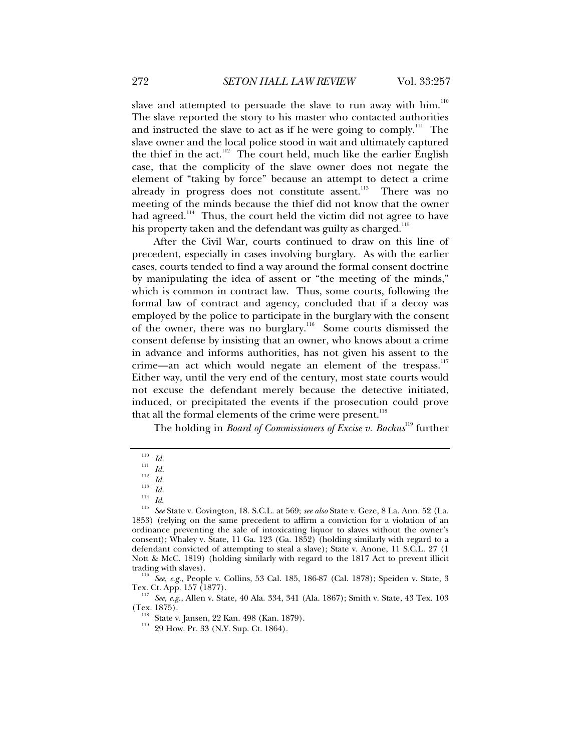slave and attempted to persuade the slave to run away with him.[110] The slave reported the story to his master who contacted authorities and instructed the slave to act as if he were going to comply.[111] The slave owner and the local police stood in wait and ultimately captured the thief in the act.[112] The court held, much like the earlier English case, that the complicity of the slave owner does not negate the element of "taking by force" because an attempt to detect a crime already in progress does not constitute assent.[113] There was no meeting of the minds because the thief did not know that the owner had agreed.[114] Thus, the court held the victim did not agree to have his property taken and the defendant was guilty as charged.[115]

After the Civil War, courts continued to draw on this line of precedent, especially in cases involving burglary. As with the earlier cases, courts tended to find a way around the formal consent doctrine by manipulating the idea of assent or "the meeting of the minds," which is common in contract law. Thus, some courts, following the formal law of contract and agency, concluded that if a decoy was employed by the police to participate in the burglary with the consent of the owner, there was no burglary.[116] Some courts dismissed the consent defense by insisting that an owner, who knows about a crime in advance and informs authorities, has not given his assent to the crime—an act which would negate an element of the trespass.[117] Either way, until the very end of the century, most state courts would not excuse the defendant merely because the detective initiated, induced, or precipitated the events if the prosecution could prove that all the formal elements of the crime were present.[118]

The holding in *Board of Commissioners of Excise v. Backus*[119] further

---

[110] *Id.*

[111] *Id.*

[112] *Id.*

[113] *Id.*

[114] *Id.*

[115] *See* State v. Covington, 18. S.C.L. at 569; *see also* State v. Geze, 8 La. Ann. 52 (La. 1853) (relying on the same precedent to affirm a conviction for a violation of an ordinance preventing the sale of intoxicating liquor to slaves without the owner's consent); Whaley v. State, 11 Ga. 123 (Ga. 1852) (holding similarly with regard to a defendant convicted of attempting to steal a slave); State v. Anone, 11 S.C.L. 27 (1 Nott & McC. 1819) (holding similarly with regard to the 1817 Act to prevent illicit trading with slaves).

[116] *See, e.g.*, People v. Collins, 53 Cal. 185, 186-87 (Cal. 1878); Speiden v. State, 3 Tex. Ct. App. 157 (1877).

[117] *See, e.g.*, Allen v. State, 40 Ala. 334, 341 (Ala. 1867); Smith v. State, 43 Tex. 103 (Tex. 1875).

[118] State v. Jansen, 22 Kan. 498 (Kan. 1879).

[119] 29 How. Pr. 33 (N.Y. Sup. Ct. 1864).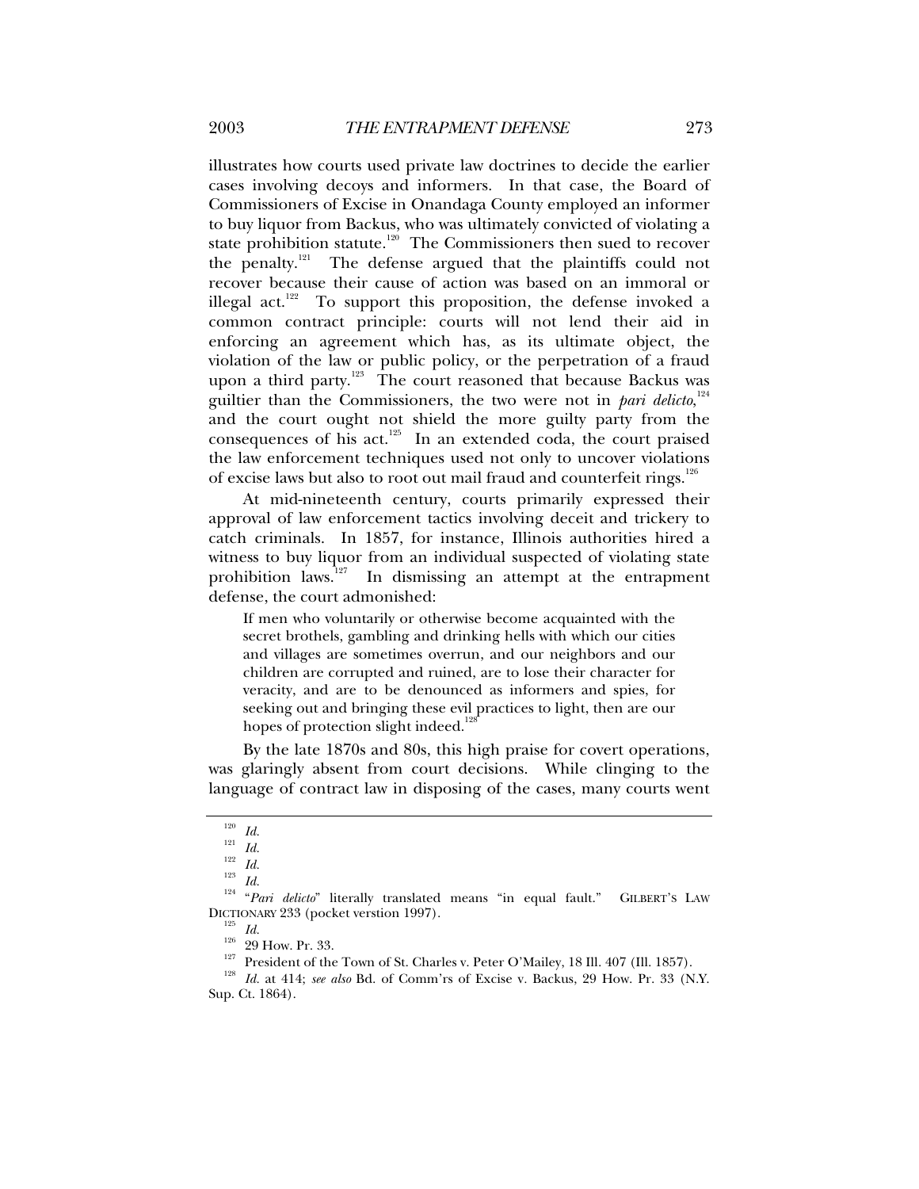illustrates how courts used private law doctrines to decide the earlier cases involving decoys and informers. In that case, the Board of Commissioners of Excise in Onandaga County employed an informer to buy liquor from Backus, who was ultimately convicted of violating a state prohibition statute.[120] The Commissioners then sued to recover the penalty.[121] The defense argued that the plaintiffs could not recover because their cause of action was based on an immoral or illegal act.[122] To support this proposition, the defense invoked a common contract principle: courts will not lend their aid in enforcing an agreement which has, as its ultimate object, the violation of the law or public policy, or the perpetration of a fraud upon a third party.[123] The court reasoned that because Backus was guiltier than the Commissioners, the two were not in *pari delicto*,[124] and the court ought not shield the more guilty party from the consequences of his act.[125] In an extended coda, the court praised the law enforcement techniques used not only to uncover violations of excise laws but also to root out mail fraud and counterfeit rings.[126]

At mid-nineteenth century, courts primarily expressed their approval of law enforcement tactics involving deceit and trickery to catch criminals. In 1857, for instance, Illinois authorities hired a witness to buy liquor from an individual suspected of violating state prohibition laws.[127] In dismissing an attempt at the entrapment defense, the court admonished:

> If men who voluntarily or otherwise become acquainted with the secret brothels, gambling and drinking hells with which our cities and villages are sometimes overrun, and our neighbors and our children are corrupted and ruined, are to lose their character for veracity, and are to be denounced as informers and spies, for seeking out and bringing these evil practices to light, then are our hopes of protection slight indeed.[128]

By the late 1870s and 80s, this high praise for covert operations, was glaringly absent from court decisions. While clinging to the language of contract law in disposing of the cases, many courts went

---

[120] *Id.*

[121] *Id.*

[122] *Id.*

[123] *Id.*

[124] "*Pari delicto*" literally translated means "in equal fault." GILBERT'S LAW DICTIONARY 233 (pocket verstion 1997).

[125] *Id.*

[126] 29 How. Pr. 33.

[127] President of the Town of St. Charles v. Peter O'Mailey, 18 Ill. 407 (Ill. 1857).

[128] *Id.* at 414; *see also* Bd. of Comm'rs of Excise v. Backus, 29 How. Pr. 33 (N.Y. Sup. Ct. 1864).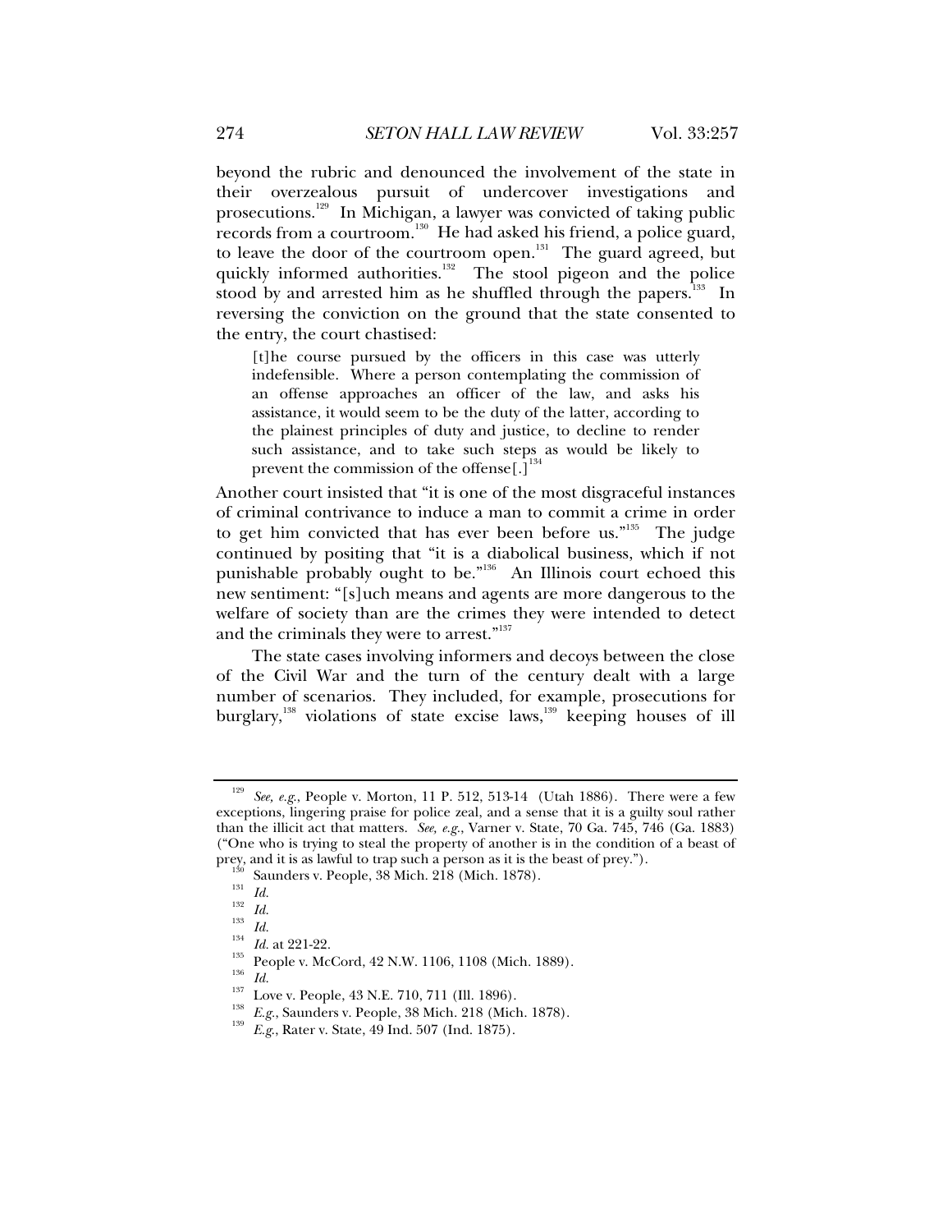beyond the rubric and denounced the involvement of the state in their overzealous pursuit of undercover investigations and prosecutions.[129] In Michigan, a lawyer was convicted of taking public records from a courtroom.[130] He had asked his friend, a police guard, to leave the door of the courtroom open.[131] The guard agreed, but quickly informed authorities.[132] The stool pigeon and the police stood by and arrested him as he shuffled through the papers.[133] In reversing the conviction on the ground that the state consented to the entry, the court chastised:

> [t]he course pursued by the officers in this case was utterly indefensible. Where a person contemplating the commission of an offense approaches an officer of the law, and asks his assistance, it would seem to be the duty of the latter, according to the plainest principles of duty and justice, to decline to render such assistance, and to take such steps as would be likely to prevent the commission of the offense[.][134]

Another court insisted that "it is one of the most disgraceful instances of criminal contrivance to induce a man to commit a crime in order to get him convicted that has ever been before us."[135] The judge continued by positing that "it is a diabolical business, which if not punishable probably ought to be."[136] An Illinois court echoed this new sentiment: "[s]uch means and agents are more dangerous to the welfare of society than are the crimes they were intended to detect and the criminals they were to arrest."[137]

The state cases involving informers and decoys between the close of the Civil War and the turn of the century dealt with a large number of scenarios. They included, for example, prosecutions for burglary,[138] violations of state excise laws,[139] keeping houses of ill

---

[129] *See, e.g.*, People v. Morton, 11 P. 512, 513-14 (Utah 1886). There were a few exceptions, lingering praise for police zeal, and a sense that it is a guilty soul rather than the illicit act that matters. *See, e.g.*, Varner v. State, 70 Ga. 745, 746 (Ga. 1883) ("One who is trying to steal the property of another is in the condition of a beast of prey, and it is as lawful to trap such a person as it is the beast of prey.").

[130] Saunders v. People, 38 Mich. 218 (Mich. 1878).

[131] *Id.*

[132] *Id.*

[133] *Id.*

[134] *Id.* at 221-22.

[135] People v. McCord, 42 N.W. 1106, 1108 (Mich. 1889).

[136] *Id.*

[137] Love v. People, 43 N.E. 710, 711 (Ill. 1896).

[138] *E.g.*, Saunders v. People, 38 Mich. 218 (Mich. 1878).

[139] *E.g.*, Rater v. State, 49 Ind. 507 (Ind. 1875).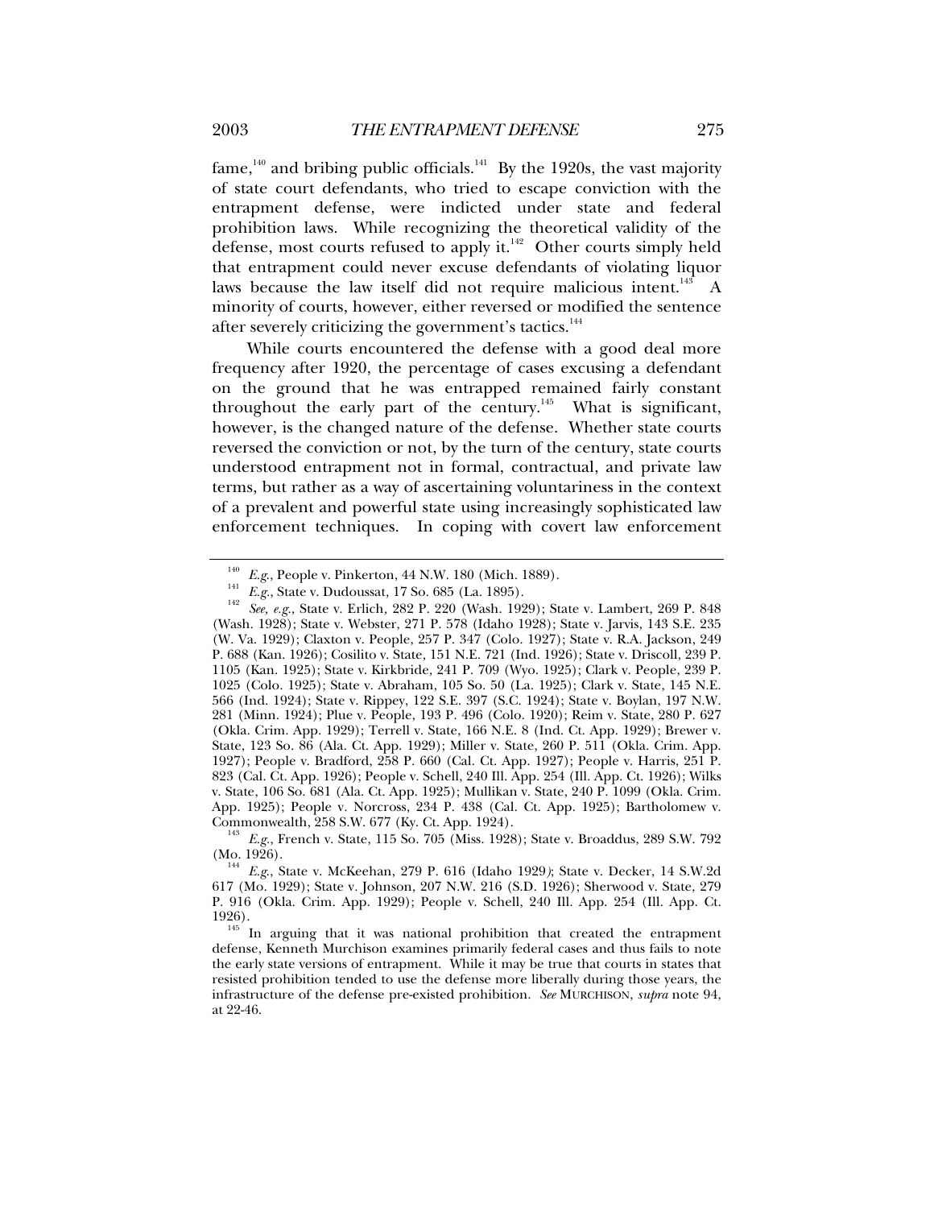fame,[140] and bribing public officials.[141] By the 1920s, the vast majority of state court defendants, who tried to escape conviction with the entrapment defense, were indicted under state and federal prohibition laws. While recognizing the theoretical validity of the defense, most courts refused to apply it.[142] Other courts simply held that entrapment could never excuse defendants of violating liquor laws because the law itself did not require malicious intent.[143] A minority of courts, however, either reversed or modified the sentence after severely criticizing the government's tactics.[144]

While courts encountered the defense with a good deal more frequency after 1920, the percentage of cases excusing a defendant on the ground that he was entrapped remained fairly constant throughout the early part of the century.[145] What is significant, however, is the changed nature of the defense. Whether state courts reversed the conviction or not, by the turn of the century, state courts understood entrapment not in formal, contractual, and private law terms, but rather as a way of ascertaining voluntariness in the context of a prevalent and powerful state using increasingly sophisticated law enforcement techniques. In coping with covert law enforcement

---

[140] *E.g.*, People v. Pinkerton, 44 N.W. 180 (Mich. 1889).

[141] *E.g.*, State v. Dudoussat, 17 So. 685 (La. 1895).

[142] *See, e.g.*, State v. Erlich, 282 P. 220 (Wash. 1929); State v. Lambert, 269 P. 848 (Wash. 1928); State v. Webster, 271 P. 578 (Idaho 1928); State v. Jarvis, 143 S.E. 235 (W. Va. 1929); Claxton v. People, 257 P. 347 (Colo. 1927); State v. R.A. Jackson, 249 P. 688 (Kan. 1926); Cosilito v. State, 151 N.E. 721 (Ind. 1926); State v. Driscoll, 239 P. 1105 (Kan. 1925); State v. Kirkbride, 241 P. 709 (Wyo. 1925); Clark v. People, 239 P. 1025 (Colo. 1925); State v. Abraham, 105 So. 50 (La. 1925); Clark v. State, 145 N.E. 566 (Ind. 1924); State v. Rippey, 122 S.E. 397 (S.C. 1924); State v. Boylan, 197 N.W. 281 (Minn. 1924); Plue v. People, 193 P. 496 (Colo. 1920); Reim v. State, 280 P. 627 (Okla. Crim. App. 1929); Terrell v. State, 166 N.E. 8 (Ind. Ct. App. 1929); Brewer v. State, 123 So. 86 (Ala. Ct. App. 1929); Miller v. State, 260 P. 511 (Okla. Crim. App. 1927); People v. Bradford, 258 P. 660 (Cal. Ct. App. 1927); People v. Harris, 251 P. 823 (Cal. Ct. App. 1926); People v. Schell, 240 Ill. App. 254 (Ill. App. Ct. 1926); Wilks v. State, 106 So. 681 (Ala. Ct. App. 1925); Mullikan v. State, 240 P. 1099 (Okla. Crim. App. 1925); People v. Norcross, 234 P. 438 (Cal. Ct. App. 1925); Bartholomew v. Commonwealth, 258 S.W. 677 (Ky. Ct. App. 1924).

[143] *E.g.*, French v. State, 115 So. 705 (Miss. 1928); State v. Broaddus, 289 S.W. 792 (Mo. 1926).

[144] *E.g.*, State v. McKeehan, 279 P. 616 (Idaho 1929); State v. Decker, 14 S.W.2d 617 (Mo. 1929); State v. Johnson, 207 N.W. 216 (S.D. 1926); Sherwood v. State, 279 P. 916 (Okla. Crim. App. 1929); People v. Schell, 240 Ill. App. 254 (Ill. App. Ct. 1926).

[145] In arguing that it was national prohibition that created the entrapment defense, Kenneth Murchison examines primarily federal cases and thus fails to note the early state versions of entrapment. While it may be true that courts in states that resisted prohibition tended to use the defense more liberally during those years, the infrastructure of the defense pre-existed prohibition. *See* MURCHISON, *supra* note 94, at 22-46.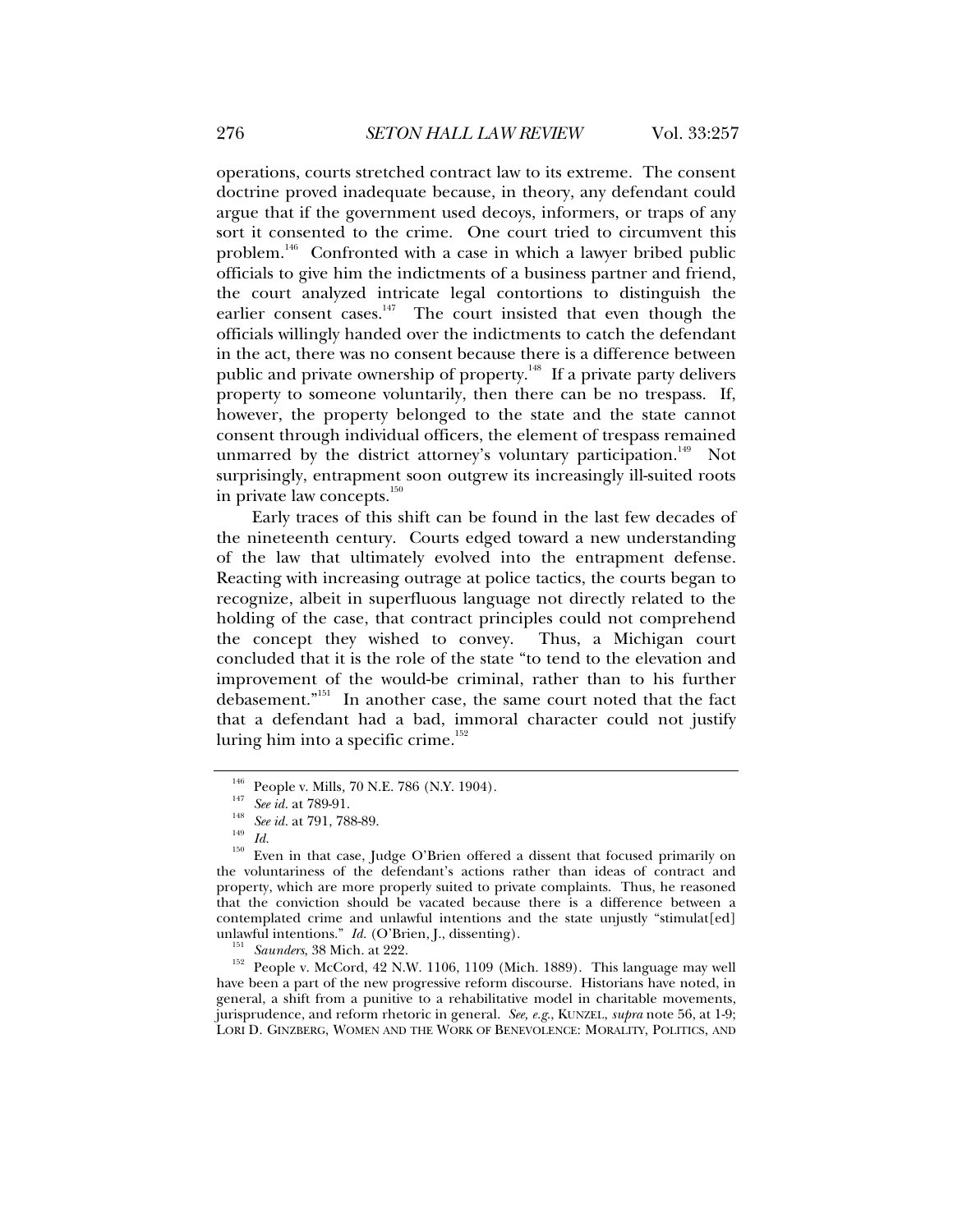operations, courts stretched contract law to its extreme. The consent doctrine proved inadequate because, in theory, any defendant could argue that if the government used decoys, informers, or traps of any sort it consented to the crime. One court tried to circumvent this problem.[146] Confronted with a case in which a lawyer bribed public officials to give him the indictments of a business partner and friend, the court analyzed intricate legal contortions to distinguish the earlier consent cases.[147] The court insisted that even though the officials willingly handed over the indictments to catch the defendant in the act, there was no consent because there is a difference between public and private ownership of property.[148] If a private party delivers property to someone voluntarily, then there can be no trespass. If, however, the property belonged to the state and the state cannot consent through individual officers, the element of trespass remained unmarred by the district attorney's voluntary participation.[149] Not surprisingly, entrapment soon outgrew its increasingly ill-suited roots in private law concepts.[150]

Early traces of this shift can be found in the last few decades of the nineteenth century. Courts edged toward a new understanding of the law that ultimately evolved into the entrapment defense. Reacting with increasing outrage at police tactics, the courts began to recognize, albeit in superfluous language not directly related to the holding of the case, that contract principles could not comprehend the concept they wished to convey. Thus, a Michigan court concluded that it is the role of the state "to tend to the elevation and improvement of the would-be criminal, rather than to his further debasement."[151] In another case, the same court noted that the fact that a defendant had a bad, immoral character could not justify luring him into a specific crime.[152]

---

[146] People v. Mills, 70 N.E. 786 (N.Y. 1904).

[147] *See id.* at 789-91.

[148] *See id.* at 791, 788-89.

[149] *Id.*

[150] Even in that case, Judge O'Brien offered a dissent that focused primarily on the voluntariness of the defendant's actions rather than ideas of contract and property, which are more properly suited to private complaints. Thus, he reasoned that the conviction should be vacated because there is a difference between a contemplated crime and unlawful intentions and the state unjustly "stimulat[ed] unlawful intentions." *Id.* (O'Brien, J., dissenting).

[151] *Saunders*, 38 Mich. at 222.

[152] People v. McCord, 42 N.W. 1106, 1109 (Mich. 1889). This language may well have been a part of the new progressive reform discourse. Historians have noted, in general, a shift from a punitive to a rehabilitative model in charitable movements, jurisprudence, and reform rhetoric in general. *See, e.g.*, KUNZEL, *supra* note 56, at 1-9; LORI D. GINZBERG, WOMEN AND THE WORK OF BENEVOLENCE: MORALITY, POLITICS, AND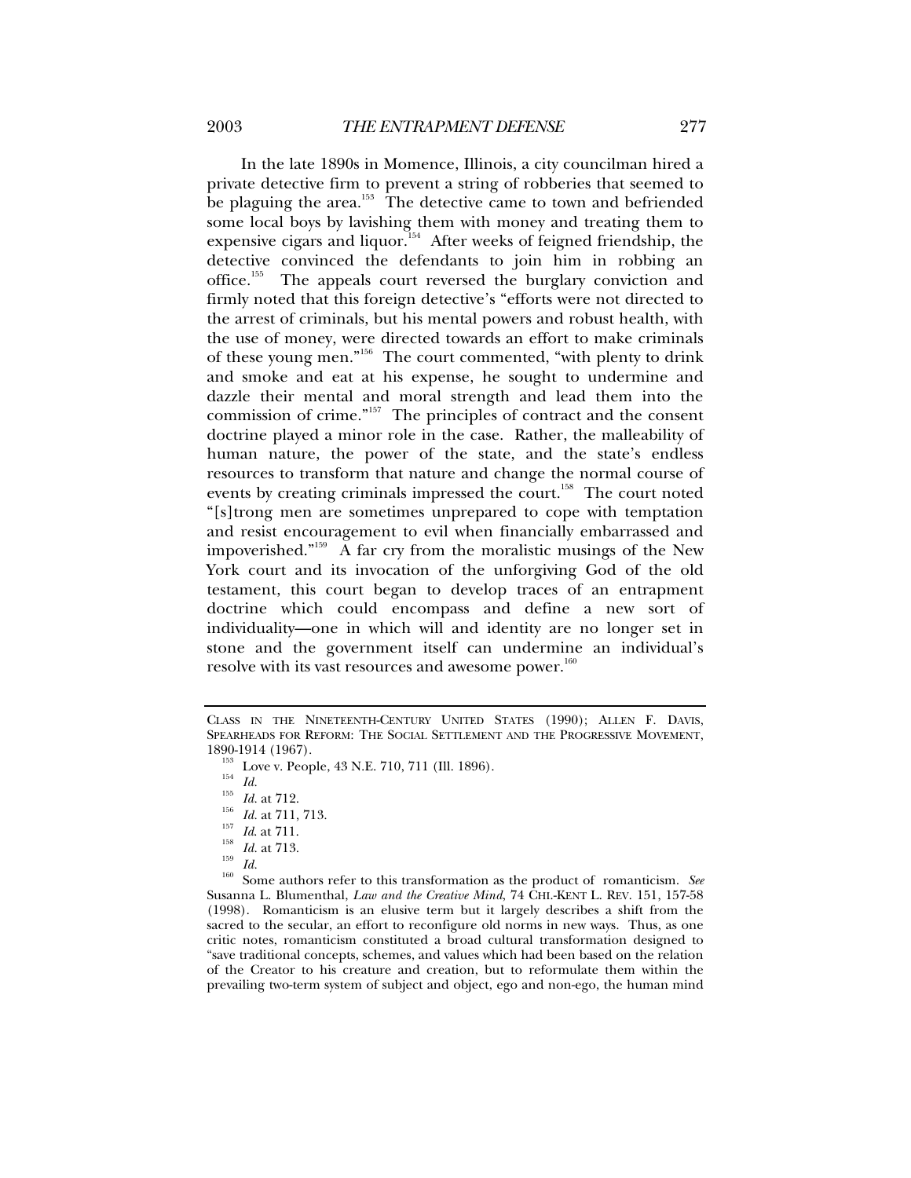In the late 1890s in Momence, Illinois, a city councilman hired a private detective firm to prevent a string of robberies that seemed to be plaguing the area.[153] The detective came to town and befriended some local boys by lavishing them with money and treating them to expensive cigars and liquor.[154] After weeks of feigned friendship, the detective convinced the defendants to join him in robbing an office.[155] The appeals court reversed the burglary conviction and firmly noted that this foreign detective's "efforts were not directed to the arrest of criminals, but his mental powers and robust health, with the use of money, were directed towards an effort to make criminals of these young men."[156] The court commented, "with plenty to drink and smoke and eat at his expense, he sought to undermine and dazzle their mental and moral strength and lead them into the commission of crime."[157] The principles of contract and the consent doctrine played a minor role in the case. Rather, the malleability of human nature, the power of the state, and the state's endless resources to transform that nature and change the normal course of events by creating criminals impressed the court.[158] The court noted "[s]trong men are sometimes unprepared to cope with temptation and resist encouragement to evil when financially embarrassed and impoverished."[159] A far cry from the moralistic musings of the New York court and its invocation of the unforgiving God of the old testament, this court began to develop traces of an entrapment doctrine which could encompass and define a new sort of individuality—one in which will and identity are no longer set in stone and the government itself can undermine an individual's resolve with its vast resources and awesome power.[160]

---

CLASS IN THE NINETEENTH-CENTURY UNITED STATES (1990); ALLEN F. DAVIS, SPEARHEADS FOR REFORM: THE SOCIAL SETTLEMENT AND THE PROGRESSIVE MOVEMENT, 1890-1914 (1967).

[153] Love v. People, 43 N.E. 710, 711 (Ill. 1896).

[154] *Id.*

[155] *Id.* at 712.

[156] *Id.* at 711, 713.

[157] *Id.* at 711.

[158] *Id.* at 713.

[159] *Id.*

[160] Some authors refer to this transformation as the product of romanticism. *See* Susanna L. Blumenthal, *Law and the Creative Mind*, 74 CHI.-KENT L. REV. 151, 157-58 (1998). Romanticism is an elusive term but it largely describes a shift from the sacred to the secular, an effort to reconfigure old norms in new ways. Thus, as one critic notes, romanticism constituted a broad cultural transformation designed to "save traditional concepts, schemes, and values which had been based on the relation of the Creator to his creature and creation, but to reformulate them within the prevailing two-term system of subject and object, ego and non-ego, the human mind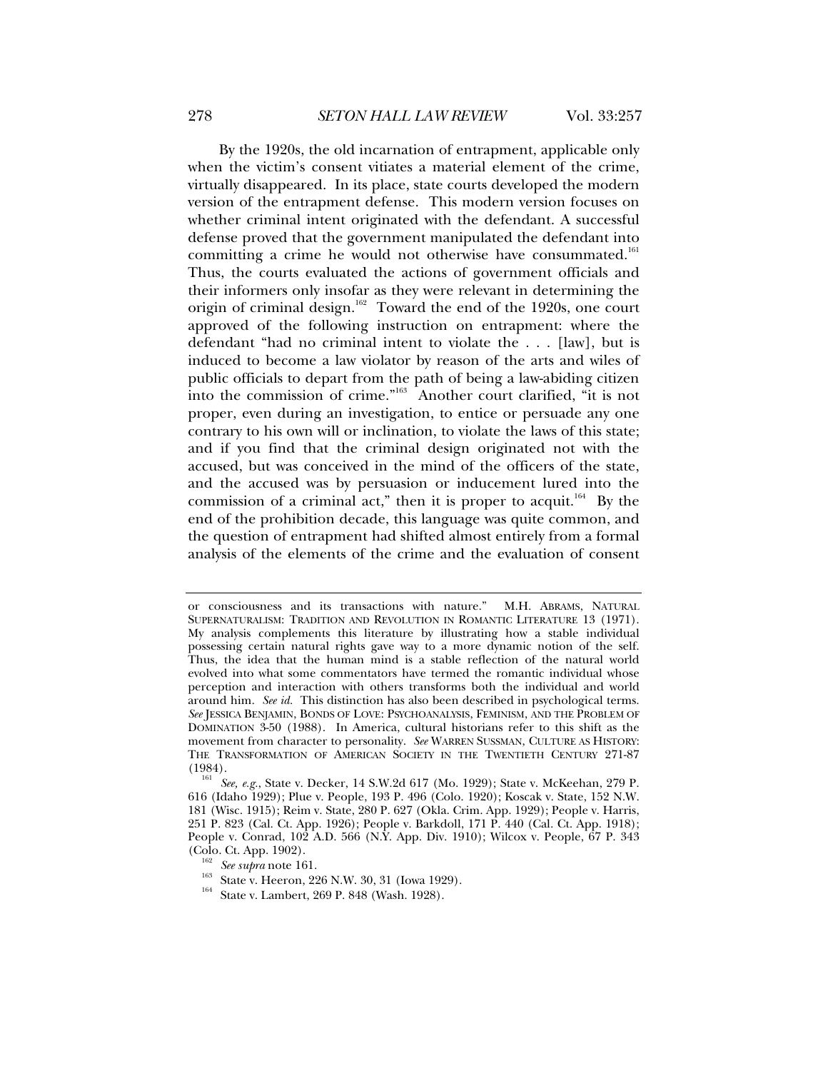By the 1920s, the old incarnation of entrapment, applicable only when the victim's consent vitiates a material element of the crime, virtually disappeared. In its place, state courts developed the modern version of the entrapment defense. This modern version focuses on whether criminal intent originated with the defendant. A successful defense proved that the government manipulated the defendant into committing a crime he would not otherwise have consummated.[161] Thus, the courts evaluated the actions of government officials and their informers only insofar as they were relevant in determining the origin of criminal design.[162] Toward the end of the 1920s, one court approved of the following instruction on entrapment: where the defendant "had no criminal intent to violate the . . . [law], but is induced to become a law violator by reason of the arts and wiles of public officials to depart from the path of being a law-abiding citizen into the commission of crime."[163] Another court clarified, "it is not proper, even during an investigation, to entice or persuade any one contrary to his own will or inclination, to violate the laws of this state; and if you find that the criminal design originated not with the accused, but was conceived in the mind of the officers of the state, and the accused was by persuasion or inducement lured into the commission of a criminal act," then it is proper to acquit.[164] By the end of the prohibition decade, this language was quite common, and the question of entrapment had shifted almost entirely from a formal analysis of the elements of the crime and the evaluation of consent

---

or consciousness and its transactions with nature." M.H. ABRAMS, NATURAL SUPERNATURALISM: TRADITION AND REVOLUTION IN ROMANTIC LITERATURE 13 (1971). My analysis complements this literature by illustrating how a stable individual possessing certain natural rights gave way to a more dynamic notion of the self. Thus, the idea that the human mind is a stable reflection of the natural world evolved into what some commentators have termed the romantic individual whose perception and interaction with others transforms both the individual and world around him. *See id.* This distinction has also been described in psychological terms. *See* JESSICA BENJAMIN, BONDS OF LOVE: PSYCHOANALYSIS, FEMINISM, AND THE PROBLEM OF DOMINATION 3-50 (1988). In America, cultural historians refer to this shift as the movement from character to personality. *See* WARREN SUSSMAN, CULTURE AS HISTORY: THE TRANSFORMATION OF AMERICAN SOCIETY IN THE TWENTIETH CENTURY 271-87 (1984).

[161] *See, e.g.*, State v. Decker, 14 S.W.2d 617 (Mo. 1929); State v. McKeehan, 279 P. 616 (Idaho 1929); Plue v. People, 193 P. 496 (Colo. 1920); Koscak v. State, 152 N.W. 181 (Wisc. 1915); Reim v. State, 280 P. 627 (Okla. Crim. App. 1929); People v. Harris, 251 P. 823 (Cal. Ct. App. 1926); People v. Barkdoll, 171 P. 440 (Cal. Ct. App. 1918); People v. Conrad, 102 A.D. 566 (N.Y. App. Div. 1910); Wilcox v. People, 67 P. 343 (Colo. Ct. App. 1902).

[162] *See supra* note 161.

[163] State v. Heeron, 226 N.W. 30, 31 (Iowa 1929).

[164] State v. Lambert, 269 P. 848 (Wash. 1928).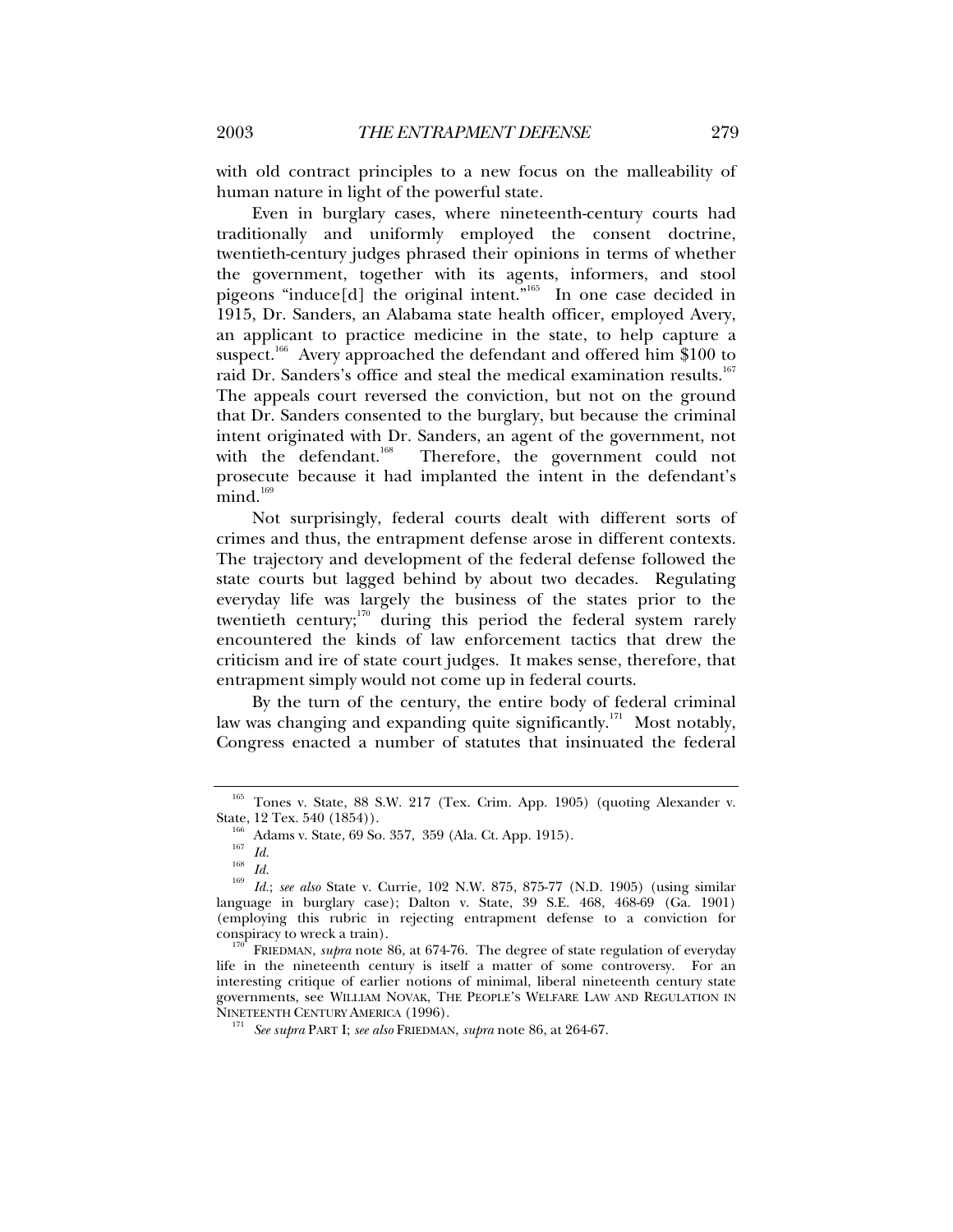with old contract principles to a new focus on the malleability of human nature in light of the powerful state.

Even in burglary cases, where nineteenth-century courts had traditionally and uniformly employed the consent doctrine, twentieth-century judges phrased their opinions in terms of whether the government, together with its agents, informers, and stool pigeons "induce[d] the original intent."[165] In one case decided in 1915, Dr. Sanders, an Alabama state health officer, employed Avery, an applicant to practice medicine in the state, to help capture a suspect.[166] Avery approached the defendant and offered him $100 to raid Dr. Sanders's office and steal the medical examination results.[167] The appeals court reversed the conviction, but not on the ground that Dr. Sanders consented to the burglary, but because the criminal intent originated with Dr. Sanders, an agent of the government, not with the defendant.[168] Therefore, the government could not prosecute because it had implanted the intent in the defendant's mind.[169]

Not surprisingly, federal courts dealt with different sorts of crimes and thus, the entrapment defense arose in different contexts. The trajectory and development of the federal defense followed the state courts but lagged behind by about two decades. Regulating everyday life was largely the business of the states prior to the twentieth century;[170] during this period the federal system rarely encountered the kinds of law enforcement tactics that drew the criticism and ire of state court judges. It makes sense, therefore, that entrapment simply would not come up in federal courts.

By the turn of the century, the entire body of federal criminal law was changing and expanding quite significantly.[171] Most notably, Congress enacted a number of statutes that insinuated the federal

---

[165] Tones v. State, 88 S.W. 217 (Tex. Crim. App. 1905) (quoting Alexander v. State, 12 Tex. 540 (1854)).

[166] Adams v. State, 69 So. 357, 359 (Ala. Ct. App. 1915).

[167] *Id.*

[168] *Id.*

[169] *Id.*; *see also* State v. Currie, 102 N.W. 875, 875-77 (N.D. 1905) (using similar language in burglary case); Dalton v. State, 39 S.E. 468, 468-69 (Ga. 1901) (employing this rubric in rejecting entrapment defense to a conviction for conspiracy to wreck a train).

[170] FRIEDMAN, *supra* note 86, at 674-76. The degree of state regulation of everyday life in the nineteenth century is itself a matter of some controversy. For an interesting critique of earlier notions of minimal, liberal nineteenth century state governments, see WILLIAM NOVAK, THE PEOPLE'S WELFARE LAW AND REGULATION IN NINETEENTH CENTURY AMERICA (1996).

[171] *See supra* PART I; *see also* FRIEDMAN, *supra* note 86, at 264-67.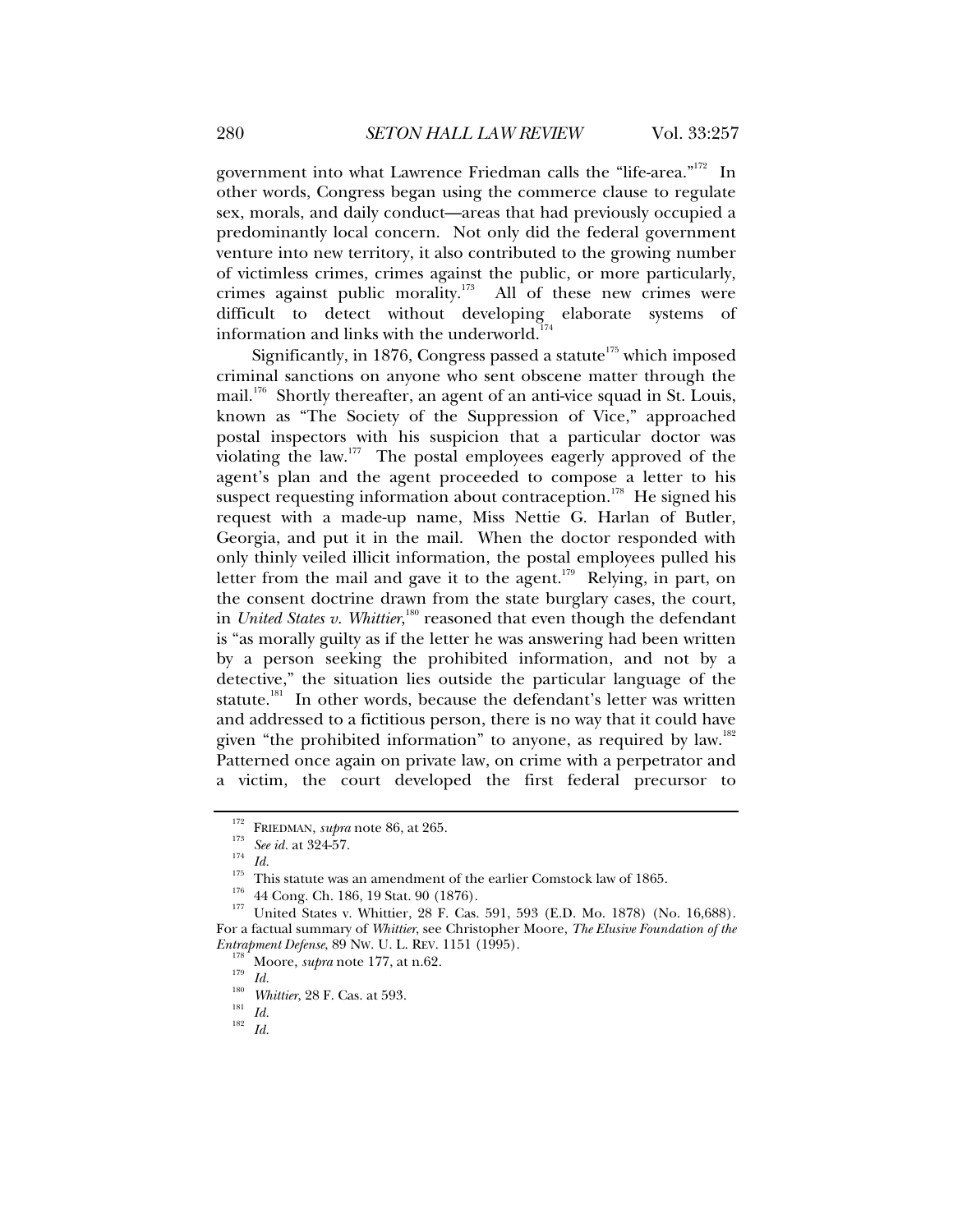government into what Lawrence Friedman calls the "life-area."[172] In other words, Congress began using the commerce clause to regulate sex, morals, and daily conduct—areas that had previously occupied a predominantly local concern. Not only did the federal government venture into new territory, it also contributed to the growing number of victimless crimes, crimes against the public, or more particularly, crimes against public morality.[173] All of these new crimes were difficult to detect without developing elaborate systems of information and links with the underworld.[174]

Significantly, in 1876, Congress passed a statute[175] which imposed criminal sanctions on anyone who sent obscene matter through the mail.[176] Shortly thereafter, an agent of an anti-vice squad in St. Louis, known as "The Society of the Suppression of Vice," approached postal inspectors with his suspicion that a particular doctor was violating the law.[177] The postal employees eagerly approved of the agent's plan and the agent proceeded to compose a letter to his suspect requesting information about contraception.[178] He signed his request with a made-up name, Miss Nettie G. Harlan of Butler, Georgia, and put it in the mail. When the doctor responded with only thinly veiled illicit information, the postal employees pulled his letter from the mail and gave it to the agent.[179] Relying, in part, on the consent doctrine drawn from the state burglary cases, the court, in *United States v. Whittier*,[180] reasoned that even though the defendant is "as morally guilty as if the letter he was answering had been written by a person seeking the prohibited information, and not by a detective," the situation lies outside the particular language of the statute.[181] In other words, because the defendant's letter was written and addressed to a fictitious person, there is no way that it could have given "the prohibited information" to anyone, as required by law.[182] Patterned once again on private law, on crime with a perpetrator and a victim, the court developed the first federal precursor to

---

[172] FRIEDMAN, *supra* note 86, at 265.

[173] *See id.* at 324-57.

[174] *Id.*

[175] This statute was an amendment of the earlier Comstock law of 1865.

[176] 44 Cong. Ch. 186, 19 Stat. 90 (1876).

[177] United States v. Whittier, 28 F. Cas. 591, 593 (E.D. Mo. 1878) (No. 16,688). For a factual summary of *Whittier*, see Christopher Moore, *The Elusive Foundation of the Entrapment Defense*, 89 NW. U. L. REV. 1151 (1995).

[178] Moore, *supra* note 177, at n.62.

[179] *Id.*

[180] *Whittier*, 28 F. Cas. at 593.

[181] *Id.*

[182] *Id.*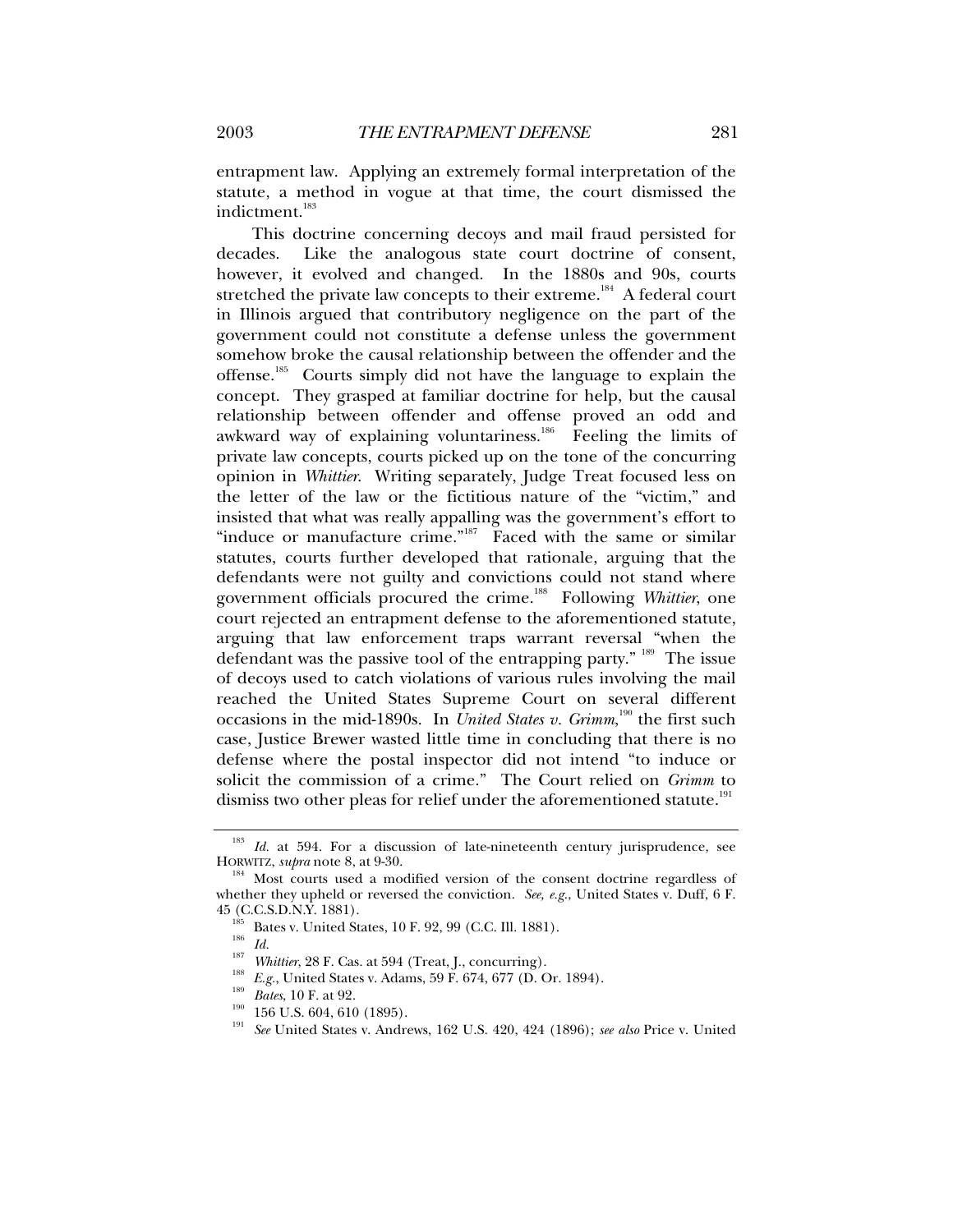entrapment law. Applying an extremely formal interpretation of the statute, a method in vogue at that time, the court dismissed the indictment.[183]

This doctrine concerning decoys and mail fraud persisted for decades. Like the analogous state court doctrine of consent, however, it evolved and changed. In the 1880s and 90s, courts stretched the private law concepts to their extreme.[184] A federal court in Illinois argued that contributory negligence on the part of the government could not constitute a defense unless the government somehow broke the causal relationship between the offender and the offense.[185] Courts simply did not have the language to explain the concept. They grasped at familiar doctrine for help, but the causal relationship between offender and offense proved an odd and awkward way of explaining voluntariness.[186] Feeling the limits of private law concepts, courts picked up on the tone of the concurring opinion in *Whittier*. Writing separately, Judge Treat focused less on the letter of the law or the fictitious nature of the "victim," and insisted that what was really appalling was the government's effort to "induce or manufacture crime."[187] Faced with the same or similar statutes, courts further developed that rationale, arguing that the defendants were not guilty and convictions could not stand where government officials procured the crime.[188] Following *Whittier*, one court rejected an entrapment defense to the aforementioned statute, arguing that law enforcement traps warrant reversal "when the defendant was the passive tool of the entrapping party." [189] The issue of decoys used to catch violations of various rules involving the mail reached the United States Supreme Court on several different occasions in the mid-1890s. In *United States v. Grimm*,[190] the first such case, Justice Brewer wasted little time in concluding that there is no defense where the postal inspector did not intend "to induce or solicit the commission of a crime." The Court relied on *Grimm* to dismiss two other pleas for relief under the aforementioned statute.[191]

---

[183] *Id.* at 594. For a discussion of late-nineteenth century jurisprudence, see HORWITZ, *supra* note 8, at 9-30.

[184] Most courts used a modified version of the consent doctrine regardless of whether they upheld or reversed the conviction. *See, e.g.*, United States v. Duff, 6 F. 45 (C.C.S.D.N.Y. 1881).

[185] Bates v. United States, 10 F. 92, 99 (C.C. Ill. 1881).

[186] *Id.*

[187] *Whittier*, 28 F. Cas. at 594 (Treat, J., concurring).

[188] *E.g.*, United States v. Adams, 59 F. 674, 677 (D. Or. 1894).

[189] *Bates*, 10 F. at 92.

[190] 156 U.S. 604, 610 (1895).

[191] *See* United States v. Andrews, 162 U.S. 420, 424 (1896); *see also* Price v. United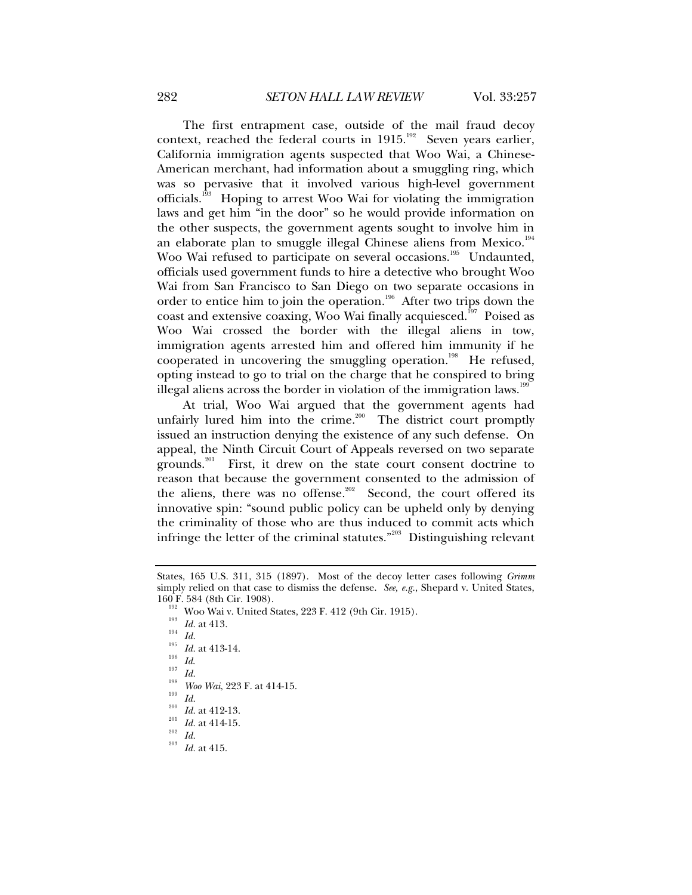The first entrapment case, outside of the mail fraud decoy context, reached the federal courts in 1915.[192] Seven years earlier, California immigration agents suspected that Woo Wai, a Chinese-American merchant, had information about a smuggling ring, which was so pervasive that it involved various high-level government officials.[193] Hoping to arrest Woo Wai for violating the immigration laws and get him "in the door" so he would provide information on the other suspects, the government agents sought to involve him in an elaborate plan to smuggle illegal Chinese aliens from Mexico.[194] Woo Wai refused to participate on several occasions.[195] Undaunted, officials used government funds to hire a detective who brought Woo Wai from San Francisco to San Diego on two separate occasions in order to entice him to join the operation.[196] After two trips down the coast and extensive coaxing, Woo Wai finally acquiesced.[197] Poised as Woo Wai crossed the border with the illegal aliens in tow, immigration agents arrested him and offered him immunity if he cooperated in uncovering the smuggling operation.[198] He refused, opting instead to go to trial on the charge that he conspired to bring illegal aliens across the border in violation of the immigration laws.[199]

At trial, Woo Wai argued that the government agents had unfairly lured him into the crime.[200] The district court promptly issued an instruction denying the existence of any such defense. On appeal, the Ninth Circuit Court of Appeals reversed on two separate grounds.[201] First, it drew on the state court consent doctrine to reason that because the government consented to the admission of the aliens, there was no offense.[202] Second, the court offered its innovative spin: "sound public policy can be upheld only by denying the criminality of those who are thus induced to commit acts which infringe the letter of the criminal statutes."[203] Distinguishing relevant

---

States, 165 U.S. 311, 315 (1897). Most of the decoy letter cases following *Grimm* simply relied on that case to dismiss the defense. *See, e.g.*, Shepard v. United States, 160 F. 584 (8th Cir. 1908).

[192] Woo Wai v. United States, 223 F. 412 (9th Cir. 1915).

[193] *Id.* at 413.

[194] *Id.*

[195] *Id.* at 413-14.

[196] *Id.*

[197] *Id.*

[198] *Woo Wai*, 223 F. at 414-15.

[199] *Id.*

[200] *Id.* at 412-13.

[201] *Id.* at 414-15.

[202] *Id.*

[203] *Id.* at 415.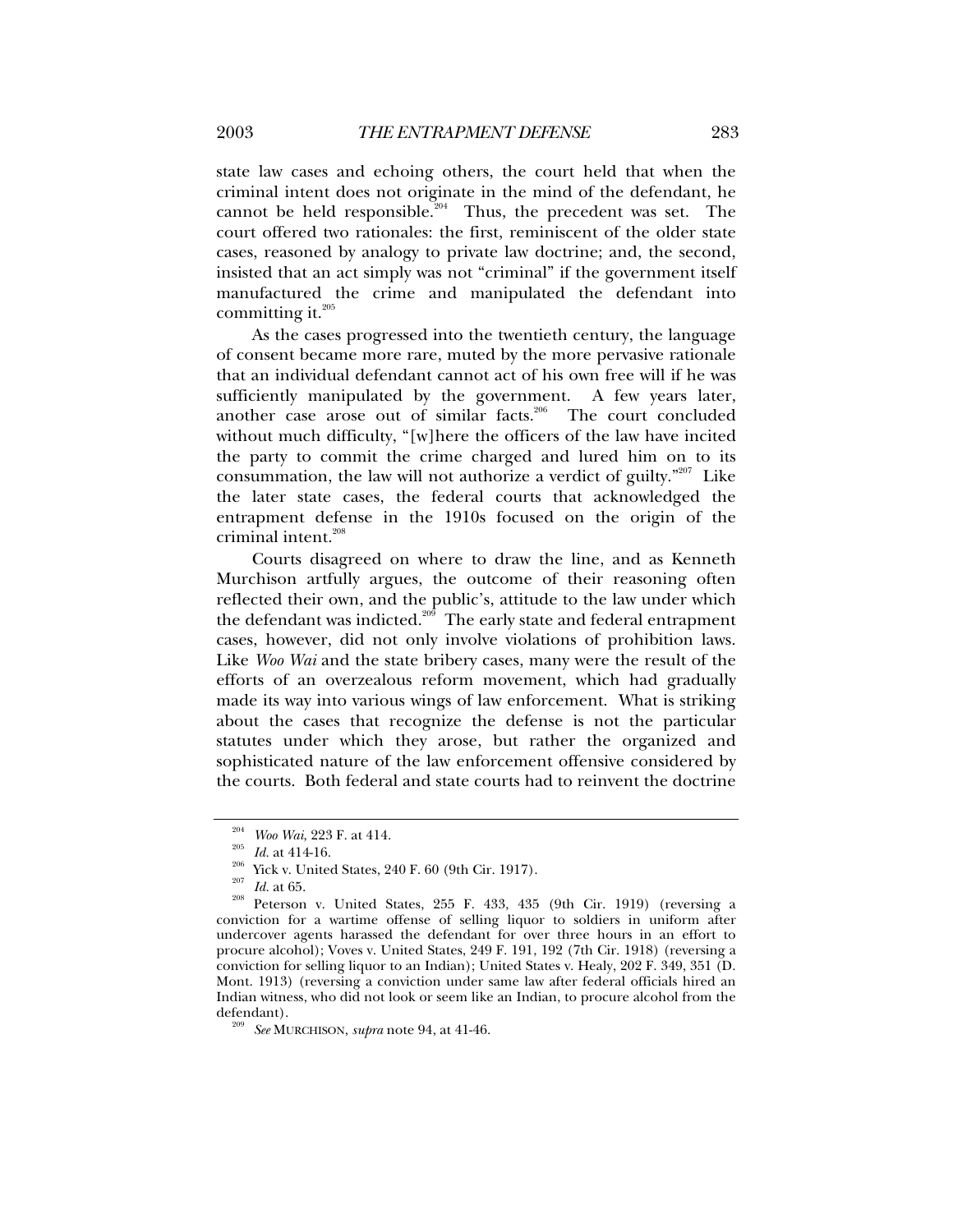state law cases and echoing others, the court held that when the criminal intent does not originate in the mind of the defendant, he cannot be held responsible.[204] Thus, the precedent was set. The court offered two rationales: the first, reminiscent of the older state cases, reasoned by analogy to private law doctrine; and, the second, insisted that an act simply was not "criminal" if the government itself manufactured the crime and manipulated the defendant into committing it.[205]

As the cases progressed into the twentieth century, the language of consent became more rare, muted by the more pervasive rationale that an individual defendant cannot act of his own free will if he was sufficiently manipulated by the government. A few years later, another case arose out of similar facts.[206] The court concluded without much difficulty, "[w]here the officers of the law have incited the party to commit the crime charged and lured him on to its consummation, the law will not authorize a verdict of guilty."[207] Like the later state cases, the federal courts that acknowledged the entrapment defense in the 1910s focused on the origin of the criminal intent.[208]

Courts disagreed on where to draw the line, and as Kenneth Murchison artfully argues, the outcome of their reasoning often reflected their own, and the public's, attitude to the law under which the defendant was indicted.[209] The early state and federal entrapment cases, however, did not only involve violations of prohibition laws. Like *Woo Wai* and the state bribery cases, many were the result of the efforts of an overzealous reform movement, which had gradually made its way into various wings of law enforcement. What is striking about the cases that recognize the defense is not the particular statutes under which they arose, but rather the organized and sophisticated nature of the law enforcement offensive considered by the courts. Both federal and state courts had to reinvent the doctrine

---

[204] *Woo Wai*, 223 F. at 414.

[205] *Id.* at 414-16.

[206] Yick v. United States, 240 F. 60 (9th Cir. 1917).

[207] *Id.* at 65.

[208] Peterson v. United States, 255 F. 433, 435 (9th Cir. 1919) (reversing a conviction for a wartime offense of selling liquor to soldiers in uniform after undercover agents harassed the defendant for over three hours in an effort to procure alcohol); Voves v. United States, 249 F. 191, 192 (7th Cir. 1918) (reversing a conviction for selling liquor to an Indian); United States v. Healy, 202 F. 349, 351 (D. Mont. 1913) (reversing a conviction under same law after federal officials hired an Indian witness, who did not look or seem like an Indian, to procure alcohol from the defendant).

[209] *See* MURCHISON, *supra* note 94, at 41-46.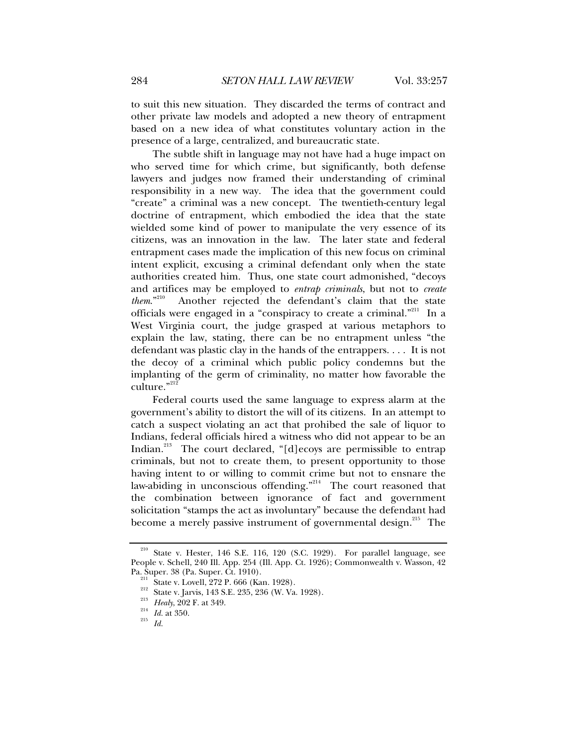to suit this new situation. They discarded the terms of contract and other private law models and adopted a new theory of entrapment based on a new idea of what constitutes voluntary action in the presence of a large, centralized, and bureaucratic state.

The subtle shift in language may not have had a huge impact on who served time for which crime, but significantly, both defense lawyers and judges now framed their understanding of criminal responsibility in a new way. The idea that the government could "create" a criminal was a new concept. The twentieth-century legal doctrine of entrapment, which embodied the idea that the state wielded some kind of power to manipulate the very essence of its citizens, was an innovation in the law. The later state and federal entrapment cases made the implication of this new focus on criminal intent explicit, excusing a criminal defendant only when the state authorities created him. Thus, one state court admonished, "decoys and artifices may be employed to *entrap criminals*, but not to *create them*."[210] Another rejected the defendant's claim that the state officials were engaged in a "conspiracy to create a criminal."[211] In a West Virginia court, the judge grasped at various metaphors to explain the law, stating, there can be no entrapment unless "the defendant was plastic clay in the hands of the entrappers. . . . It is not the decoy of a criminal which public policy condemns but the implanting of the germ of criminality, no matter how favorable the culture."[212]

Federal courts used the same language to express alarm at the government's ability to distort the will of its citizens. In an attempt to catch a suspect violating an act that prohibed the sale of liquor to Indians, federal officials hired a witness who did not appear to be an Indian.[213] The court declared, "[d]ecoys are permissible to entrap criminals, but not to create them, to present opportunity to those having intent to or willing to commit crime but not to ensnare the law-abiding in unconscious offending."[214] The court reasoned that the combination between ignorance of fact and government solicitation "stamps the act as involuntary" because the defendant had become a merely passive instrument of governmental design.[215] The

---

[210] State v. Hester, 146 S.E. 116, 120 (S.C. 1929). For parallel language, see People v. Schell, 240 Ill. App. 254 (Ill. App. Ct. 1926); Commonwealth v. Wasson, 42 Pa. Super. 38 (Pa. Super. Ct. 1910).

[211] State v. Lovell, 272 P. 666 (Kan. 1928).

[212] State v. Jarvis, 143 S.E. 235, 236 (W. Va. 1928).

[213] *Healy*, 202 F. at 349.

[214] *Id.* at 350.

[215] *Id.*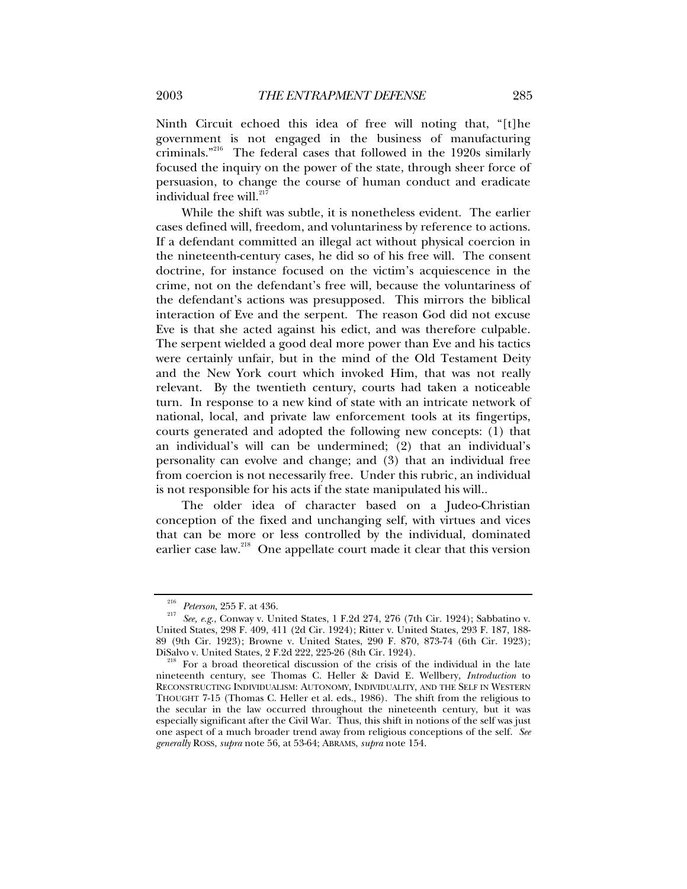Ninth Circuit echoed this idea of free will noting that, "[t]he government is not engaged in the business of manufacturing criminals."[216] The federal cases that followed in the 1920s similarly focused the inquiry on the power of the state, through sheer force of persuasion, to change the course of human conduct and eradicate individual free will.[217]

While the shift was subtle, it is nonetheless evident. The earlier cases defined will, freedom, and voluntariness by reference to actions. If a defendant committed an illegal act without physical coercion in the nineteenth-century cases, he did so of his free will. The consent doctrine, for instance focused on the victim's acquiescence in the crime, not on the defendant's free will, because the voluntariness of the defendant's actions was presupposed. This mirrors the biblical interaction of Eve and the serpent. The reason God did not excuse Eve is that she acted against his edict, and was therefore culpable. The serpent wielded a good deal more power than Eve and his tactics were certainly unfair, but in the mind of the Old Testament Deity and the New York court which invoked Him, that was not really relevant. By the twentieth century, courts had taken a noticeable turn. In response to a new kind of state with an intricate network of national, local, and private law enforcement tools at its fingertips, courts generated and adopted the following new concepts: (1) that an individual's will can be undermined; (2) that an individual's personality can evolve and change; and (3) that an individual free from coercion is not necessarily free. Under this rubric, an individual is not responsible for his acts if the state manipulated his will..

The older idea of character based on a Judeo-Christian conception of the fixed and unchanging self, with virtues and vices that can be more or less controlled by the individual, dominated earlier case law.[218] One appellate court made it clear that this version

---

[216] *Peterson*, 255 F. at 436.

[217] *See, e.g.*, Conway v. United States, 1 F.2d 274, 276 (7th Cir. 1924); Sabbatino v. United States, 298 F. 409, 411 (2d Cir. 1924); Ritter v. United States, 293 F. 187, 188-89 (9th Cir. 1923); Browne v. United States, 290 F. 870, 873-74 (6th Cir. 1923); DiSalvo v. United States, 2 F.2d 222, 225-26 (8th Cir. 1924).

[218] For a broad theoretical discussion of the crisis of the individual in the late nineteenth century, see Thomas C. Heller & David E. Wellbery, *Introduction* to RECONSTRUCTING INDIVIDUALISM: AUTONOMY, INDIVIDUALITY, AND THE SELF IN WESTERN THOUGHT 7-15 (Thomas C. Heller et al. eds., 1986). The shift from the religious to the secular in the law occurred throughout the nineteenth century, but it was especially significant after the Civil War. Thus, this shift in notions of the self was just one aspect of a much broader trend away from religious conceptions of the self. *See generally* ROSS, *supra* note 56, at 53-64; ABRAMS, *supra* note 154.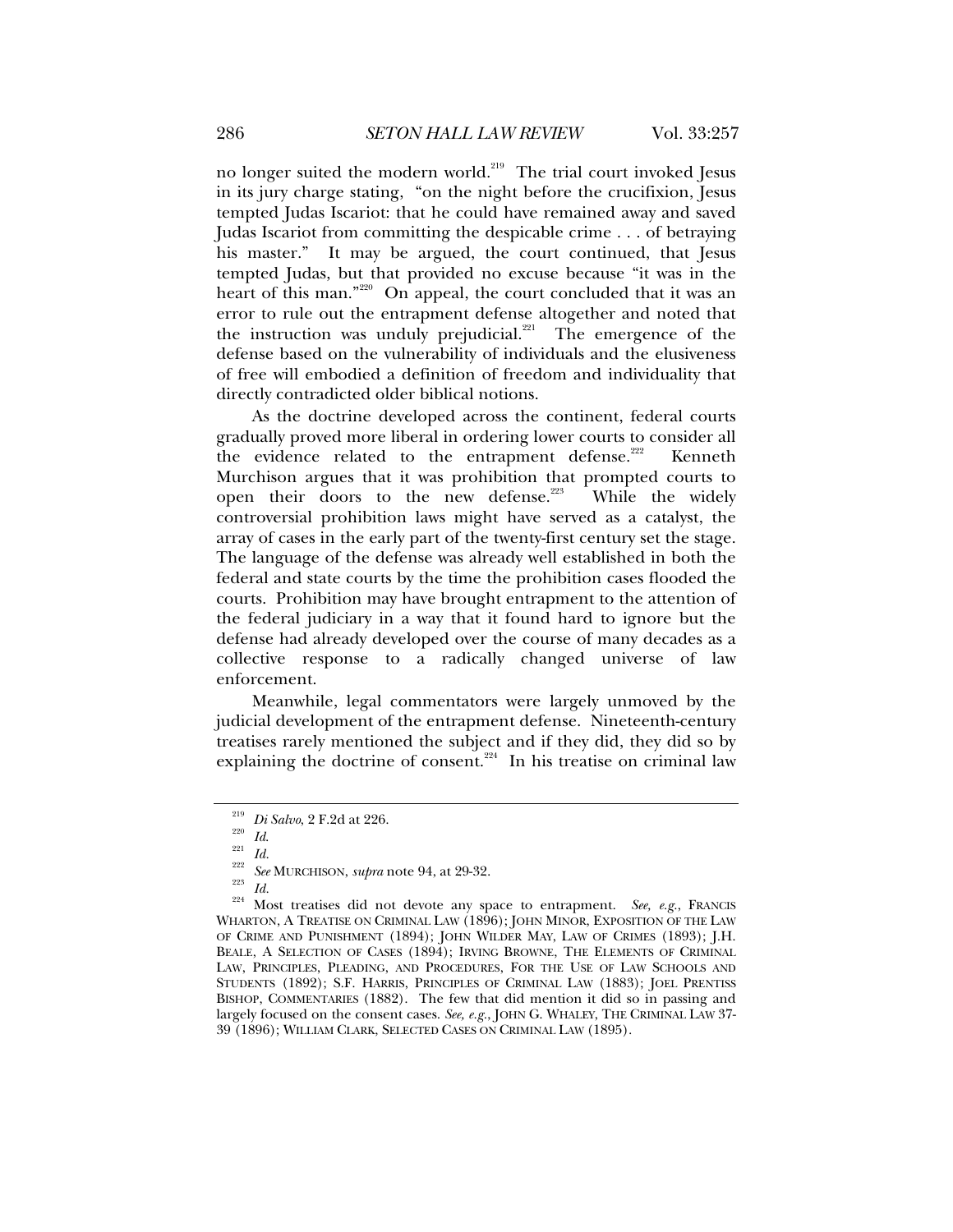no longer suited the modern world.[219] The trial court invoked Jesus in its jury charge stating, "on the night before the crucifixion, Jesus tempted Judas Iscariot: that he could have remained away and saved Judas Iscariot from committing the despicable crime . . . of betraying his master." It may be argued, the court continued, that Jesus tempted Judas, but that provided no excuse because "it was in the heart of this man."[220] On appeal, the court concluded that it was an error to rule out the entrapment defense altogether and noted that the instruction was unduly prejudicial.[221] The emergence of the defense based on the vulnerability of individuals and the elusiveness of free will embodied a definition of freedom and individuality that directly contradicted older biblical notions.

As the doctrine developed across the continent, federal courts gradually proved more liberal in ordering lower courts to consider all the evidence related to the entrapment defense.[222] Kenneth Murchison argues that it was prohibition that prompted courts to open their doors to the new defense.[223] While the widely controversial prohibition laws might have served as a catalyst, the array of cases in the early part of the twenty-first century set the stage. The language of the defense was already well established in both the federal and state courts by the time the prohibition cases flooded the courts. Prohibition may have brought entrapment to the attention of the federal judiciary in a way that it found hard to ignore but the defense had already developed over the course of many decades as a collective response to a radically changed universe of law enforcement.

Meanwhile, legal commentators were largely unmoved by the judicial development of the entrapment defense. Nineteenth-century treatises rarely mentioned the subject and if they did, they did so by explaining the doctrine of consent.[224] In his treatise on criminal law

---

[219] *Di Salvo*, 2 F.2d at 226.

[220] *Id.*

[221] *Id.*

[222] *See* MURCHISON, *supra* note 94, at 29-32.

[223] *Id.*

[224] Most treatises did not devote any space to entrapment. *See, e.g.*, FRANCIS WHARTON, A TREATISE ON CRIMINAL LAW (1896); JOHN MINOR, EXPOSITION OF THE LAW OF CRIME AND PUNISHMENT (1894); JOHN WILDER MAY, LAW OF CRIMES (1893); J.H. BEALE, A SELECTION OF CASES (1894); IRVING BROWNE, THE ELEMENTS OF CRIMINAL LAW, PRINCIPLES, PLEADING, AND PROCEDURES, FOR THE USE OF LAW SCHOOLS AND STUDENTS (1892); S.F. HARRIS, PRINCIPLES OF CRIMINAL LAW (1883); JOEL PRENTISS BISHOP, COMMENTARIES (1882). The few that did mention it did so in passing and largely focused on the consent cases. *See, e.g.*, JOHN G. WHALEY, THE CRIMINAL LAW 37-39 (1896); WILLIAM CLARK, SELECTED CASES ON CRIMINAL LAW (1895).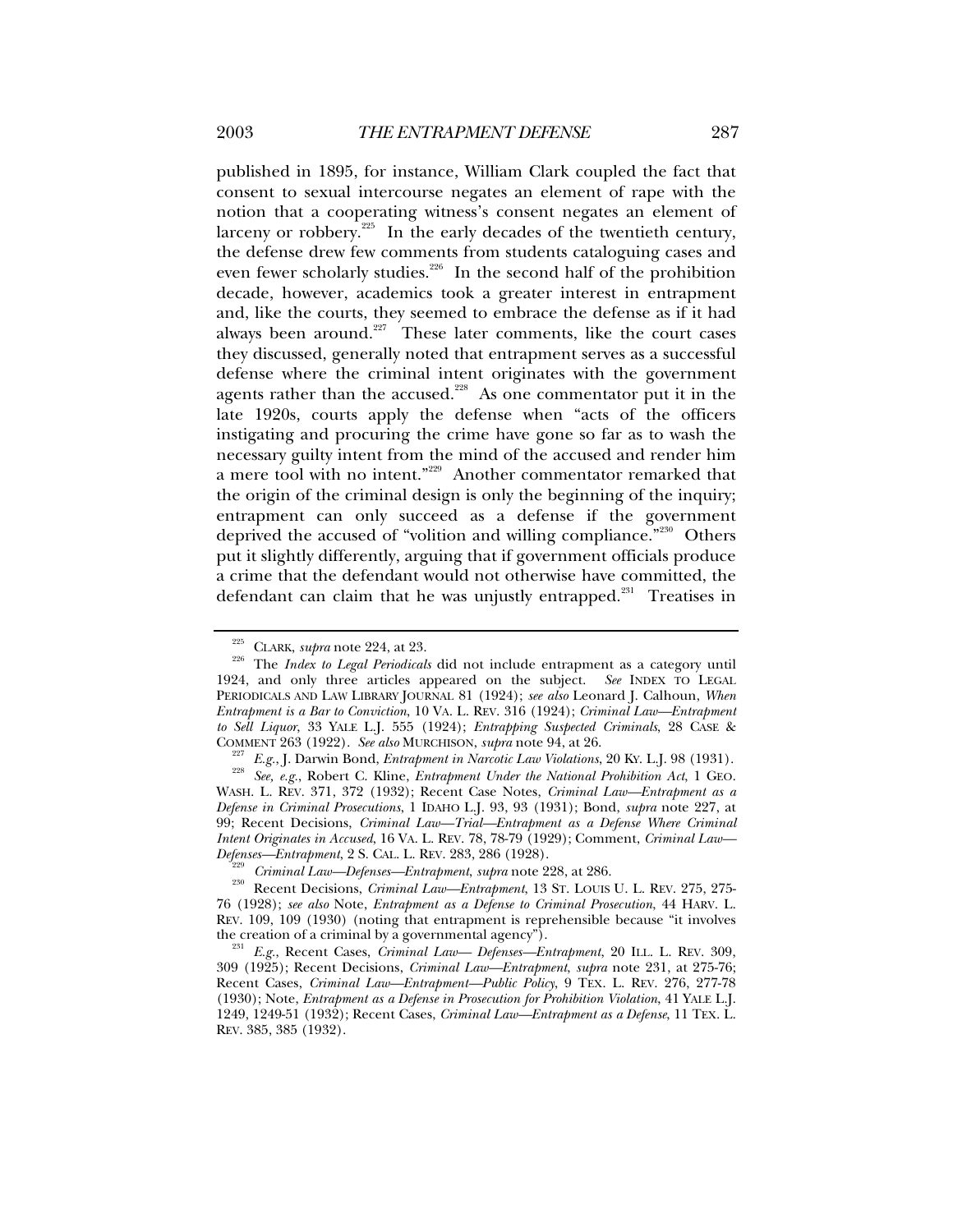published in 1895, for instance, William Clark coupled the fact that consent to sexual intercourse negates an element of rape with the notion that a cooperating witness's consent negates an element of larceny or robbery.[225] In the early decades of the twentieth century, the defense drew few comments from students cataloguing cases and even fewer scholarly studies.[226] In the second half of the prohibition decade, however, academics took a greater interest in entrapment and, like the courts, they seemed to embrace the defense as if it had always been around.[227] These later comments, like the court cases they discussed, generally noted that entrapment serves as a successful defense where the criminal intent originates with the government agents rather than the accused.[228] As one commentator put it in the late 1920s, courts apply the defense when "acts of the officers instigating and procuring the crime have gone so far as to wash the necessary guilty intent from the mind of the accused and render him a mere tool with no intent."[229] Another commentator remarked that the origin of the criminal design is only the beginning of the inquiry; entrapment can only succeed as a defense if the government deprived the accused of "volition and willing compliance."[230] Others put it slightly differently, arguing that if government officials produce a crime that the defendant would not otherwise have committed, the defendant can claim that he was unjustly entrapped.[231] Treatises in

---

[225] CLARK, *supra* note 224, at 23.

[226] The *Index to Legal Periodicals* did not include entrapment as a category until 1924, and only three articles appeared on the subject. *See* INDEX TO LEGAL PERIODICALS AND LAW LIBRARY JOURNAL 81 (1924); *see also* Leonard J. Calhoun, *When Entrapment is a Bar to Conviction*, 10 VA. L. REV. 316 (1924); *Criminal Law—Entrapment to Sell Liquor*, 33 YALE L.J. 555 (1924); *Entrapping Suspected Criminals*, 28 CASE & COMMENT 263 (1922). *See also* MURCHISON, *supra* note 94, at 26.

[227] *E.g.*, J. Darwin Bond, *Entrapment in Narcotic Law Violations*, 20 KY. L.J. 98 (1931).

[228] *See, e.g.*, Robert C. Kline, *Entrapment Under the National Prohibition Act*, 1 GEO. WASH. L. REV. 371, 372 (1932); Recent Case Notes, *Criminal Law—Entrapment as a Defense in Criminal Prosecutions*, 1 IDAHO L.J. 93, 93 (1931); Bond, *supra* note 227, at 99; Recent Decisions, *Criminal Law—Trial—Entrapment as a Defense Where Criminal Intent Originates in Accused*, 16 VA. L. REV. 78, 78-79 (1929); Comment, *Criminal Law—Defenses—Entrapment*, 2 S. CAL. L. REV. 283, 286 (1928).

[229] *Criminal Law—Defenses—Entrapment*, *supra* note 228, at 286.

[230] Recent Decisions, *Criminal Law—Entrapment*, 13 ST. LOUIS U. L. REV. 275, 275-76 (1928); *see also* Note, *Entrapment as a Defense to Criminal Prosecution*, 44 HARV. L. REV. 109, 109 (1930) (noting that entrapment is reprehensible because "it involves the creation of a criminal by a governmental agency").

[231] *E.g.*, Recent Cases, *Criminal Law— Defenses—Entrapment*, 20 ILL. L. REV. 309, 309 (1925); Recent Decisions, *Criminal Law—Entrapment*, *supra* note 231, at 275-76; Recent Cases, *Criminal Law—Entrapment—Public Policy*, 9 TEX. L. REV. 276, 277-78 (1930); Note, *Entrapment as a Defense in Prosecution for Prohibition Violation*, 41 YALE L.J. 1249, 1249-51 (1932); Recent Cases, *Criminal Law—Entrapment as a Defense*, 11 TEX. L. REV. 385, 385 (1932).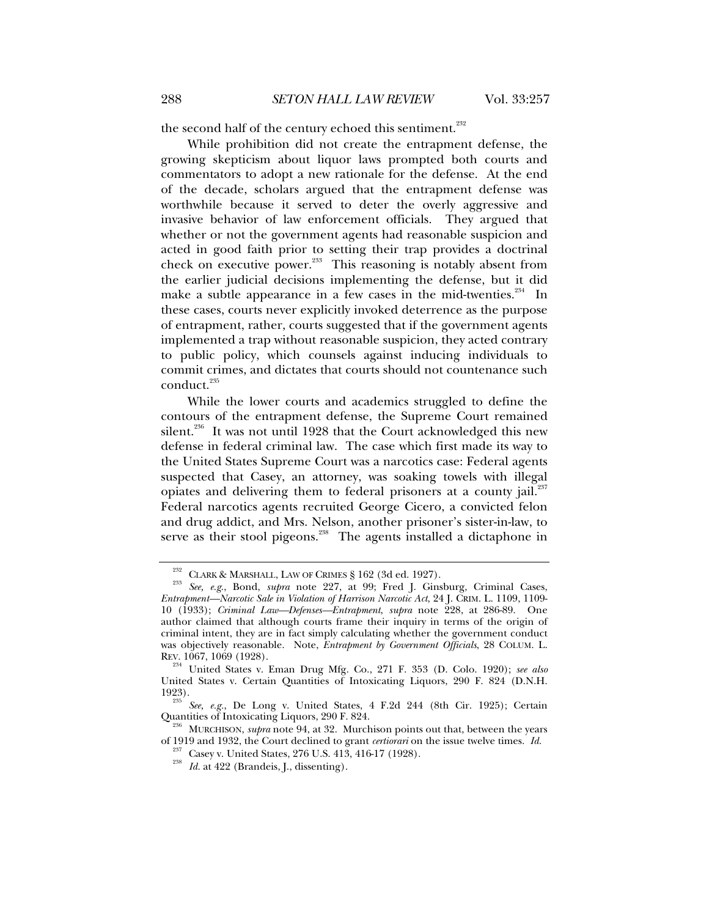the second half of the century echoed this sentiment.[232]

While prohibition did not create the entrapment defense, the growing skepticism about liquor laws prompted both courts and commentators to adopt a new rationale for the defense. At the end of the decade, scholars argued that the entrapment defense was worthwhile because it served to deter the overly aggressive and invasive behavior of law enforcement officials. They argued that whether or not the government agents had reasonable suspicion and acted in good faith prior to setting their trap provides a doctrinal check on executive power.[233] This reasoning is notably absent from the earlier judicial decisions implementing the defense, but it did make a subtle appearance in a few cases in the mid-twenties.[234] In these cases, courts never explicitly invoked deterrence as the purpose of entrapment, rather, courts suggested that if the government agents implemented a trap without reasonable suspicion, they acted contrary to public policy, which counsels against inducing individuals to commit crimes, and dictates that courts should not countenance such conduct.[235]

While the lower courts and academics struggled to define the contours of the entrapment defense, the Supreme Court remained silent.[236] It was not until 1928 that the Court acknowledged this new defense in federal criminal law. The case which first made its way to the United States Supreme Court was a narcotics case: Federal agents suspected that Casey, an attorney, was soaking towels with illegal opiates and delivering them to federal prisoners at a county jail.[237] Federal narcotics agents recruited George Cicero, a convicted felon and drug addict, and Mrs. Nelson, another prisoner's sister-in-law, to serve as their stool pigeons.[238] The agents installed a dictaphone in

---

[232] CLARK & MARSHALL, LAW OF CRIMES § 162 (3d ed. 1927).

[233] *See, e.g.*, Bond, *supra* note 227, at 99; Fred J. Ginsburg, Criminal Cases, *Entrapment—Narcotic Sale in Violation of Harrison Narcotic Act*, 24 J. CRIM. L. 1109, 1109-10 (1933); *Criminal Law—Defenses—Entrapment*, *supra* note 228, at 286-89. One author claimed that although courts frame their inquiry in terms of the origin of criminal intent, they are in fact simply calculating whether the government conduct was objectively reasonable. Note, *Entrapment by Government Officials*, 28 COLUM. L. REV. 1067, 1069 (1928).

[234] United States v. Eman Drug Mfg. Co., 271 F. 353 (D. Colo. 1920); *see also* United States v. Certain Quantities of Intoxicating Liquors, 290 F. 824 (D.N.H. 1923).

[235] *See, e.g.*, De Long v. United States, 4 F.2d 244 (8th Cir. 1925); Certain Quantities of Intoxicating Liquors, 290 F. 824.

[236] MURCHISON, *supra* note 94, at 32. Murchison points out that, between the years of 1919 and 1932, the Court declined to grant *certiorari* on the issue twelve times. *Id.*

[237] Casey v. United States, 276 U.S. 413, 416-17 (1928).

[238] *Id.* at 422 (Brandeis, J., dissenting).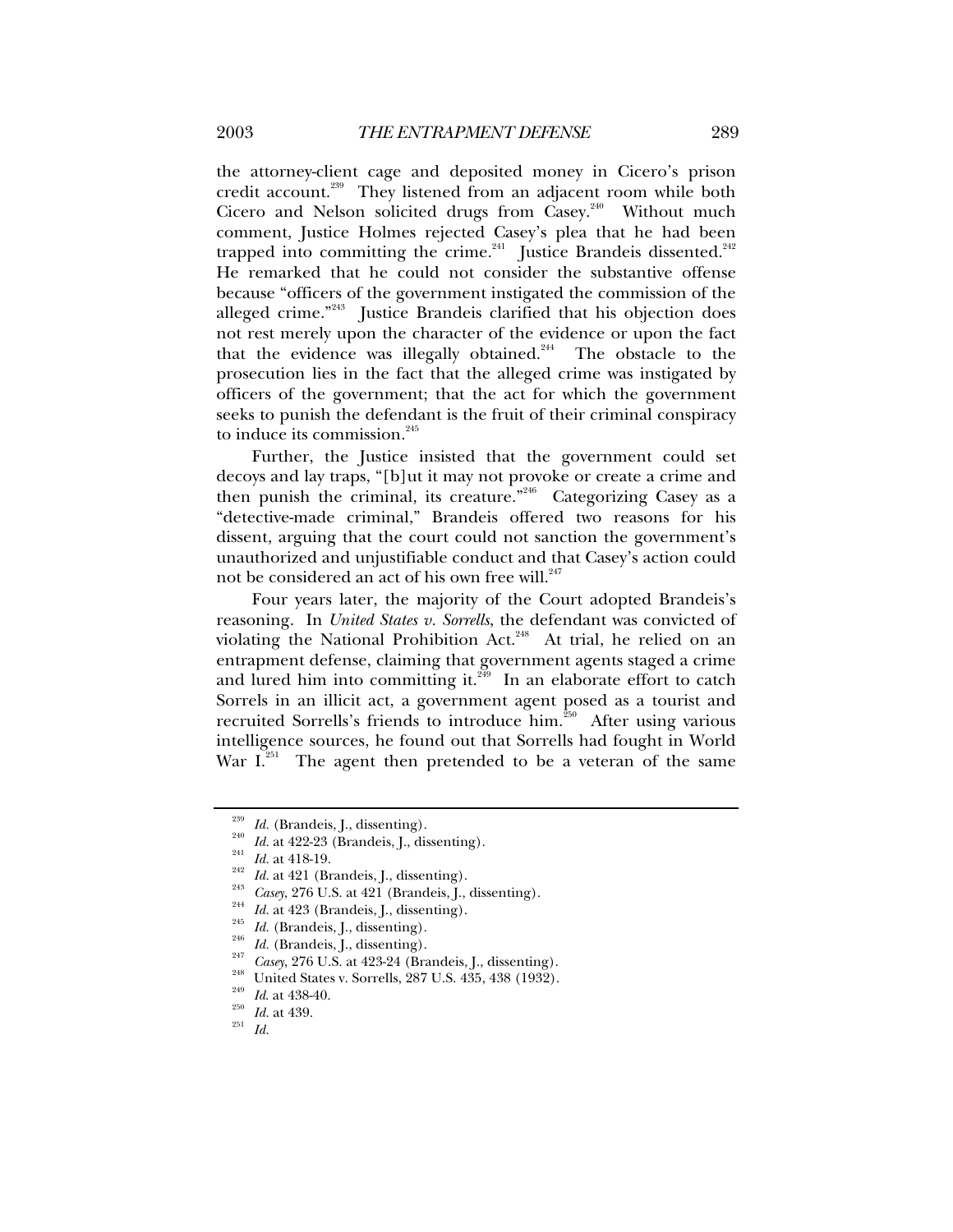the attorney-client cage and deposited money in Cicero's prison credit account.[239] They listened from an adjacent room while both Cicero and Nelson solicited drugs from Casey.[240] Without much comment, Justice Holmes rejected Casey's plea that he had been trapped into committing the crime.[241] Justice Brandeis dissented.[242] He remarked that he could not consider the substantive offense because "officers of the government instigated the commission of the alleged crime."[243] Justice Brandeis clarified that his objection does not rest merely upon the character of the evidence or upon the fact that the evidence was illegally obtained.[244] The obstacle to the prosecution lies in the fact that the alleged crime was instigated by officers of the government; that the act for which the government seeks to punish the defendant is the fruit of their criminal conspiracy to induce its commission.[245]

Further, the Justice insisted that the government could set decoys and lay traps, "[b]ut it may not provoke or create a crime and then punish the criminal, its creature."[246] Categorizing Casey as a "detective-made criminal," Brandeis offered two reasons for his dissent, arguing that the court could not sanction the government's unauthorized and unjustifiable conduct and that Casey's action could not be considered an act of his own free will.[247]

Four years later, the majority of the Court adopted Brandeis's reasoning. In *United States v. Sorrells*, the defendant was convicted of violating the National Prohibition Act.[248] At trial, he relied on an entrapment defense, claiming that government agents staged a crime and lured him into committing it.[249] In an elaborate effort to catch Sorrels in an illicit act, a government agent posed as a tourist and recruited Sorrells's friends to introduce him.[250] After using various intelligence sources, he found out that Sorrells had fought in World War I.[251] The agent then pretended to be a veteran of the same

---

[239] *Id.* (Brandeis, J., dissenting).

[240] *Id.* at 422-23 (Brandeis, J., dissenting).

[241] *Id.* at 418-19.

[242] *Id.* at 421 (Brandeis, J., dissenting).

[243] *Casey*, 276 U.S. at 421 (Brandeis, J., dissenting).

[244] *Id.* at 423 (Brandeis, J., dissenting).

[245] *Id.* (Brandeis, J., dissenting).

[246] *Id.* (Brandeis, J., dissenting).

[247] *Casey*, 276 U.S. at 423-24 (Brandeis, J., dissenting).

[248] United States v. Sorrells, 287 U.S. 435, 438 (1932).

[249] *Id.* at 438-40.

[250] *Id.* at 439.

[251] *Id.*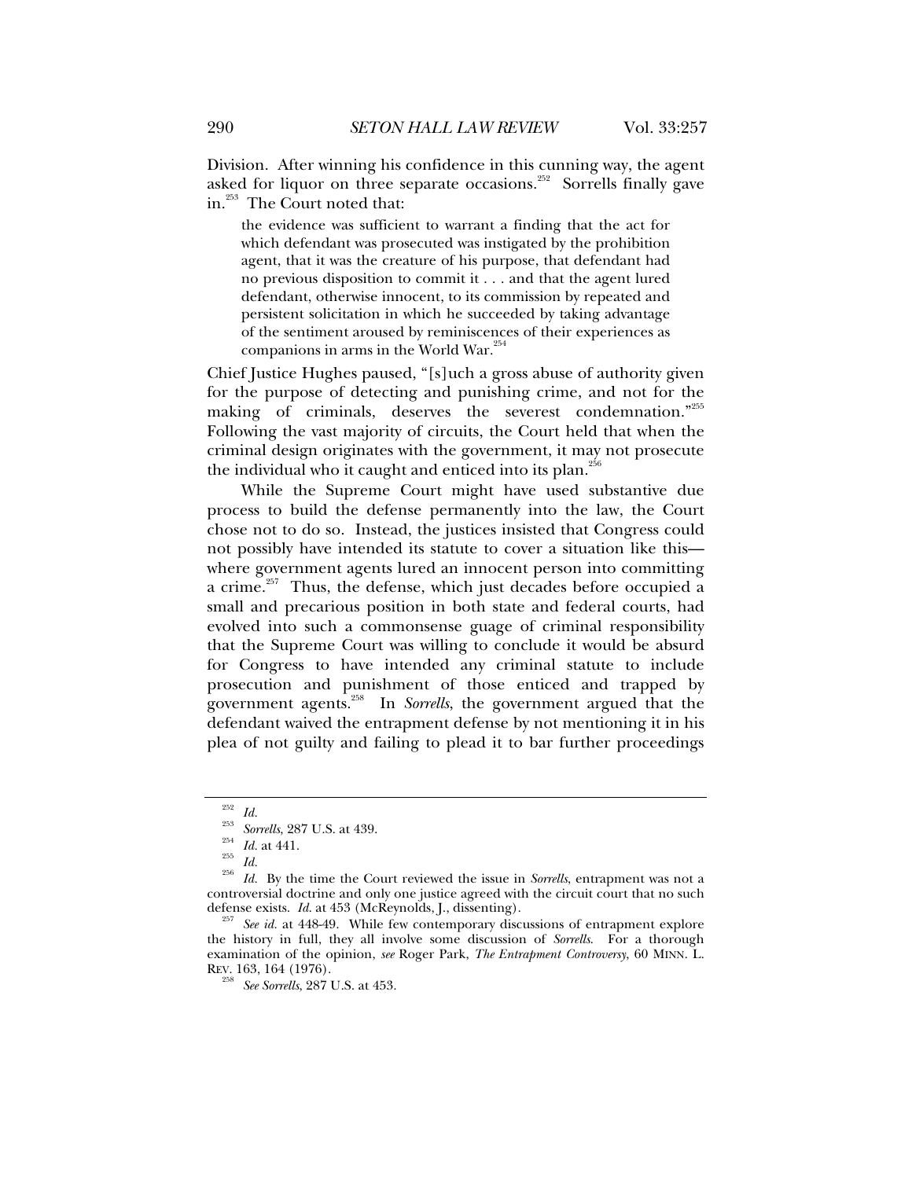Division. After winning his confidence in this cunning way, the agent asked for liquor on three separate occasions.[252] Sorrells finally gave in.[253] The Court noted that:

> the evidence was sufficient to warrant a finding that the act for which defendant was prosecuted was instigated by the prohibition agent, that it was the creature of his purpose, that defendant had no previous disposition to commit it . . . and that the agent lured defendant, otherwise innocent, to its commission by repeated and persistent solicitation in which he succeeded by taking advantage of the sentiment aroused by reminiscences of their experiences as companions in arms in the World War.[254]

Chief Justice Hughes paused, "[s]uch a gross abuse of authority given for the purpose of detecting and punishing crime, and not for the making of criminals, deserves the severest condemnation."[255] Following the vast majority of circuits, the Court held that when the criminal design originates with the government, it may not prosecute the individual who it caught and enticed into its plan.[256]

While the Supreme Court might have used substantive due process to build the defense permanently into the law, the Court chose not to do so. Instead, the justices insisted that Congress could not possibly have intended its statute to cover a situation like this—where government agents lured an innocent person into committing a crime.[257] Thus, the defense, which just decades before occupied a small and precarious position in both state and federal courts, had evolved into such a commonsense guage of criminal responsibility that the Supreme Court was willing to conclude it would be absurd for Congress to have intended any criminal statute to include prosecution and punishment of those enticed and trapped by government agents.[258] In *Sorrells*, the government argued that the defendant waived the entrapment defense by not mentioning it in his plea of not guilty and failing to plead it to bar further proceedings

---

[252] *Id.*

[253] *Sorrells*, 287 U.S. at 439.

[254] *Id.* at 441.

[255] *Id.*

[256] *Id.* By the time the Court reviewed the issue in *Sorrells*, entrapment was not a controversial doctrine and only one justice agreed with the circuit court that no such defense exists. *Id.* at 453 (McReynolds, J., dissenting).

[257] *See id.* at 448-49. While few contemporary discussions of entrapment explore the history in full, they all involve some discussion of *Sorrells*. For a thorough examination of the opinion, *see* Roger Park, *The Entrapment Controversy*, 60 MINN. L. REV. 163, 164 (1976).

[258] *See Sorrells*, 287 U.S. at 453.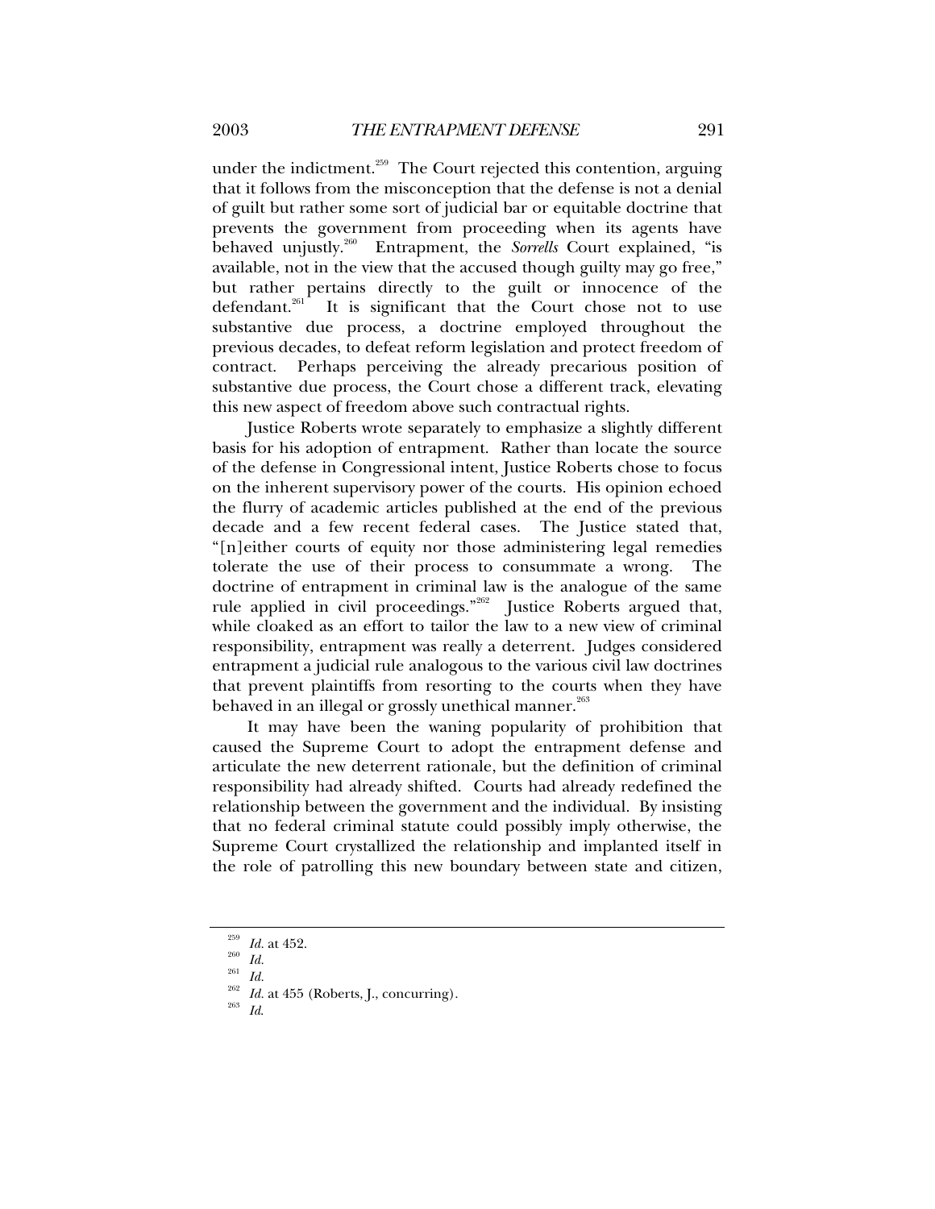under the indictment.[259] The Court rejected this contention, arguing that it follows from the misconception that the defense is not a denial of guilt but rather some sort of judicial bar or equitable doctrine that prevents the government from proceeding when its agents have behaved unjustly.[260] Entrapment, the *Sorrells* Court explained, "is available, not in the view that the accused though guilty may go free," but rather pertains directly to the guilt or innocence of the defendant.[261] It is significant that the Court chose not to use substantive due process, a doctrine employed throughout the previous decades, to defeat reform legislation and protect freedom of contract. Perhaps perceiving the already precarious position of substantive due process, the Court chose a different track, elevating this new aspect of freedom above such contractual rights.

Justice Roberts wrote separately to emphasize a slightly different basis for his adoption of entrapment. Rather than locate the source of the defense in Congressional intent, Justice Roberts chose to focus on the inherent supervisory power of the courts. His opinion echoed the flurry of academic articles published at the end of the previous decade and a few recent federal cases. The Justice stated that, "[n]either courts of equity nor those administering legal remedies tolerate the use of their process to consummate a wrong. The doctrine of entrapment in criminal law is the analogue of the same rule applied in civil proceedings."[262] Justice Roberts argued that, while cloaked as an effort to tailor the law to a new view of criminal responsibility, entrapment was really a deterrent. Judges considered entrapment a judicial rule analogous to the various civil law doctrines that prevent plaintiffs from resorting to the courts when they have behaved in an illegal or grossly unethical manner.[263]

It may have been the waning popularity of prohibition that caused the Supreme Court to adopt the entrapment defense and articulate the new deterrent rationale, but the definition of criminal responsibility had already shifted. Courts had already redefined the relationship between the government and the individual. By insisting that no federal criminal statute could possibly imply otherwise, the Supreme Court crystallized the relationship and implanted itself in the role of patrolling this new boundary between state and citizen,

---

[259] *Id.* at 452.

[260] *Id.*

[261] *Id.*

[262] *Id.* at 455 (Roberts, J., concurring).

[263] *Id.*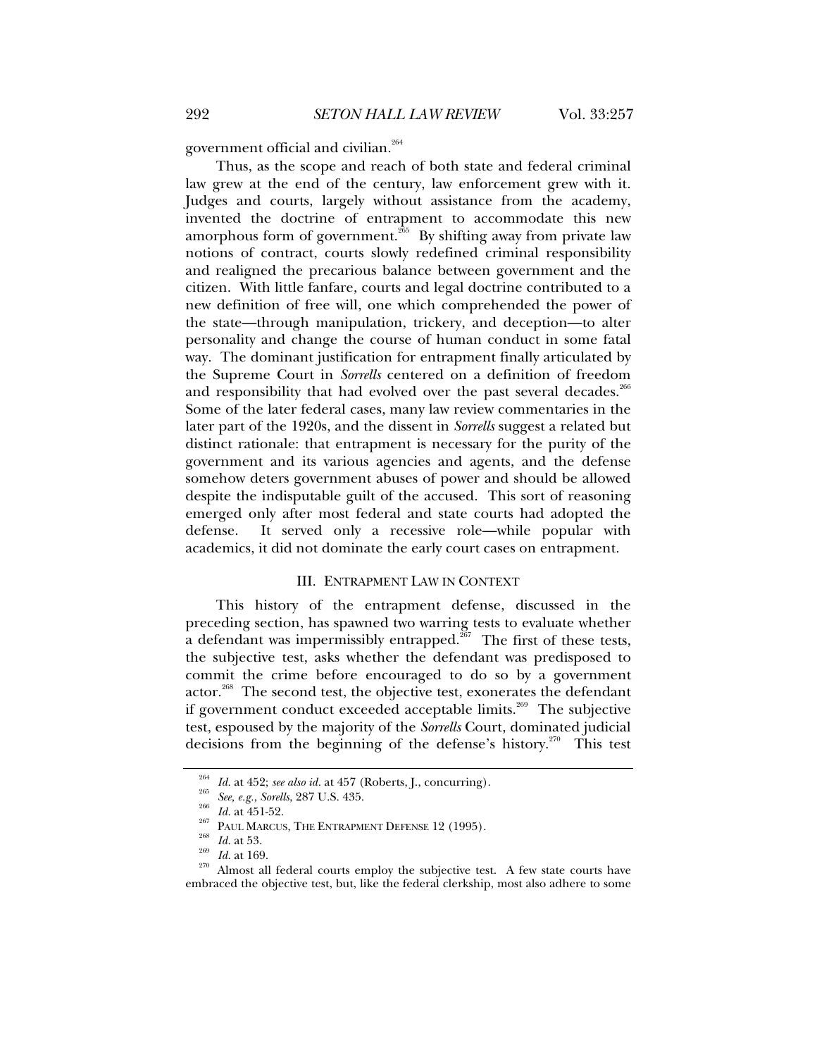government official and civilian.[264]

Thus, as the scope and reach of both state and federal criminal law grew at the end of the century, law enforcement grew with it. Judges and courts, largely without assistance from the academy, invented the doctrine of entrapment to accommodate this new amorphous form of government.[265] By shifting away from private law notions of contract, courts slowly redefined criminal responsibility and realigned the precarious balance between government and the citizen. With little fanfare, courts and legal doctrine contributed to a new definition of free will, one which comprehended the power of the state—through manipulation, trickery, and deception—to alter personality and change the course of human conduct in some fatal way. The dominant justification for entrapment finally articulated by the Supreme Court in *Sorrells* centered on a definition of freedom and responsibility that had evolved over the past several decades.[266] Some of the later federal cases, many law review commentaries in the later part of the 1920s, and the dissent in *Sorrells* suggest a related but distinct rationale: that entrapment is necessary for the purity of the government and its various agencies and agents, and the defense somehow deters government abuses of power and should be allowed despite the indisputable guilt of the accused. This sort of reasoning emerged only after most federal and state courts had adopted the defense. It served only a recessive role—while popular with academics, it did not dominate the early court cases on entrapment.

## III. ENTRAPMENT LAW IN CONTEXT

This history of the entrapment defense, discussed in the preceding section, has spawned two warring tests to evaluate whether a defendant was impermissibly entrapped.[267] The first of these tests, the subjective test, asks whether the defendant was predisposed to commit the crime before encouraged to do so by a government actor.[268] The second test, the objective test, exonerates the defendant if government conduct exceeded acceptable limits.[269] The subjective test, espoused by the majority of the *Sorrells* Court, dominated judicial decisions from the beginning of the defense's history.[270] This test

---

[264] *Id.* at 452; *see also id.* at 457 (Roberts, J., concurring).

[265] *See, e.g.*, *Sorrells*, 287 U.S. 435.

[266] *Id.* at 451-52.

[267] PAUL MARCUS, THE ENTRAPMENT DEFENSE 12 (1995).

[268] *Id.* at 53.

[269] *Id.* at 169.

[270] Almost all federal courts employ the subjective test. A few state courts have embraced the objective test, but, like the federal clerkship, most also adhere to some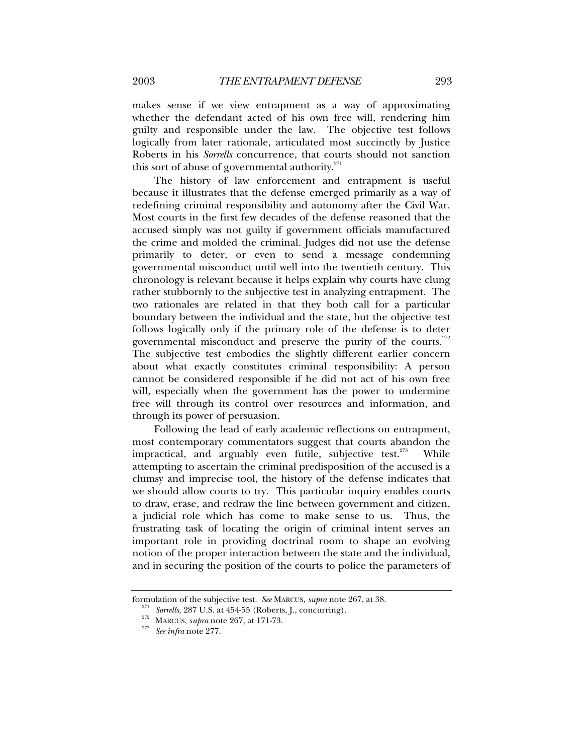makes sense if we view entrapment as a way of approximating whether the defendant acted of his own free will, rendering him guilty and responsible under the law. The objective test follows logically from later rationale, articulated most succinctly by Justice Roberts in his *Sorrells* concurrence, that courts should not sanction this sort of abuse of governmental authority.[271]

The history of law enforcement and entrapment is useful because it illustrates that the defense emerged primarily as a way of redefining criminal responsibility and autonomy after the Civil War. Most courts in the first few decades of the defense reasoned that the accused simply was not guilty if government officials manufactured the crime and molded the criminal. Judges did not use the defense primarily to deter, or even to send a message condemning governmental misconduct until well into the twentieth century. This chronology is relevant because it helps explain why courts have clung rather stubbornly to the subjective test in analyzing entrapment. The two rationales are related in that they both call for a particular boundary between the individual and the state, but the objective test follows logically only if the primary role of the defense is to deter governmental misconduct and preserve the purity of the courts.[272] The subjective test embodies the slightly different earlier concern about what exactly constitutes criminal responsibility: A person cannot be considered responsible if he did not act of his own free will, especially when the government has the power to undermine free will through its control over resources and information, and through its power of persuasion.

Following the lead of early academic reflections on entrapment, most contemporary commentators suggest that courts abandon the impractical, and arguably even futile, subjective test.[273] While attempting to ascertain the criminal predisposition of the accused is a clumsy and imprecise tool, the history of the defense indicates that we should allow courts to try. This particular inquiry enables courts to draw, erase, and redraw the line between government and citizen, a judicial role which has come to make sense to us. Thus, the frustrating task of locating the origin of criminal intent serves an important role in providing doctrinal room to shape an evolving notion of the proper interaction between the state and the individual, and in securing the position of the courts to police the parameters of

---

formulation of the subjective test. *See* MARCUS, *supra* note 267, at 38.

[271] *Sorrells*, 287 U.S. at 454-55 (Roberts, J., concurring).

[272] MARCUS, *supra* note 267, at 171-73.

[273] *See infra* note 277.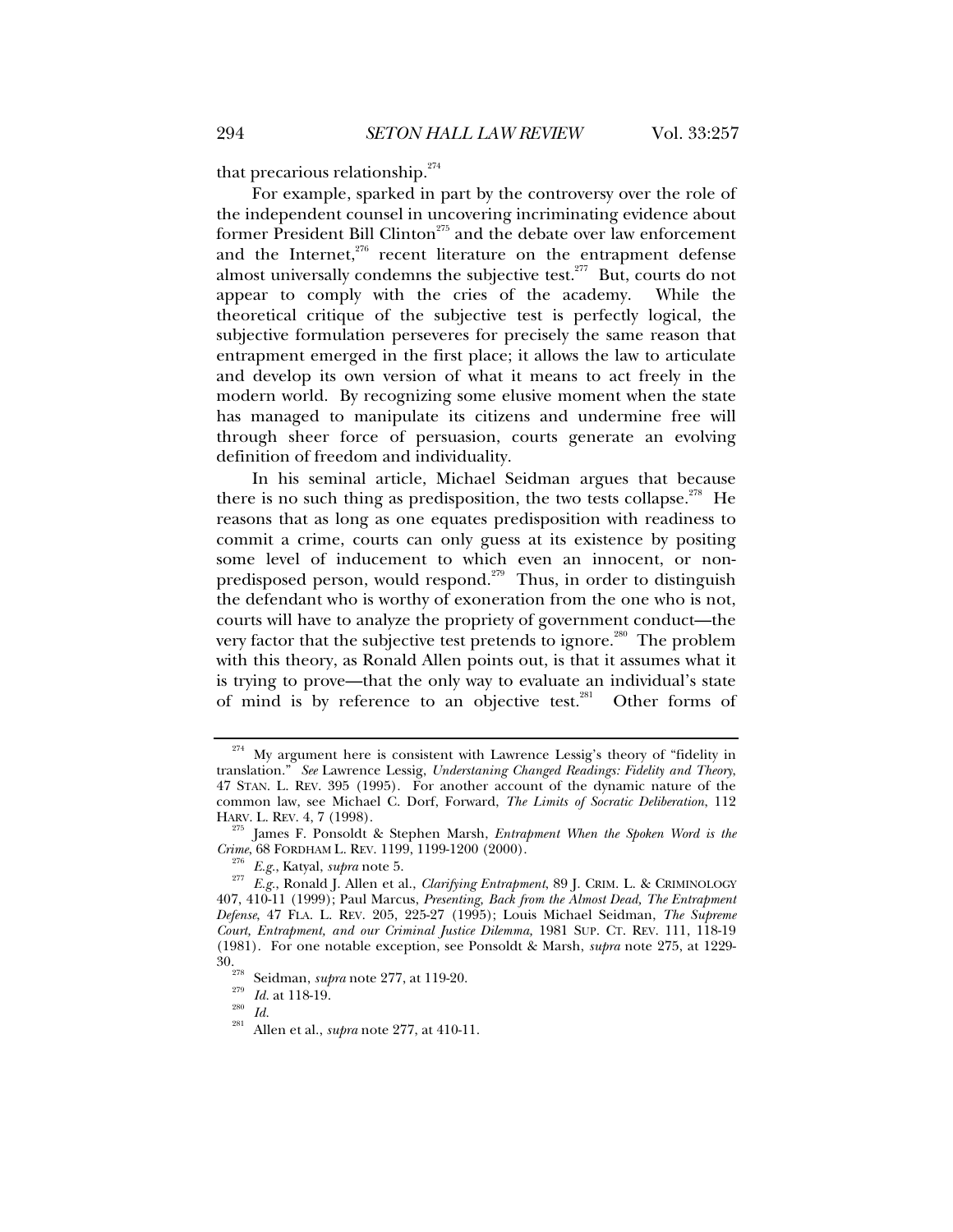that precarious relationship.[274]

For example, sparked in part by the controversy over the role of the independent counsel in uncovering incriminating evidence about former President Bill Clinton[275] and the debate over law enforcement and the Internet,[276] recent literature on the entrapment defense almost universally condemns the subjective test.[277] But, courts do not appear to comply with the cries of the academy. While the theoretical critique of the subjective test is perfectly logical, the subjective formulation perseveres for precisely the same reason that entrapment emerged in the first place; it allows the law to articulate and develop its own version of what it means to act freely in the modern world. By recognizing some elusive moment when the state has managed to manipulate its citizens and undermine free will through sheer force of persuasion, courts generate an evolving definition of freedom and individuality.

In his seminal article, Michael Seidman argues that because there is no such thing as predisposition, the two tests collapse.[278] He reasons that as long as one equates predisposition with readiness to commit a crime, courts can only guess at its existence by positing some level of inducement to which even an innocent, or non-predisposed person, would respond.[279] Thus, in order to distinguish the defendant who is worthy of exoneration from the one who is not, courts will have to analyze the propriety of government conduct—the very factor that the subjective test pretends to ignore.[280] The problem with this theory, as Ronald Allen points out, is that it assumes what it is trying to prove—that the only way to evaluate an individual's state of mind is by reference to an objective test.[281] Other forms of

---

[274] My argument here is consistent with Lawrence Lessig's theory of "fidelity in translation." *See* Lawrence Lessig, *Understaning Changed Readings: Fidelity and Theory*, 47 STAN. L. REV. 395 (1995). For another account of the dynamic nature of the common law, see Michael C. Dorf, Forward, *The Limits of Socratic Deliberation*, 112 HARV. L. REV. 4, 7 (1998).

[275] James F. Ponsoldt & Stephen Marsh, *Entrapment When the Spoken Word is the Crime*, 68 FORDHAM L. REV. 1199, 1199-1200 (2000).

[276] *E.g.*, Katyal, *supra* note 5.

[277] *E.g.*, Ronald J. Allen et al., *Clarifying Entrapment*, 89 J. CRIM. L. & CRIMINOLOGY 407, 410-11 (1999); Paul Marcus, *Presenting, Back from the Almost Dead, The Entrapment Defense*, 47 FLA. L. REV. 205, 225-27 (1995); Louis Michael Seidman, *The Supreme Court, Entrapment, and our Criminal Justice Dilemma,* 1981 SUP. CT. REV. 111, 118-19 (1981). For one notable exception, see Ponsoldt & Marsh, *supra* note 275, at 1229-30.

[278] Seidman, *supra* note 277, at 119-20.

[279] *Id.* at 118-19.

[280] *Id.*

[281] Allen et al., *supra* note 277, at 410-11.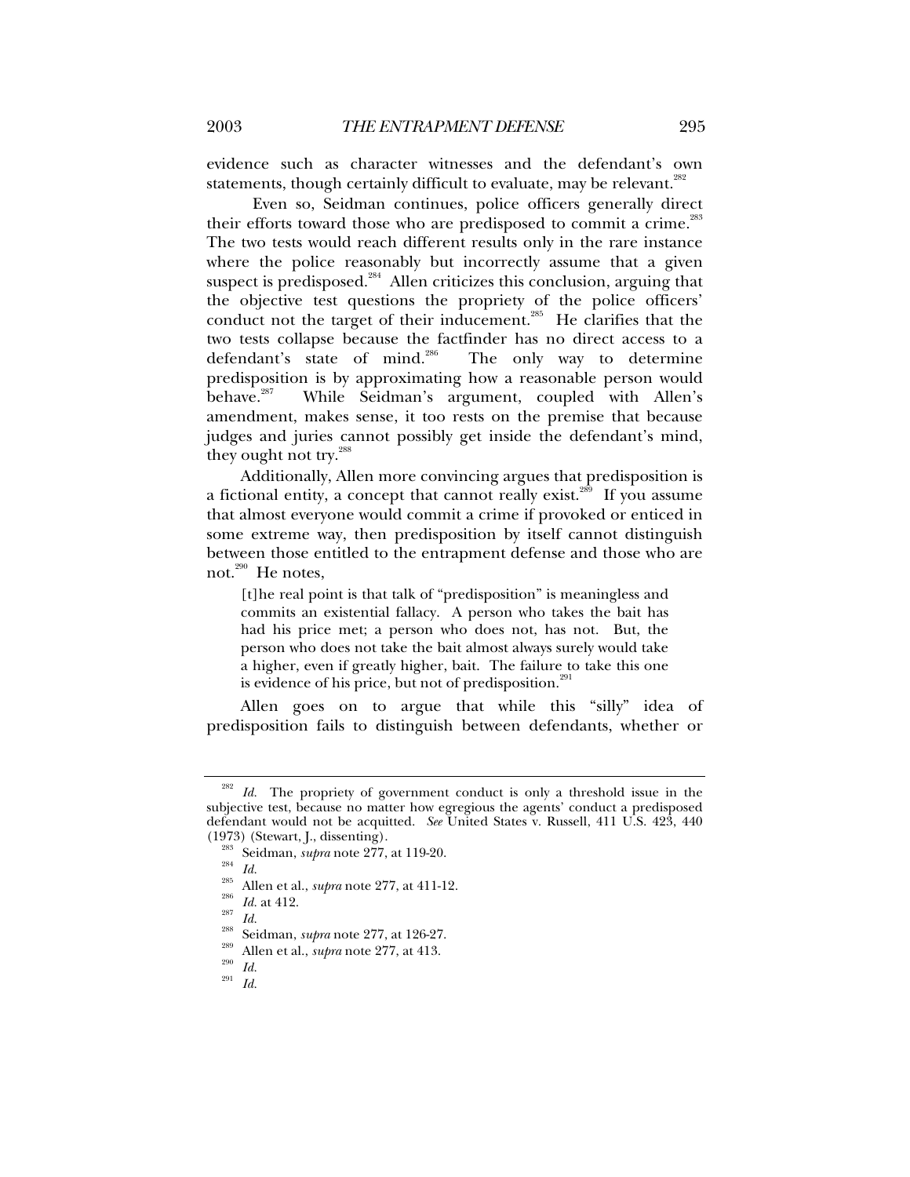evidence such as character witnesses and the defendant's own statements, though certainly difficult to evaluate, may be relevant.[282]

Even so, Seidman continues, police officers generally direct their efforts toward those who are predisposed to commit a crime.[283] The two tests would reach different results only in the rare instance where the police reasonably but incorrectly assume that a given suspect is predisposed.[284] Allen criticizes this conclusion, arguing that the objective test questions the propriety of the police officers' conduct not the target of their inducement.[285] He clarifies that the two tests collapse because the factfinder has no direct access to a defendant's state of mind.[286] The only way to determine predisposition is by approximating how a reasonable person would behave.[287] While Seidman's argument, coupled with Allen's amendment, makes sense, it too rests on the premise that because judges and juries cannot possibly get inside the defendant's mind, they ought not try.[288]

Additionally, Allen more convincing argues that predisposition is a fictional entity, a concept that cannot really exist.[289] If you assume that almost everyone would commit a crime if provoked or enticed in some extreme way, then predisposition by itself cannot distinguish between those entitled to the entrapment defense and those who are not.[290] He notes,

> [t]he real point is that talk of "predisposition" is meaningless and commits an existential fallacy. A person who takes the bait has had his price met; a person who does not, has not. But, the person who does not take the bait almost always surely would take a higher, even if greatly higher, bait. The failure to take this one is evidence of his price, but not of predisposition.[291]

Allen goes on to argue that while this "silly" idea of predisposition fails to distinguish between defendants, whether or

---

[282] *Id.* The propriety of government conduct is only a threshold issue in the subjective test, because no matter how egregious the agents' conduct a predisposed defendant would not be acquitted. *See* United States v. Russell, 411 U.S. 423, 440 (1973) (Stewart, J., dissenting).

[283] Seidman, *supra* note 277, at 119-20.

[284] *Id.*

[285] Allen et al., *supra* note 277, at 411-12.

[286] *Id.* at 412.

[287] *Id.*

[288] Seidman, *supra* note 277, at 126-27.

[289] Allen et al., *supra* note 277, at 413.

[290] *Id.*

[291] *Id.*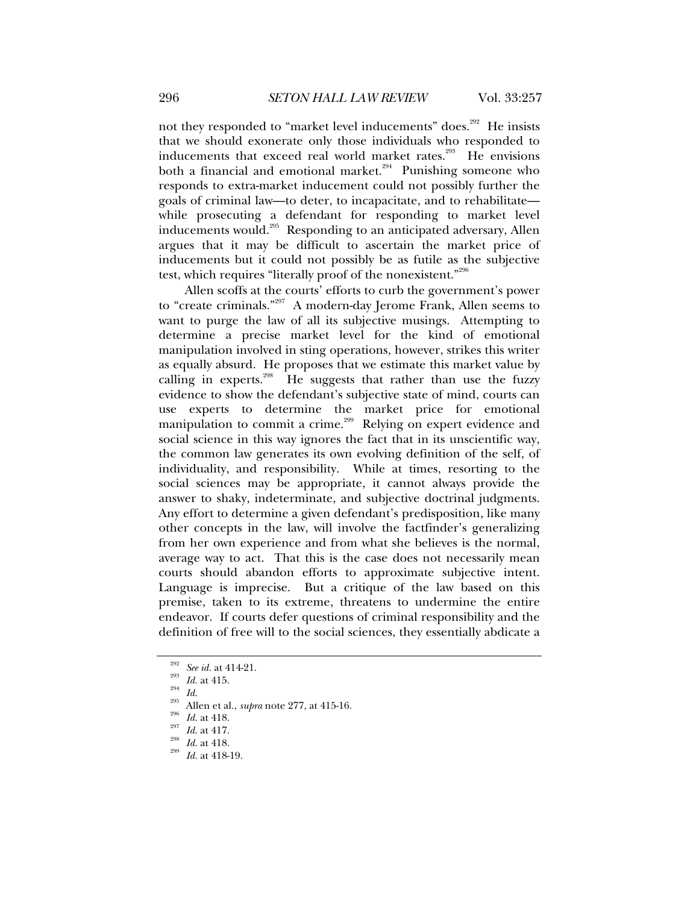not they responded to "market level inducements" does.[292] He insists that we should exonerate only those individuals who responded to inducements that exceed real world market rates.[293] He envisions both a financial and emotional market.[294] Punishing someone who responds to extra-market inducement could not possibly further the goals of criminal law—to deter, to incapacitate, and to rehabilitate—while prosecuting a defendant for responding to market level inducements would.[295] Responding to an anticipated adversary, Allen argues that it may be difficult to ascertain the market price of inducements but it could not possibly be as futile as the subjective test, which requires "literally proof of the nonexistent."[296]

Allen scoffs at the courts' efforts to curb the government's power to "create criminals."[297] A modern-day Jerome Frank, Allen seems to want to purge the law of all its subjective musings. Attempting to determine a precise market level for the kind of emotional manipulation involved in sting operations, however, strikes this writer as equally absurd. He proposes that we estimate this market value by calling in experts.[298] He suggests that rather than use the fuzzy evidence to show the defendant's subjective state of mind, courts can use experts to determine the market price for emotional manipulation to commit a crime.[299] Relying on expert evidence and social science in this way ignores the fact that in its unscientific way, the common law generates its own evolving definition of the self, of individuality, and responsibility. While at times, resorting to the social sciences may be appropriate, it cannot always provide the answer to shaky, indeterminate, and subjective doctrinal judgments. Any effort to determine a given defendant's predisposition, like many other concepts in the law, will involve the factfinder's generalizing from her own experience and from what she believes is the normal, average way to act. That this is the case does not necessarily mean courts should abandon efforts to approximate subjective intent. Language is imprecise. But a critique of the law based on this premise, taken to its extreme, threatens to undermine the entire endeavor. If courts defer questions of criminal responsibility and the definition of free will to the social sciences, they essentially abdicate a

---

[292] *See id.* at 414-21.

[293] *Id.* at 415.

[294] *Id.*

[295] Allen et al., *supra* note 277, at 415-16.

[296] *Id.* at 418.

[297] *Id.* at 417.

[298] *Id.* at 418.

[299] *Id.* at 418-19.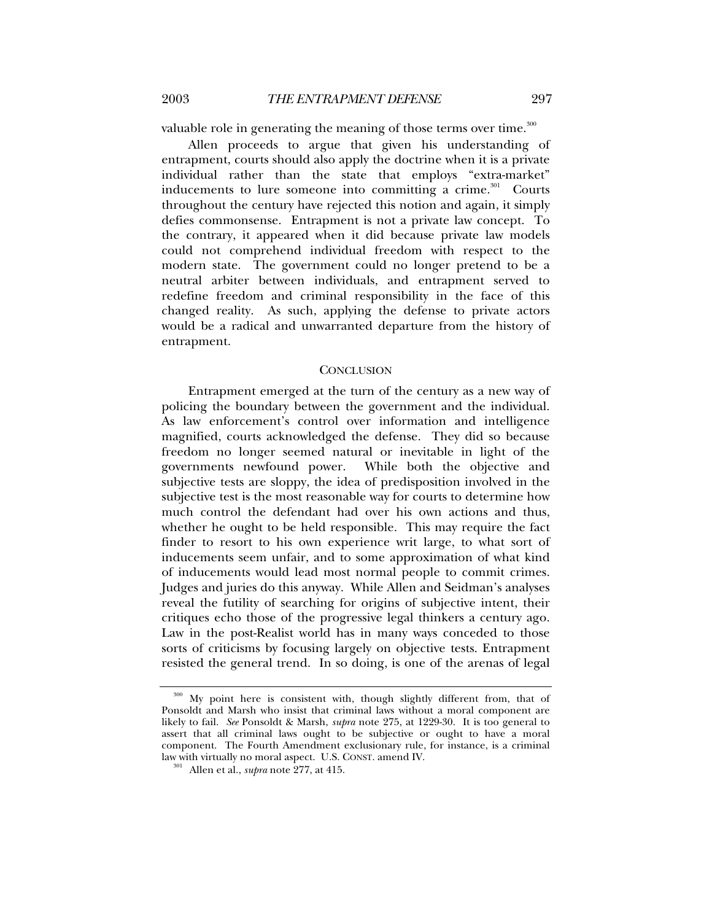valuable role in generating the meaning of those terms over time.[300]

Allen proceeds to argue that given his understanding of entrapment, courts should also apply the doctrine when it is a private individual rather than the state that employs "extra-market" inducements to lure someone into committing a crime.[301] Courts throughout the century have rejected this notion and again, it simply defies commonsense. Entrapment is not a private law concept. To the contrary, it appeared when it did because private law models could not comprehend individual freedom with respect to the modern state. The government could no longer pretend to be a neutral arbiter between individuals, and entrapment served to redefine freedom and criminal responsibility in the face of this changed reality. As such, applying the defense to private actors would be a radical and unwarranted departure from the history of entrapment.

## CONCLUSION

Entrapment emerged at the turn of the century as a new way of policing the boundary between the government and the individual. As law enforcement's control over information and intelligence magnified, courts acknowledged the defense. They did so because freedom no longer seemed natural or inevitable in light of the governments newfound power. While both the objective and subjective tests are sloppy, the idea of predisposition involved in the subjective test is the most reasonable way for courts to determine how much control the defendant had over his own actions and thus, whether he ought to be held responsible. This may require the fact finder to resort to his own experience writ large, to what sort of inducements seem unfair, and to some approximation of what kind of inducements would lead most normal people to commit crimes. Judges and juries do this anyway. While Allen and Seidman's analyses reveal the futility of searching for origins of subjective intent, their critiques echo those of the progressive legal thinkers a century ago. Law in the post-Realist world has in many ways conceded to those sorts of criticisms by focusing largely on objective tests. Entrapment resisted the general trend. In so doing, is one of the arenas of legal

---

[300] My point here is consistent with, though slightly different from, that of Ponsoldt and Marsh who insist that criminal laws without a moral component are likely to fail. *See* Ponsoldt & Marsh, *supra* note 275, at 1229-30. It is too general to assert that all criminal laws ought to be subjective or ought to have a moral component. The Fourth Amendment exclusionary rule, for instance, is a criminal law with virtually no moral aspect. U.S. CONST. amend IV.

[301] Allen et al., *supra* note 277, at 415.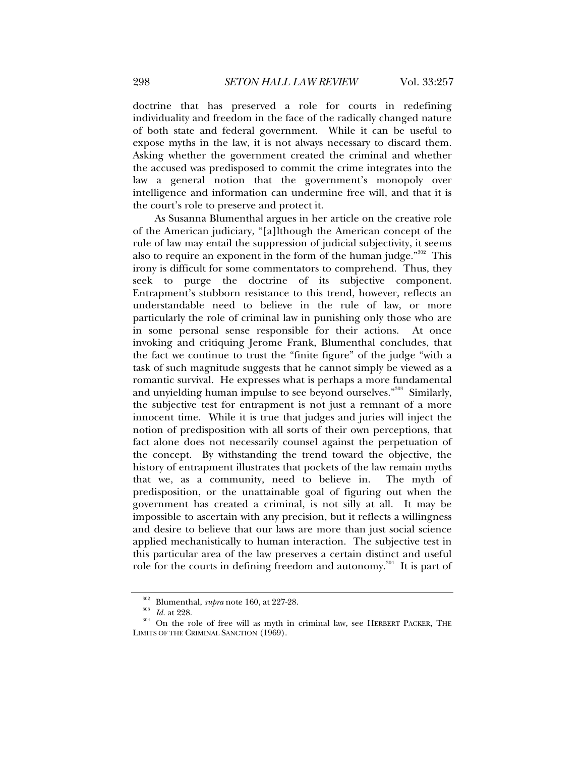doctrine that has preserved a role for courts in redefining individuality and freedom in the face of the radically changed nature of both state and federal government. While it can be useful to expose myths in the law, it is not always necessary to discard them. Asking whether the government created the criminal and whether the accused was predisposed to commit the crime integrates into the law a general notion that the government's monopoly over intelligence and information can undermine free will, and that it is the court's role to preserve and protect it.

As Susanna Blumenthal argues in her article on the creative role of the American judiciary, "[a]lthough the American concept of the rule of law may entail the suppression of judicial subjectivity, it seems also to require an exponent in the form of the human judge."[302] This irony is difficult for some commentators to comprehend. Thus, they seek to purge the doctrine of its subjective component. Entrapment's stubborn resistance to this trend, however, reflects an understandable need to believe in the rule of law, or more particularly the role of criminal law in punishing only those who are in some personal sense responsible for their actions. At once invoking and critiquing Jerome Frank, Blumenthal concludes, that the fact we continue to trust the "finite figure" of the judge "with a task of such magnitude suggests that he cannot simply be viewed as a romantic survival. He expresses what is perhaps a more fundamental and unyielding human impulse to see beyond ourselves."[303] Similarly, the subjective test for entrapment is not just a remnant of a more innocent time. While it is true that judges and juries will inject the notion of predisposition with all sorts of their own perceptions, that fact alone does not necessarily counsel against the perpetuation of the concept. By withstanding the trend toward the objective, the history of entrapment illustrates that pockets of the law remain myths that we, as a community, need to believe in. The myth of predisposition, or the unattainable goal of figuring out when the government has created a criminal, is not silly at all. It may be impossible to ascertain with any precision, but it reflects a willingness and desire to believe that our laws are more than just social science applied mechanistically to human interaction. The subjective test in this particular area of the law preserves a certain distinct and useful role for the courts in defining freedom and autonomy.[304] It is part of

---

[302] Blumenthal, *supra* note 160, at 227-28.

[303] *Id.* at 228.

[304] On the role of free will as myth in criminal law, see HERBERT PACKER, THE LIMITS OF THE CRIMINAL SANCTION (1969).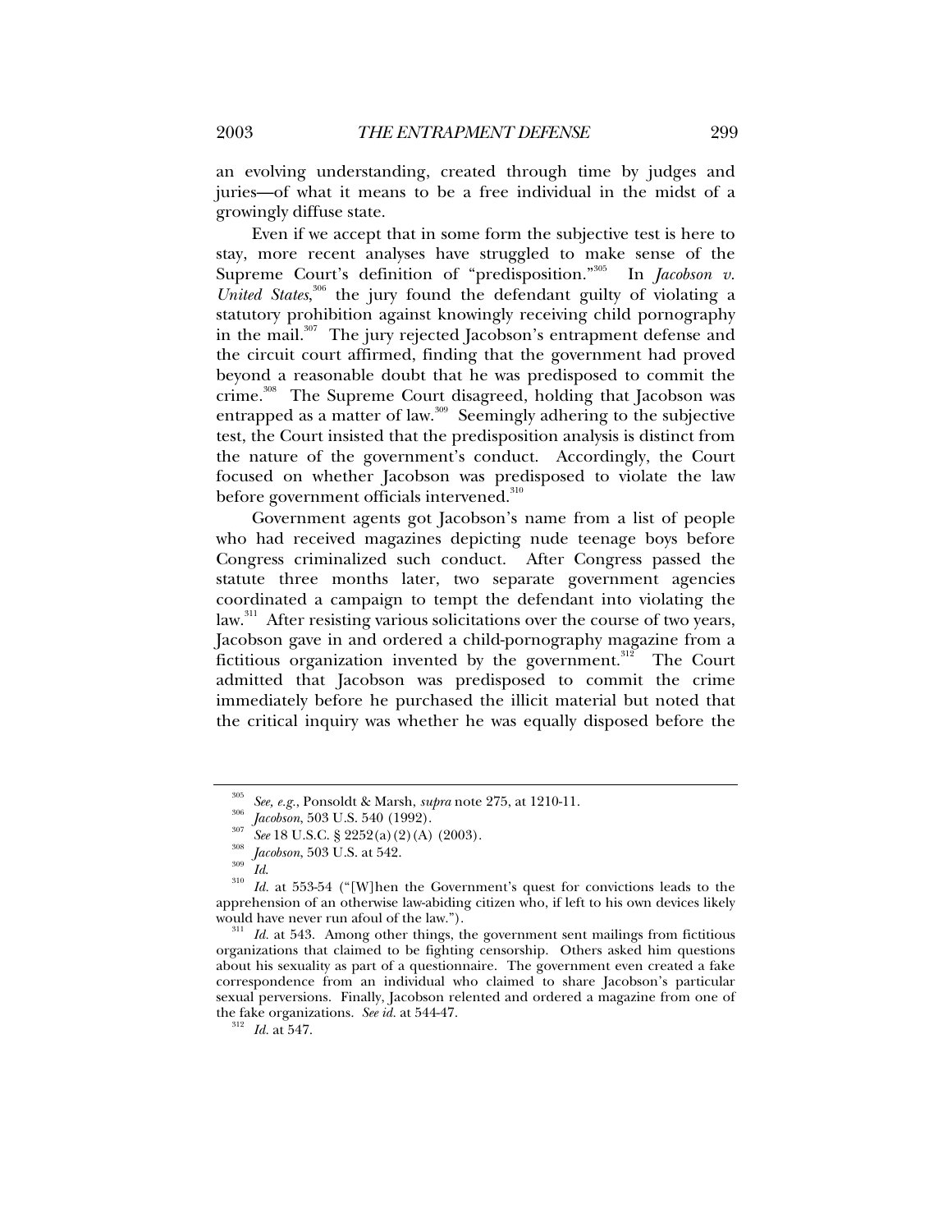an evolving understanding, created through time by judges and juries—of what it means to be a free individual in the midst of a growingly diffuse state.

Even if we accept that in some form the subjective test is here to stay, more recent analyses have struggled to make sense of the Supreme Court's definition of "predisposition."[305] In *Jacobson v. United States*,[306] the jury found the defendant guilty of violating a statutory prohibition against knowingly receiving child pornography in the mail.[307] The jury rejected Jacobson's entrapment defense and the circuit court affirmed, finding that the government had proved beyond a reasonable doubt that he was predisposed to commit the crime.[308] The Supreme Court disagreed, holding that Jacobson was entrapped as a matter of law.[309] Seemingly adhering to the subjective test, the Court insisted that the predisposition analysis is distinct from the nature of the government's conduct. Accordingly, the Court focused on whether Jacobson was predisposed to violate the law before government officials intervened.[310]

Government agents got Jacobson's name from a list of people who had received magazines depicting nude teenage boys before Congress criminalized such conduct. After Congress passed the statute three months later, two separate government agencies coordinated a campaign to tempt the defendant into violating the law.[311] After resisting various solicitations over the course of two years, Jacobson gave in and ordered a child-pornography magazine from a fictitious organization invented by the government.[312] The Court admitted that Jacobson was predisposed to commit the crime immediately before he purchased the illicit material but noted that the critical inquiry was whether he was equally disposed before the

---

[305] *See, e.g.*, Ponsoldt & Marsh, *supra* note 275, at 1210-11.

[306] *Jacobson*, 503 U.S. 540 (1992).

[307] *See* 18 U.S.C. § 2252(a)(2)(A) (2003).

[308] *Jacobson*, 503 U.S. at 542.

[309] *Id.*

[310] *Id.* at 553-54 ("[W]hen the Government's quest for convictions leads to the apprehension of an otherwise law-abiding citizen who, if left to his own devices likely would have never run afoul of the law.").

[311] *Id.* at 543. Among other things, the government sent mailings from fictitious organizations that claimed to be fighting censorship. Others asked him questions about his sexuality as part of a questionnaire. The government even created a fake correspondence from an individual who claimed to share Jacobson's particular sexual perversions. Finally, Jacobson relented and ordered a magazine from one of the fake organizations. *See id.* at 544-47.

[312] *Id.* at 547.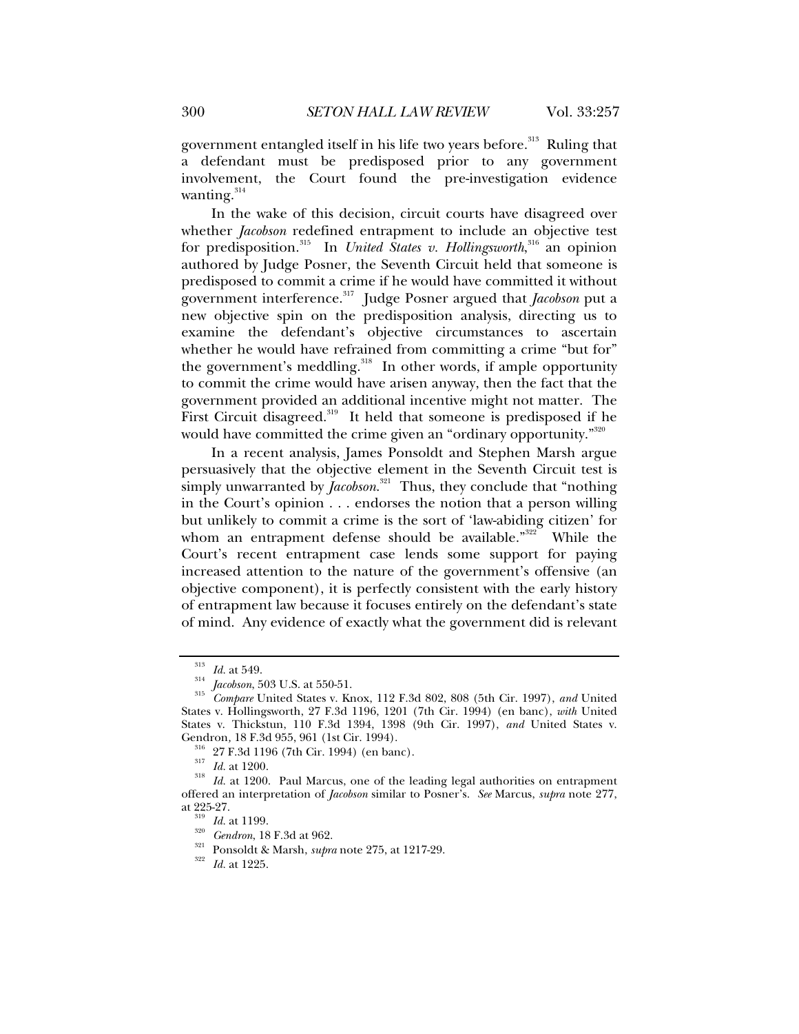government entangled itself in his life two years before.[313] Ruling that a defendant must be predisposed prior to any government involvement, the Court found the pre-investigation evidence wanting.[314]

In the wake of this decision, circuit courts have disagreed over whether *Jacobson* redefined entrapment to include an objective test for predisposition.[315] In *United States v. Hollingsworth*,[316] an opinion authored by Judge Posner, the Seventh Circuit held that someone is predisposed to commit a crime if he would have committed it without government interference.[317] Judge Posner argued that *Jacobson* put a new objective spin on the predisposition analysis, directing us to examine the defendant's objective circumstances to ascertain whether he would have refrained from committing a crime "but for" the government's meddling.[318] In other words, if ample opportunity to commit the crime would have arisen anyway, then the fact that the government provided an additional incentive might not matter. The First Circuit disagreed.[319] It held that someone is predisposed if he would have committed the crime given an "ordinary opportunity."[320]

In a recent analysis, James Ponsoldt and Stephen Marsh argue persuasively that the objective element in the Seventh Circuit test is simply unwarranted by *Jacobson*.[321] Thus, they conclude that "nothing in the Court's opinion . . . endorses the notion that a person willing but unlikely to commit a crime is the sort of 'law-abiding citizen' for whom an entrapment defense should be available."[322] While the Court's recent entrapment case lends some support for paying increased attention to the nature of the government's offensive (an objective component), it is perfectly consistent with the early history of entrapment law because it focuses entirely on the defendant's state of mind. Any evidence of exactly what the government did is relevant

---

[313] *Id.* at 549.

[314] *Jacobson*, 503 U.S. at 550-51.

[315] *Compare* United States v. Knox, 112 F.3d 802, 808 (5th Cir. 1997), *and* United States v. Hollingsworth, 27 F.3d 1196, 1201 (7th Cir. 1994) (en banc), *with* United States v. Thickstun, 110 F.3d 1394, 1398 (9th Cir. 1997), *and* United States v. Gendron, 18 F.3d 955, 961 (1st Cir. 1994).

[316] 27 F.3d 1196 (7th Cir. 1994) (en banc).

[317] *Id.* at 1200.

[318] *Id.* at 1200. Paul Marcus, one of the leading legal authorities on entrapment offered an interpretation of *Jacobson* similar to Posner's. *See* Marcus, *supra* note 277, at 225-27.

[319] *Id.* at 1199.

[320] *Gendron*, 18 F.3d at 962.

[321] Ponsoldt & Marsh, *supra* note 275, at 1217-29.

[322] *Id.* at 1225.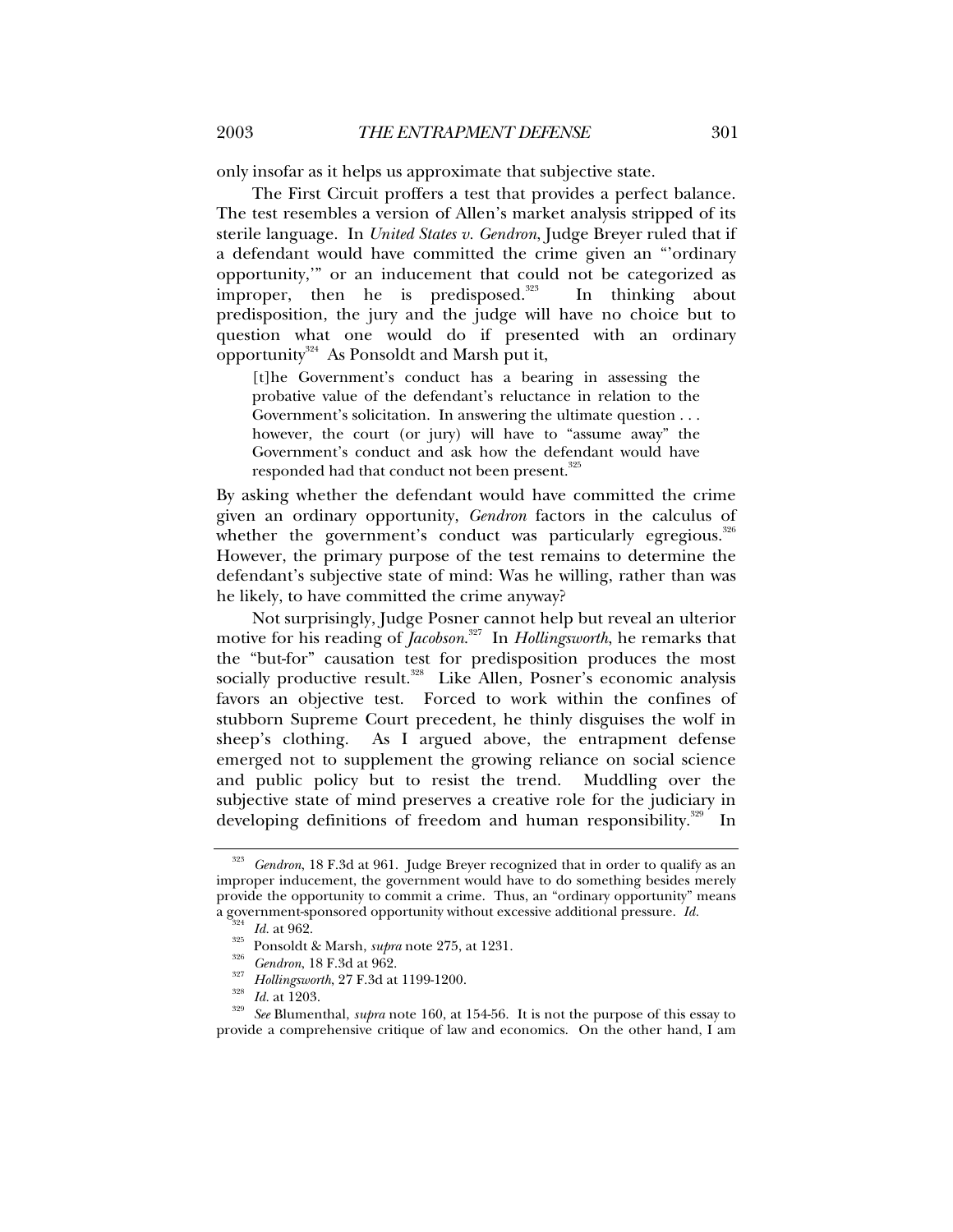only insofar as it helps us approximate that subjective state.

The First Circuit proffers a test that provides a perfect balance. The test resembles a version of Allen's market analysis stripped of its sterile language. In *United States v. Gendron*, Judge Breyer ruled that if a defendant would have committed the crime given an "'ordinary opportunity,'" or an inducement that could not be categorized as improper, then he is predisposed.[323] In thinking about predisposition, the jury and the judge will have no choice but to question what one would do if presented with an ordinary opportunity[324] As Ponsoldt and Marsh put it,

> [t]he Government's conduct has a bearing in assessing the probative value of the defendant's reluctance in relation to the Government's solicitation. In answering the ultimate question . . . however, the court (or jury) will have to "assume away" the Government's conduct and ask how the defendant would have responded had that conduct not been present.[325]

By asking whether the defendant would have committed the crime given an ordinary opportunity, *Gendron* factors in the calculus of whether the government's conduct was particularly egregious.[326] However, the primary purpose of the test remains to determine the defendant's subjective state of mind: Was he willing, rather than was he likely, to have committed the crime anyway?

Not surprisingly, Judge Posner cannot help but reveal an ulterior motive for his reading of *Jacobson*.[327] In *Hollingsworth*, he remarks that the "but-for" causation test for predisposition produces the most socially productive result.[328] Like Allen, Posner's economic analysis favors an objective test. Forced to work within the confines of stubborn Supreme Court precedent, he thinly disguises the wolf in sheep's clothing. As I argued above, the entrapment defense emerged not to supplement the growing reliance on social science and public policy but to resist the trend. Muddling over the subjective state of mind preserves a creative role for the judiciary in developing definitions of freedom and human responsibility.[329] In

---

[323] *Gendron*, 18 F.3d at 961. Judge Breyer recognized that in order to qualify as an improper inducement, the government would have to do something besides merely provide the opportunity to commit a crime. Thus, an "ordinary opportunity" means a government-sponsored opportunity without excessive additional pressure. *Id.*

[324] *Id.* at 962.

[325] Ponsoldt & Marsh, *supra* note 275, at 1231.

[326] *Gendron*, 18 F.3d at 962.

[327] *Hollingsworth*, 27 F.3d at 1199-1200.

[328] *Id.* at 1203.

[329] *See* Blumenthal, *supra* note 160, at 154-56. It is not the purpose of this essay to provide a comprehensive critique of law and economics. On the other hand, I am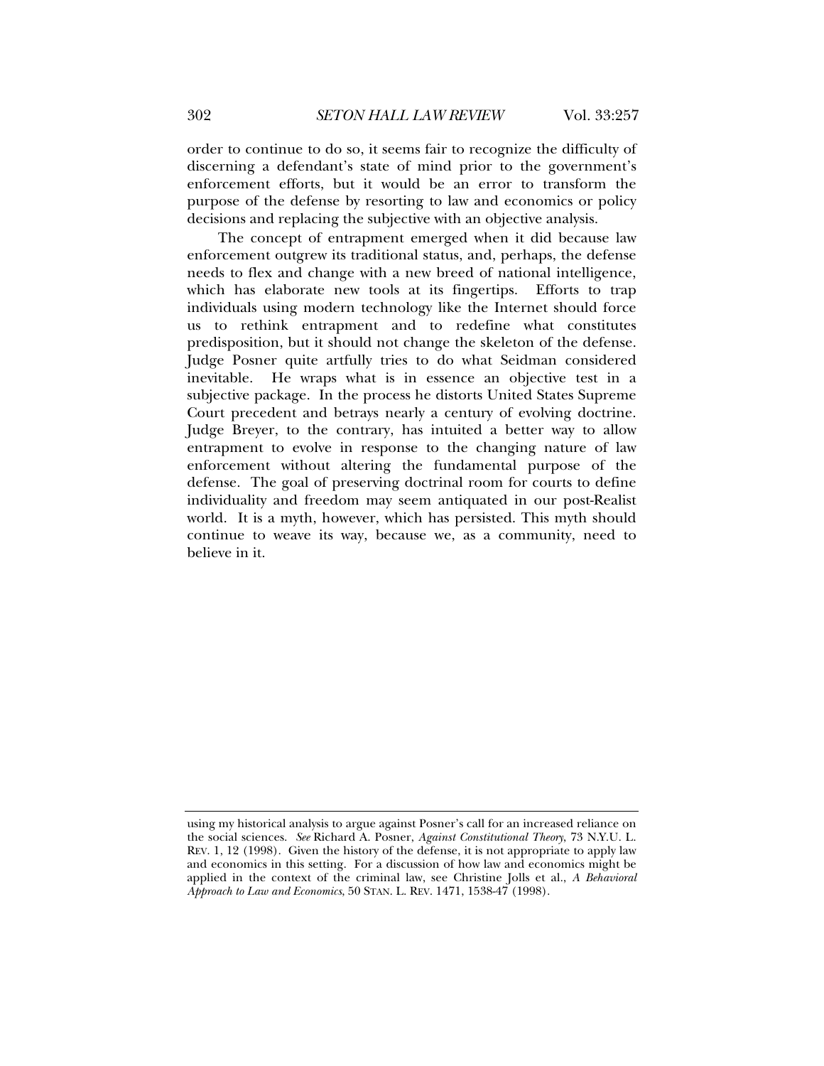order to continue to do so, it seems fair to recognize the difficulty of discerning a defendant's state of mind prior to the government's enforcement efforts, but it would be an error to transform the purpose of the defense by resorting to law and economics or policy decisions and replacing the subjective with an objective analysis.

The concept of entrapment emerged when it did because law enforcement outgrew its traditional status, and, perhaps, the defense needs to flex and change with a new breed of national intelligence, which has elaborate new tools at its fingertips. Efforts to trap individuals using modern technology like the Internet should force us to rethink entrapment and to redefine what constitutes predisposition, but it should not change the skeleton of the defense. Judge Posner quite artfully tries to do what Seidman considered inevitable. He wraps what is in essence an objective test in a subjective package. In the process he distorts United States Supreme Court precedent and betrays nearly a century of evolving doctrine. Judge Breyer, to the contrary, has intuited a better way to allow entrapment to evolve in response to the changing nature of law enforcement without altering the fundamental purpose of the defense. The goal of preserving doctrinal room for courts to define individuality and freedom may seem antiquated in our post-Realist world. It is a myth, however, which has persisted. This myth should continue to weave its way, because we, as a community, need to believe in it.

---

using my historical analysis to argue against Posner's call for an increased reliance on the social sciences. *See* Richard A. Posner, *Against Constitutional Theory*, 73 N.Y.U. L. REV. 1, 12 (1998). Given the history of the defense, it is not appropriate to apply law and economics in this setting. For a discussion of how law and economics might be applied in the context of the criminal law, see Christine Jolls et al., *A Behavioral Approach to Law and Economics*, 50 STAN. L. REV. 1471, 1538-47 (1998).